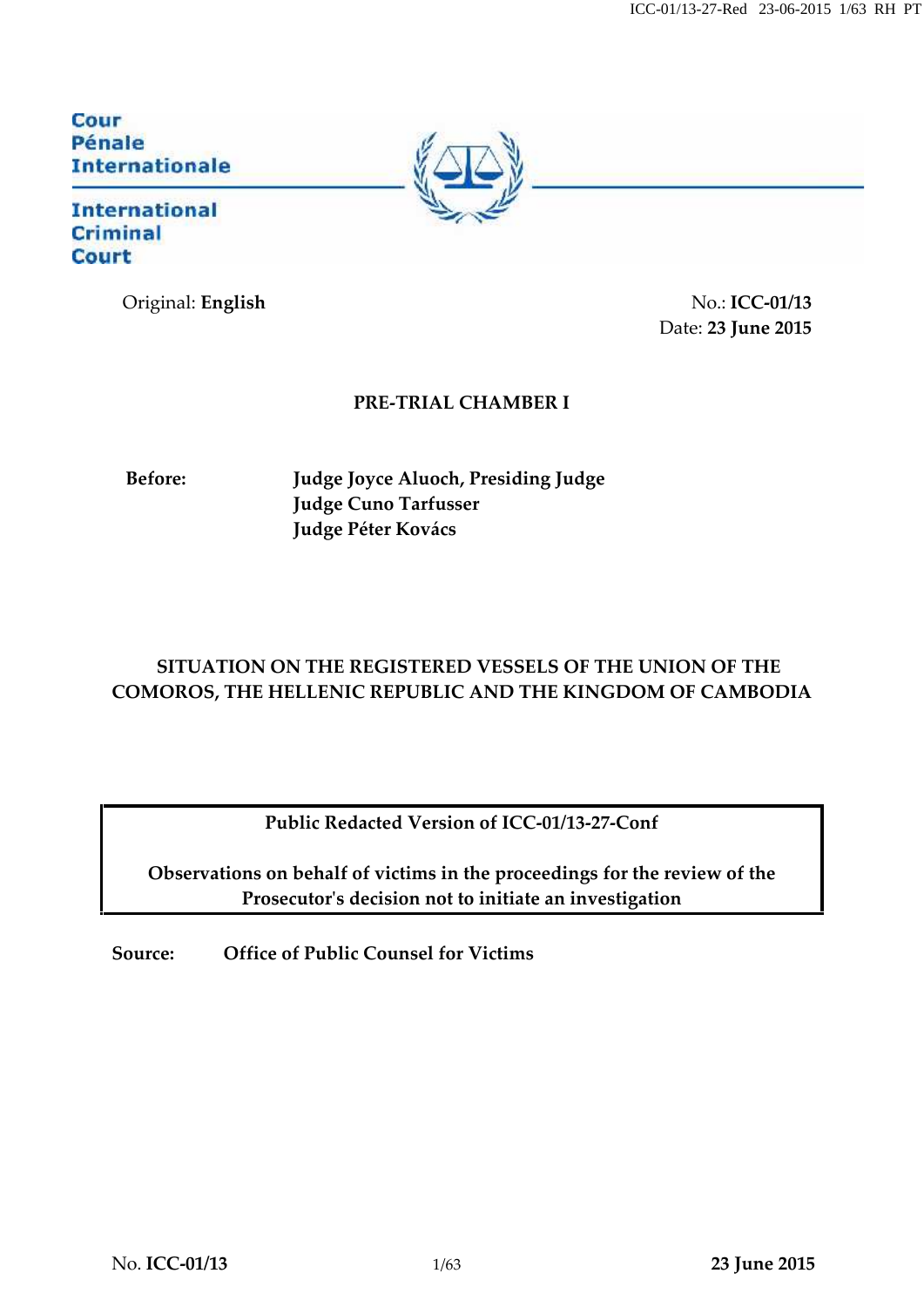Cour Pénale Internationale

International Criminal Court

Original: **English**

No.: **ICC-01/13**
Date: **23 June 2015**

**PRE-TRIAL CHAMBER I**

**Before:** **Judge Joyce Aluoch, Presiding Judge**
**Judge Cuno Tarfusser**
**Judge Péter Kovács**

**SITUATION ON THE REGISTERED VESSELS OF THE UNION OF THE COMOROS, THE HELLENIC REPUBLIC AND THE KINGDOM OF CAMBODIA**

**Public Redacted Version of ICC-01/13-27-Conf**

**Observations on behalf of victims in the proceedings for the review of the Prosecutor's decision not to initiate an investigation**

**Source:** **Office of Public Counsel for Victims**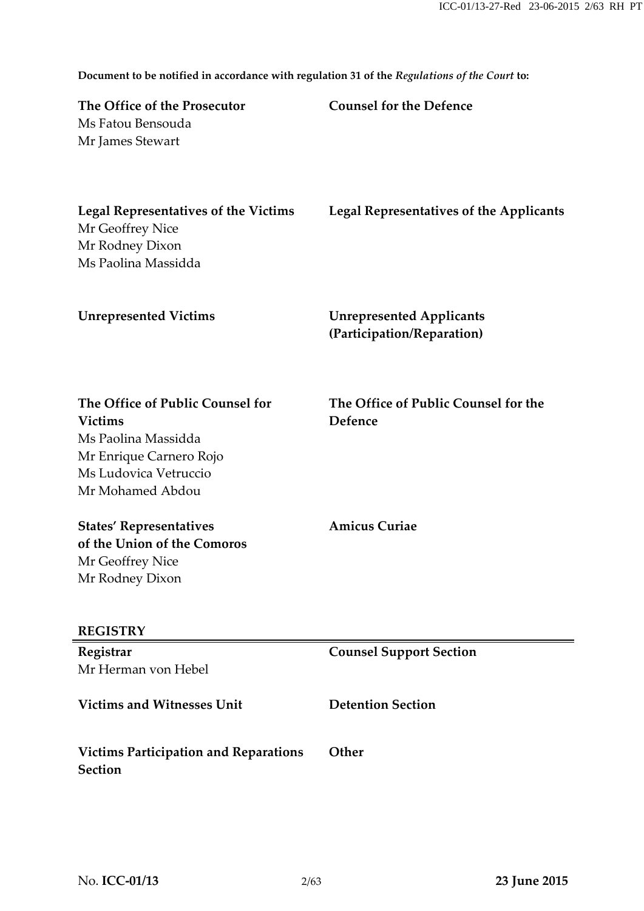**Document to be notified in accordance with regulation 31 of the *Regulations of the Court* to:**

| | |
|---|---|
| **The Office of the Prosecutor**<br>Ms Fatou Bensouda<br>Mr James Stewart | **Counsel for the Defence** |
| **Legal Representatives of the Victims**<br>Mr Geoffrey Nice<br>Mr Rodney Dixon<br>Ms Paolina Massidda | **Legal Representatives of the Applicants** |
| **Unrepresented Victims** | **Unrepresented Applicants (Participation/Reparation)** |
| **The Office of Public Counsel for Victims**<br>Ms Paolina Massidda<br>Mr Enrique Carnero Rojo<br>Ms Ludovica Vetruccio<br>Mr Mohamed Abdou | **The Office of Public Counsel for the Defence** |
| **States' Representatives of the Union of the Comoros**<br>Mr Geoffrey Nice<br>Mr Rodney Dixon | **Amicus Curiae** |

**REGISTRY**

| | |
|---|---|
| **Registrar**<br>Mr Herman von Hebel | **Counsel Support Section** |
| **Victims and Witnesses Unit** | **Detention Section** |
| **Victims Participation and Reparations Section** | **Other** |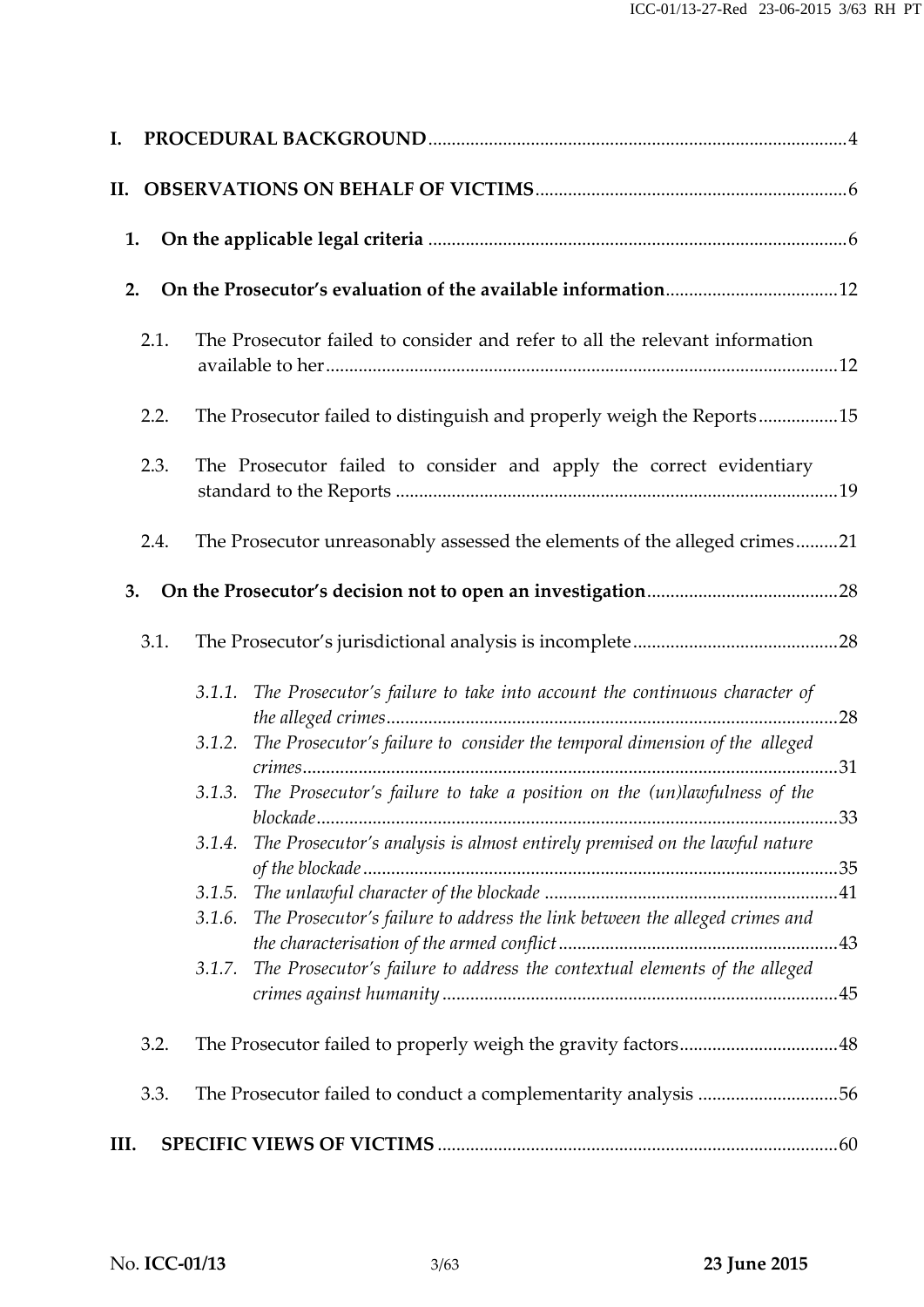**I. PROCEDURAL BACKGROUND** ........................................................................................ 4

**II. OBSERVATIONS ON BEHALF OF VICTIMS** .................................................................. 6

**1. On the applicable legal criteria** ......................................................................................... 6

**2. On the Prosecutor's evaluation of the available information** ..................................... 12

2.1. The Prosecutor failed to consider and refer to all the relevant information available to her ........................................................................................................... 12

2.2. The Prosecutor failed to distinguish and properly weigh the Reports ................. 15

2.3. The Prosecutor failed to consider and apply the correct evidentiary standard to the Reports ............................................................................................. 19

2.4. The Prosecutor unreasonably assessed the elements of the alleged crimes ......... 21

**3. On the Prosecutor's decision not to open an investigation** ......................................... 28

3.1. The Prosecutor's jurisdictional analysis is incomplete ............................................ 28

*3.1.1. The Prosecutor's failure to take into account the continuous character of the alleged crimes* ................................................................................................ 28

*3.1.2. The Prosecutor's failure to consider the temporal dimension of the alleged crimes* .................................................................................................................. 31

*3.1.3. The Prosecutor's failure to take a position on the (un)lawfulness of the blockade* ............................................................................................................... 33

*3.1.4. The Prosecutor's analysis is almost entirely premised on the lawful nature of the blockade* ..................................................................................................... 35

*3.1.5. The unlawful character of the blockade* .............................................................. 41

*3.1.6. The Prosecutor's failure to address the link between the alleged crimes and the characterisation of the armed conflict* ........................................................... 43

*3.1.7. The Prosecutor's failure to address the contextual elements of the alleged crimes against humanity* ..................................................................................... 45

3.2. The Prosecutor failed to properly weigh the gravity factors ................................. 48

3.3. The Prosecutor failed to conduct a complementarity analysis ............................. 56

**III. SPECIFIC VIEWS OF VICTIMS** ..................................................................................... 60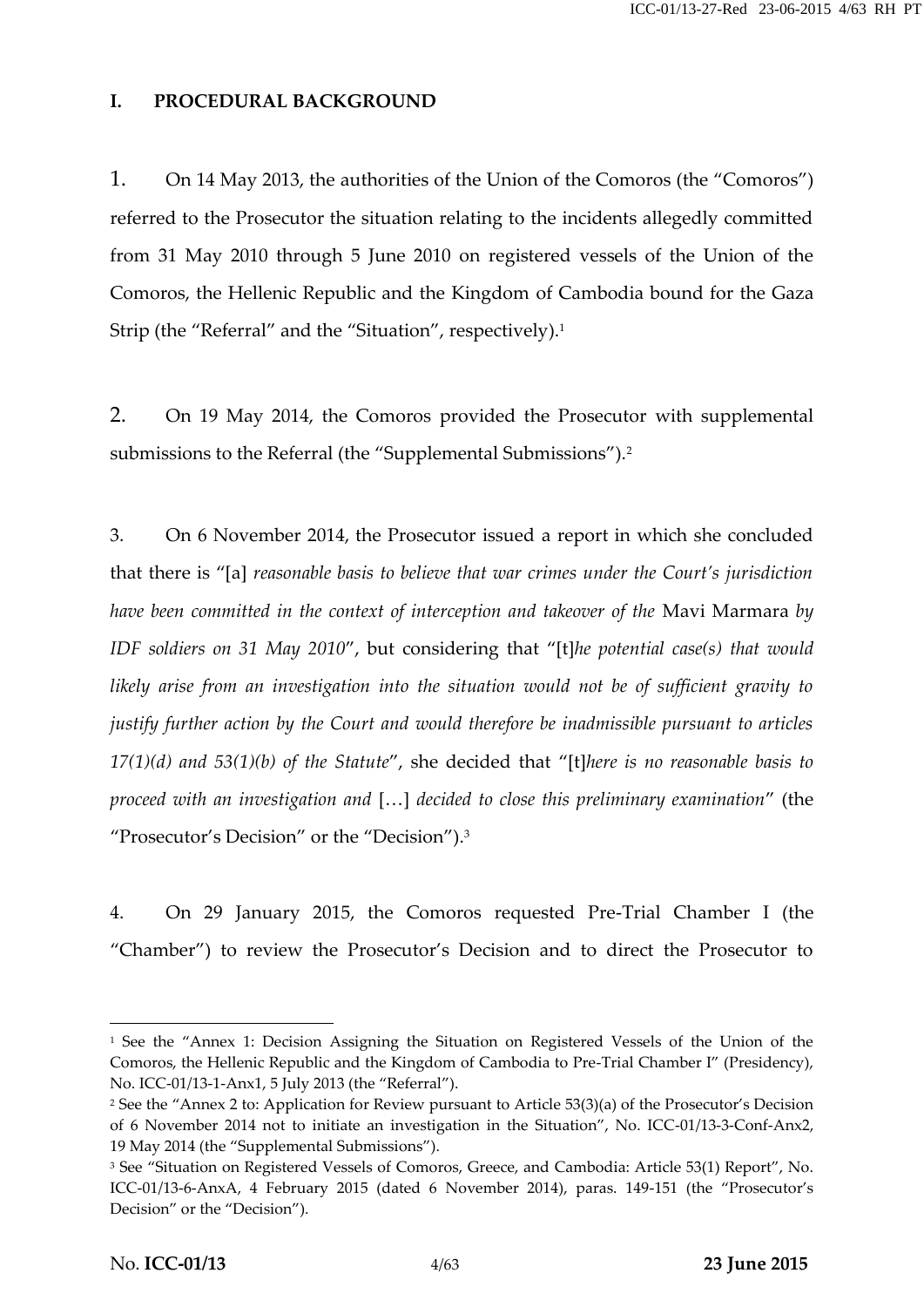## I. PROCEDURAL BACKGROUND

1. On 14 May 2013, the authorities of the Union of the Comoros (the "Comoros") referred to the Prosecutor the situation relating to the incidents allegedly committed from 31 May 2010 through 5 June 2010 on registered vessels of the Union of the Comoros, the Hellenic Republic and the Kingdom of Cambodia bound for the Gaza Strip (the "Referral" and the "Situation", respectively).[1]

2. On 19 May 2014, the Comoros provided the Prosecutor with supplemental submissions to the Referral (the "Supplemental Submissions").[2]

3. On 6 November 2014, the Prosecutor issued a report in which she concluded that there is "[a] *reasonable basis to believe that war crimes under the Court's jurisdiction have been committed in the context of interception and takeover of the* Mavi Marmara *by IDF soldiers on 31 May 2010*", but considering that "[t]*he potential case(s) that would likely arise from an investigation into the situation would not be of sufficient gravity to justify further action by the Court and would therefore be inadmissible pursuant to articles 17(1)(d) and 53(1)(b) of the Statute*", she decided that "[t]*here is no reasonable basis to proceed with an investigation and* […] *decided to close this preliminary examination*" (the "Prosecutor's Decision" or the "Decision").[3]

4. On 29 January 2015, the Comoros requested Pre-Trial Chamber I (the "Chamber") to review the Prosecutor's Decision and to direct the Prosecutor to

---

[1] See the "Annex 1: Decision Assigning the Situation on Registered Vessels of the Union of the Comoros, the Hellenic Republic and the Kingdom of Cambodia to Pre-Trial Chamber I" (Presidency), No. ICC-01/13-1-Anx1, 5 July 2013 (the "Referral").

[2] See the "Annex 2 to: Application for Review pursuant to Article 53(3)(a) of the Prosecutor's Decision of 6 November 2014 not to initiate an investigation in the Situation", No. ICC-01/13-3-Conf-Anx2, 19 May 2014 (the "Supplemental Submissions").

[3] See "Situation on Registered Vessels of Comoros, Greece, and Cambodia: Article 53(1) Report", No. ICC-01/13-6-AnxA, 4 February 2015 (dated 6 November 2014), paras. 149-151 (the "Prosecutor's Decision" or the "Decision").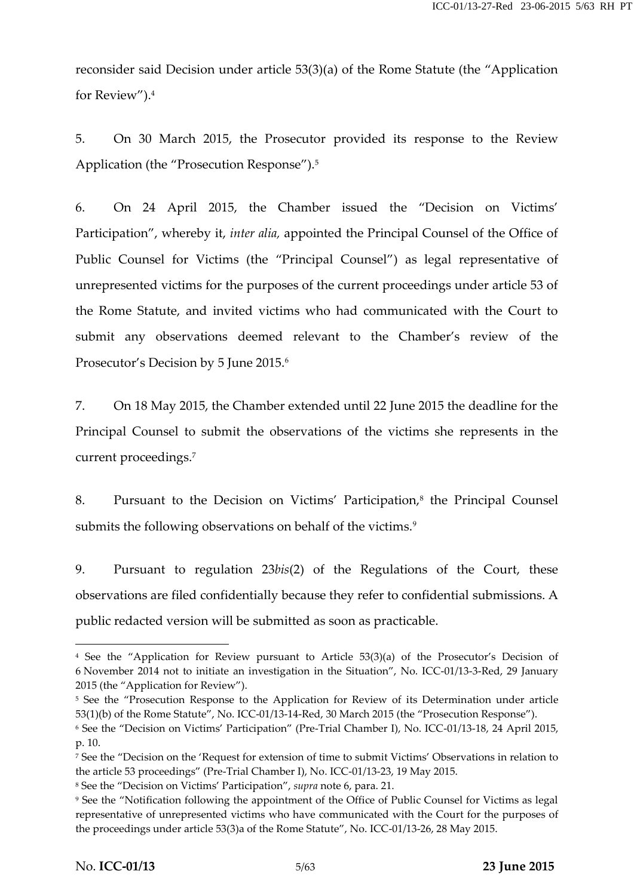reconsider said Decision under article 53(3)(a) of the Rome Statute (the "Application for Review").[4]

5. On 30 March 2015, the Prosecutor provided its response to the Review Application (the "Prosecution Response").[5]

6. On 24 April 2015, the Chamber issued the "Decision on Victims' Participation", whereby it, *inter alia,* appointed the Principal Counsel of the Office of Public Counsel for Victims (the "Principal Counsel") as legal representative of unrepresented victims for the purposes of the current proceedings under article 53 of the Rome Statute, and invited victims who had communicated with the Court to submit any observations deemed relevant to the Chamber's review of the Prosecutor's Decision by 5 June 2015.[6]

7. On 18 May 2015, the Chamber extended until 22 June 2015 the deadline for the Principal Counsel to submit the observations of the victims she represents in the current proceedings.[7]

8. Pursuant to the Decision on Victims' Participation,[8] the Principal Counsel submits the following observations on behalf of the victims.[9]

9. Pursuant to regulation 23*bis*(2) of the Regulations of the Court, these observations are filed confidentially because they refer to confidential submissions. A public redacted version will be submitted as soon as practicable.

---

[4] See the "Application for Review pursuant to Article 53(3)(a) of the Prosecutor's Decision of 6 November 2014 not to initiate an investigation in the Situation", No. ICC-01/13-3-Red, 29 January 2015 (the "Application for Review").

[5] See the "Prosecution Response to the Application for Review of its Determination under article 53(1)(b) of the Rome Statute", No. ICC-01/13-14-Red, 30 March 2015 (the "Prosecution Response").

[6] See the "Decision on Victims' Participation" (Pre-Trial Chamber I), No. ICC-01/13-18, 24 April 2015, p. 10.

[7] See the "Decision on the 'Request for extension of time to submit Victims' Observations in relation to the article 53 proceedings" (Pre-Trial Chamber I), No. ICC-01/13-23, 19 May 2015.

[8] See the "Decision on Victims' Participation", *supra* note 6, para. 21.

[9] See the "Notification following the appointment of the Office of Public Counsel for Victims as legal representative of unrepresented victims who have communicated with the Court for the purposes of the proceedings under article 53(3)a of the Rome Statute", No. ICC-01/13-26, 28 May 2015.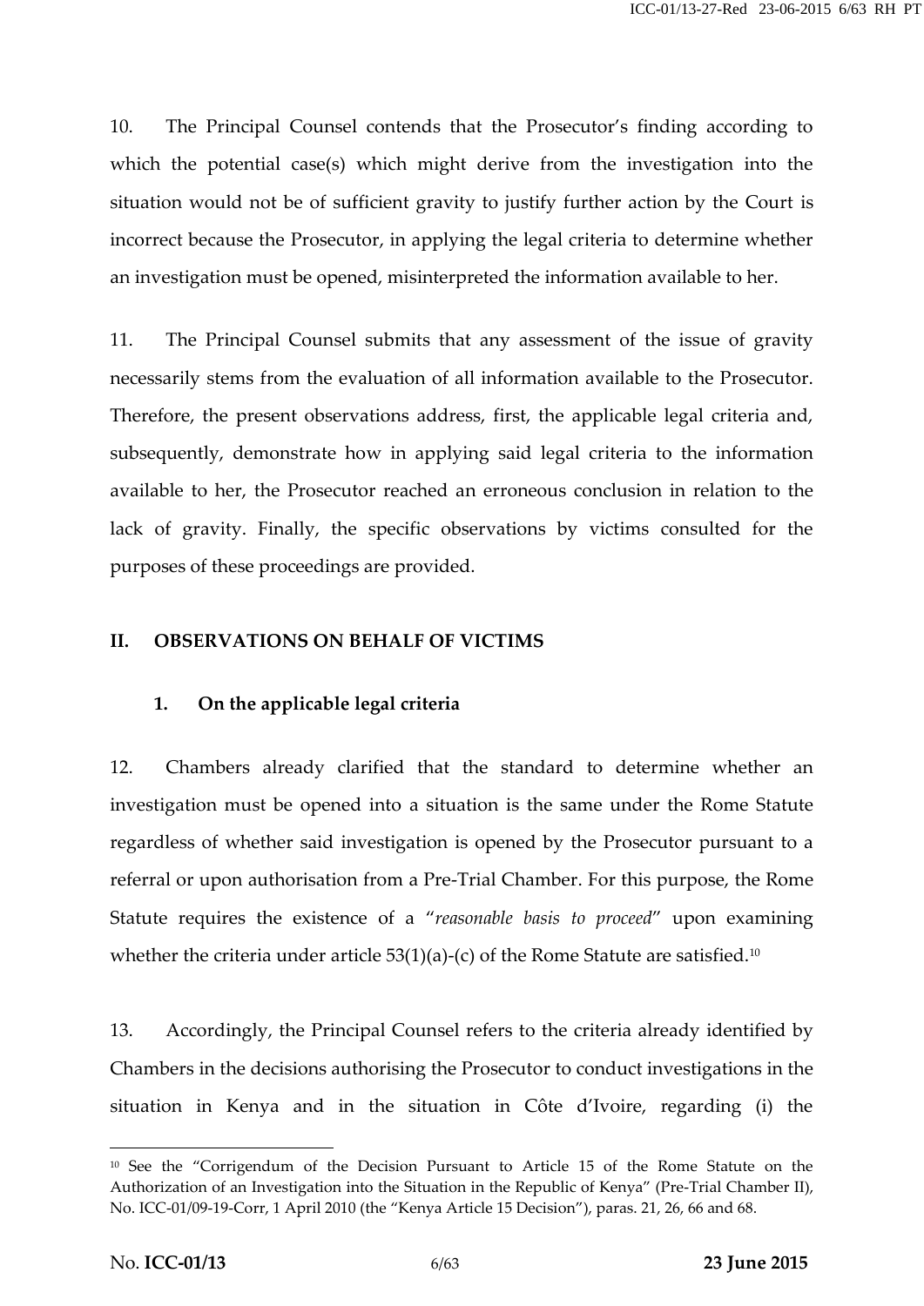10. The Principal Counsel contends that the Prosecutor's finding according to which the potential case(s) which might derive from the investigation into the situation would not be of sufficient gravity to justify further action by the Court is incorrect because the Prosecutor, in applying the legal criteria to determine whether an investigation must be opened, misinterpreted the information available to her.

11. The Principal Counsel submits that any assessment of the issue of gravity necessarily stems from the evaluation of all information available to the Prosecutor. Therefore, the present observations address, first, the applicable legal criteria and, subsequently, demonstrate how in applying said legal criteria to the information available to her, the Prosecutor reached an erroneous conclusion in relation to the lack of gravity. Finally, the specific observations by victims consulted for the purposes of these proceedings are provided.

## II. OBSERVATIONS ON BEHALF OF VICTIMS

### 1. On the applicable legal criteria

12. Chambers already clarified that the standard to determine whether an investigation must be opened into a situation is the same under the Rome Statute regardless of whether said investigation is opened by the Prosecutor pursuant to a referral or upon authorisation from a Pre-Trial Chamber. For this purpose, the Rome Statute requires the existence of a "*reasonable basis to proceed*" upon examining whether the criteria under article 53(1)(a)-(c) of the Rome Statute are satisfied.[10]

13. Accordingly, the Principal Counsel refers to the criteria already identified by Chambers in the decisions authorising the Prosecutor to conduct investigations in the situation in Kenya and in the situation in Côte d'Ivoire, regarding (i) the

---

[10] See the "Corrigendum of the Decision Pursuant to Article 15 of the Rome Statute on the Authorization of an Investigation into the Situation in the Republic of Kenya" (Pre-Trial Chamber II), No. ICC-01/09-19-Corr, 1 April 2010 (the "Kenya Article 15 Decision"), paras. 21, 26, 66 and 68.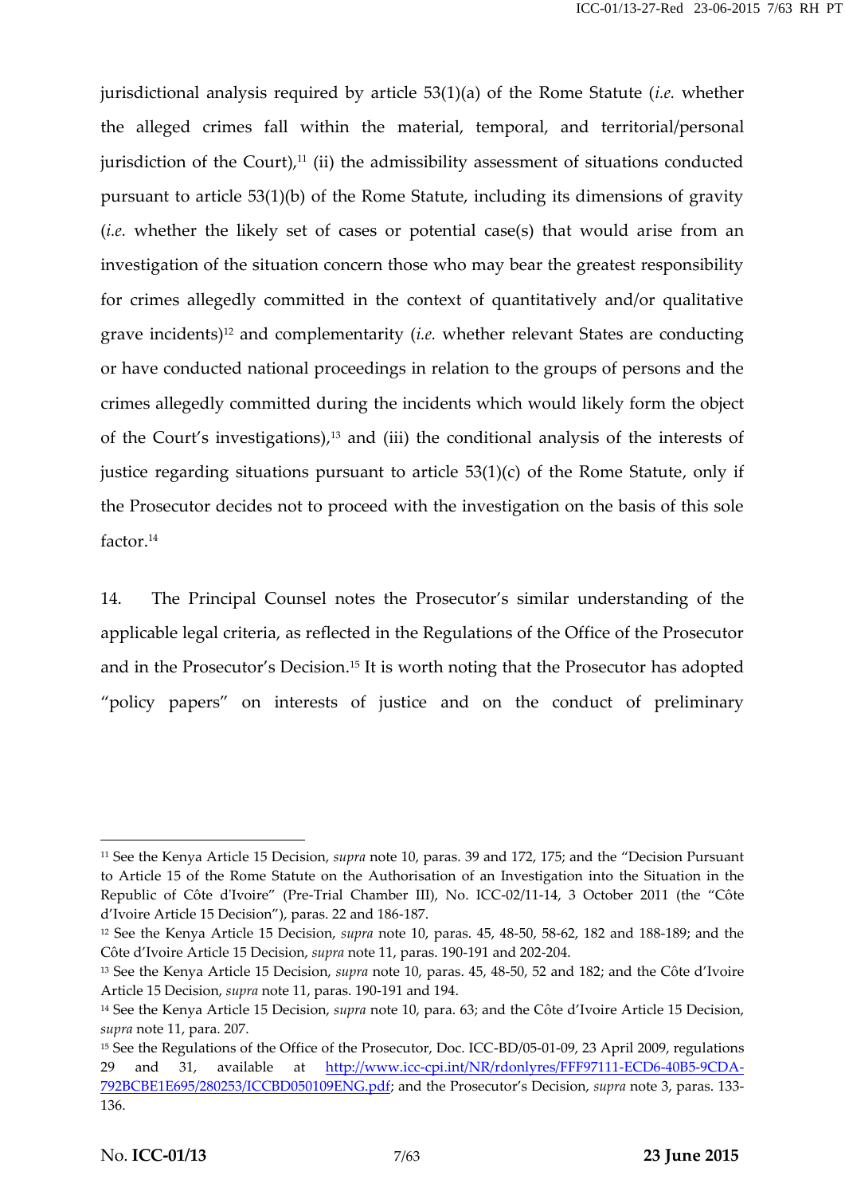jurisdictional analysis required by article 53(1)(a) of the Rome Statute (*i.e.* whether the alleged crimes fall within the material, temporal, and territorial/personal jurisdiction of the Court),[11] (ii) the admissibility assessment of situations conducted pursuant to article 53(1)(b) of the Rome Statute, including its dimensions of gravity (*i.e.* whether the likely set of cases or potential case(s) that would arise from an investigation of the situation concern those who may bear the greatest responsibility for crimes allegedly committed in the context of quantitatively and/or qualitative grave incidents)[12] and complementarity (*i.e.* whether relevant States are conducting or have conducted national proceedings in relation to the groups of persons and the crimes allegedly committed during the incidents which would likely form the object of the Court's investigations),[13] and (iii) the conditional analysis of the interests of justice regarding situations pursuant to article 53(1)(c) of the Rome Statute, only if the Prosecutor decides not to proceed with the investigation on the basis of this sole factor.[14]

14. The Principal Counsel notes the Prosecutor's similar understanding of the applicable legal criteria, as reflected in the Regulations of the Office of the Prosecutor and in the Prosecutor's Decision.[15] It is worth noting that the Prosecutor has adopted "policy papers" on interests of justice and on the conduct of preliminary

---

[11] See the Kenya Article 15 Decision, *supra* note 10, paras. 39 and 172, 175; and the "Decision Pursuant to Article 15 of the Rome Statute on the Authorisation of an Investigation into the Situation in the Republic of Côte d'Ivoire" (Pre-Trial Chamber III), No. ICC-02/11-14, 3 October 2011 (the "Côte d'Ivoire Article 15 Decision"), paras. 22 and 186-187.

[12] See the Kenya Article 15 Decision, *supra* note 10, paras. 45, 48-50, 58-62, 182 and 188-189; and the Côte d'Ivoire Article 15 Decision, *supra* note 11, paras. 190-191 and 202-204.

[13] See the Kenya Article 15 Decision, *supra* note 10, paras. 45, 48-50, 52 and 182; and the Côte d'Ivoire Article 15 Decision, *supra* note 11, paras. 190-191 and 194.

[14] See the Kenya Article 15 Decision, *supra* note 10, para. 63; and the Côte d'Ivoire Article 15 Decision, *supra* note 11, para. 207.

[15] See the Regulations of the Office of the Prosecutor, Doc. ICC-BD/05-01-09, 23 April 2009, regulations 29 and 31, available at http://www.icc-cpi.int/NR/rdonlyres/FFF97111-ECD6-40B5-9CDA-792BCBE1E695/280253/ICCBD050109ENG.pdf; and the Prosecutor's Decision, *supra* note 3, paras. 133-136.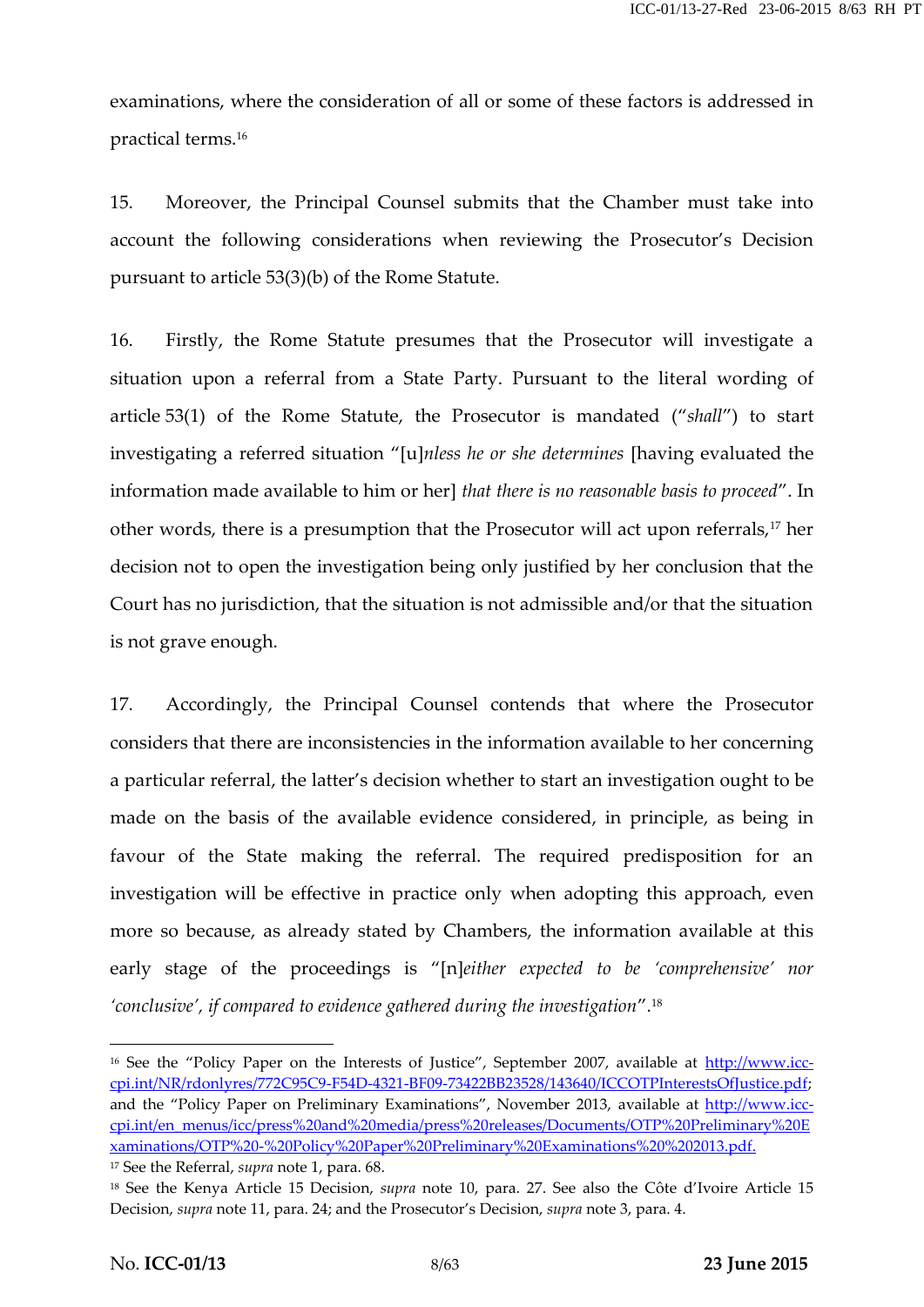examinations, where the consideration of all or some of these factors is addressed in practical terms.[16]

15. Moreover, the Principal Counsel submits that the Chamber must take into account the following considerations when reviewing the Prosecutor's Decision pursuant to article 53(3)(b) of the Rome Statute.

16. Firstly, the Rome Statute presumes that the Prosecutor will investigate a situation upon a referral from a State Party. Pursuant to the literal wording of article 53(1) of the Rome Statute, the Prosecutor is mandated ("*shall*") to start investigating a referred situation "[u]*nless he or she determines* [having evaluated the information made available to him or her] *that there is no reasonable basis to proceed*". In other words, there is a presumption that the Prosecutor will act upon referrals,[17] her decision not to open the investigation being only justified by her conclusion that the Court has no jurisdiction, that the situation is not admissible and/or that the situation is not grave enough.

17. Accordingly, the Principal Counsel contends that where the Prosecutor considers that there are inconsistencies in the information available to her concerning a particular referral, the latter's decision whether to start an investigation ought to be made on the basis of the available evidence considered, in principle, as being in favour of the State making the referral. The required predisposition for an investigation will be effective in practice only when adopting this approach, even more so because, as already stated by Chambers, the information available at this early stage of the proceedings is "[n]*either expected to be 'comprehensive' nor 'conclusive', if compared to evidence gathered during the investigation*".[18]

---

[16] See the "Policy Paper on the Interests of Justice", September 2007, available at http://www.icc-cpi.int/NR/rdonlyres/772C95C9-F54D-4321-BF09-73422BB23528/143640/ICCOTPInterestsOfJustice.pdf; and the "Policy Paper on Preliminary Examinations", November 2013, available at http://www.icc-cpi.int/en_menus/icc/press%20and%20media/press%20releases/Documents/OTP%20Preliminary%20Examinations/OTP%20-%20Policy%20Paper%20Preliminary%20Examinations%20%202013.pdf.

[17] See the Referral, *supra* note 1, para. 68.

[18] See the Kenya Article 15 Decision, *supra* note 10, para. 27. See also the Côte d'Ivoire Article 15 Decision, *supra* note 11, para. 24; and the Prosecutor's Decision, *supra* note 3, para. 4.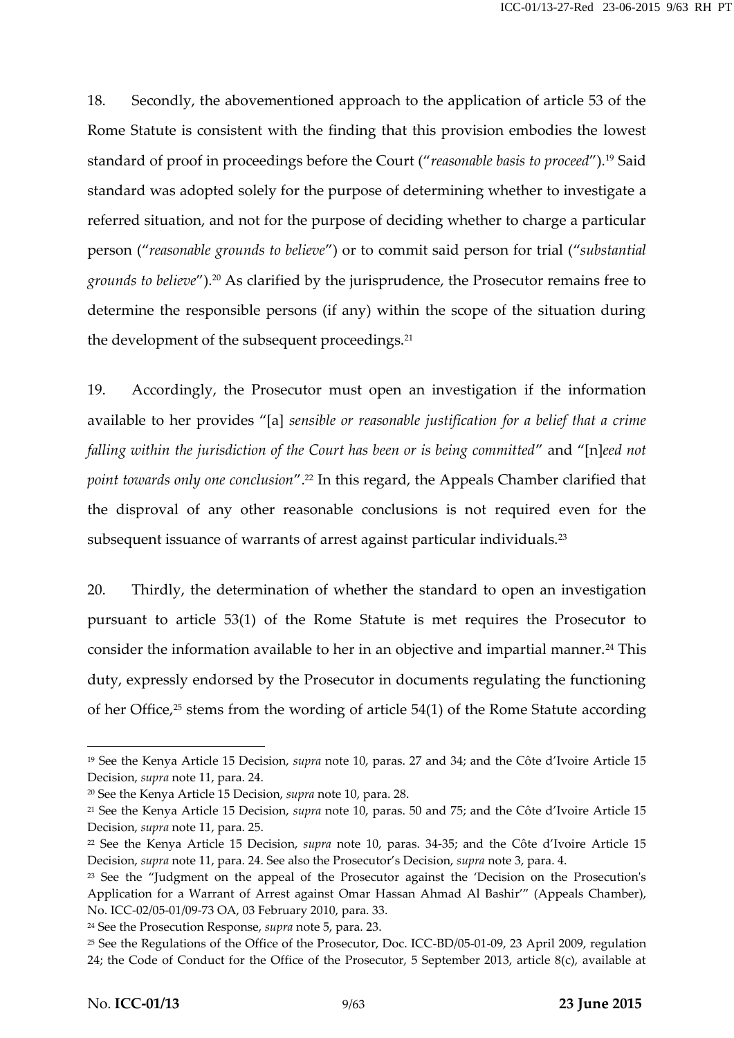18. Secondly, the abovementioned approach to the application of article 53 of the Rome Statute is consistent with the finding that this provision embodies the lowest standard of proof in proceedings before the Court ("*reasonable basis to proceed*").[19] Said standard was adopted solely for the purpose of determining whether to investigate a referred situation, and not for the purpose of deciding whether to charge a particular person ("*reasonable grounds to believe*") or to commit said person for trial ("*substantial grounds to believe*").[20] As clarified by the jurisprudence, the Prosecutor remains free to determine the responsible persons (if any) within the scope of the situation during the development of the subsequent proceedings.[21]

19. Accordingly, the Prosecutor must open an investigation if the information available to her provides "[a] *sensible or reasonable justification for a belief that a crime falling within the jurisdiction of the Court has been or is being committed*" and "[n]*eed not point towards only one conclusion*".[22] In this regard, the Appeals Chamber clarified that the disproval of any other reasonable conclusions is not required even for the subsequent issuance of warrants of arrest against particular individuals.[23]

20. Thirdly, the determination of whether the standard to open an investigation pursuant to article 53(1) of the Rome Statute is met requires the Prosecutor to consider the information available to her in an objective and impartial manner.[24] This duty, expressly endorsed by the Prosecutor in documents regulating the functioning of her Office,[25] stems from the wording of article 54(1) of the Rome Statute according

---

[19] See the Kenya Article 15 Decision, *supra* note 10, paras. 27 and 34; and the Côte d'Ivoire Article 15 Decision, *supra* note 11, para. 24.

[20] See the Kenya Article 15 Decision, *supra* note 10, para. 28.

[21] See the Kenya Article 15 Decision, *supra* note 10, paras. 50 and 75; and the Côte d'Ivoire Article 15 Decision, *supra* note 11, para. 25.

[22] See the Kenya Article 15 Decision, *supra* note 10, paras. 34-35; and the Côte d'Ivoire Article 15 Decision, *supra* note 11, para. 24. See also the Prosecutor's Decision, *supra* note 3, para. 4.

[23] See the "Judgment on the appeal of the Prosecutor against the 'Decision on the Prosecution's Application for a Warrant of Arrest against Omar Hassan Ahmad Al Bashir'" (Appeals Chamber), No. ICC-02/05-01/09-73 OA, 03 February 2010, para. 33.

[24] See the Prosecution Response, *supra* note 5, para. 23.

[25] See the Regulations of the Office of the Prosecutor, Doc. ICC-BD/05-01-09, 23 April 2009, regulation 24; the Code of Conduct for the Office of the Prosecutor, 5 September 2013, article 8(c), available at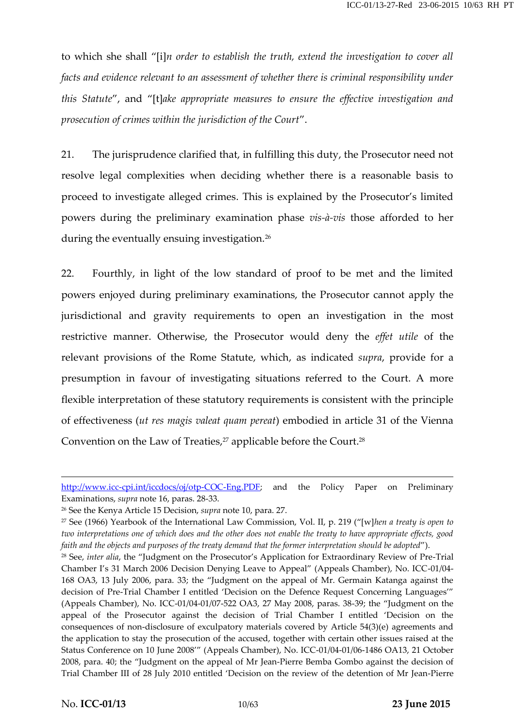to which she shall "[i]*n order to establish the truth, extend the investigation to cover all facts and evidence relevant to an assessment of whether there is criminal responsibility under this Statute*", and "[t]*ake appropriate measures to ensure the effective investigation and prosecution of crimes within the jurisdiction of the Court*".

21. The jurisprudence clarified that, in fulfilling this duty, the Prosecutor need not resolve legal complexities when deciding whether there is a reasonable basis to proceed to investigate alleged crimes. This is explained by the Prosecutor's limited powers during the preliminary examination phase *vis-à-vis* those afforded to her during the eventually ensuing investigation.[26]

22. Fourthly, in light of the low standard of proof to be met and the limited powers enjoyed during preliminary examinations, the Prosecutor cannot apply the jurisdictional and gravity requirements to open an investigation in the most restrictive manner. Otherwise, the Prosecutor would deny the *effet utile* of the relevant provisions of the Rome Statute, which, as indicated *supra*, provide for a presumption in favour of investigating situations referred to the Court. A more flexible interpretation of these statutory requirements is consistent with the principle of effectiveness (*ut res magis valeat quam pereat*) embodied in article 31 of the Vienna Convention on the Law of Treaties,[27] applicable before the Court.[28]

---

http://www.icc-cpi.int/iccdocs/oj/otp-COC-Eng.PDF; and the Policy Paper on Preliminary Examinations, *supra* note 16, paras. 28-33.

[26] See the Kenya Article 15 Decision, *supra* note 10, para. 27.

[27] See (1966) Yearbook of the International Law Commission, Vol. II, p. 219 ("[w]*hen a treaty is open to two interpretations one of which does and the other does not enable the treaty to have appropriate effects, good faith and the objects and purposes of the treaty demand that the former interpretation should be adopted*").

[28] See, *inter alia*, the "Judgment on the Prosecutor's Application for Extraordinary Review of Pre-Trial Chamber I's 31 March 2006 Decision Denying Leave to Appeal" (Appeals Chamber), No. ICC-01/04-168 OA3, 13 July 2006, para. 33; the "Judgment on the appeal of Mr. Germain Katanga against the decision of Pre-Trial Chamber I entitled 'Decision on the Defence Request Concerning Languages'" (Appeals Chamber), No. ICC-01/04-01/07-522 OA3, 27 May 2008, paras. 38-39; the "Judgment on the appeal of the Prosecutor against the decision of Trial Chamber I entitled 'Decision on the consequences of non-disclosure of exculpatory materials covered by Article 54(3)(e) agreements and the application to stay the prosecution of the accused, together with certain other issues raised at the Status Conference on 10 June 2008'" (Appeals Chamber), No. ICC-01/04-01/06-1486 OA13, 21 October 2008, para. 40; the "Judgment on the appeal of Mr Jean-Pierre Bemba Gombo against the decision of Trial Chamber III of 28 July 2010 entitled 'Decision on the review of the detention of Mr Jean-Pierre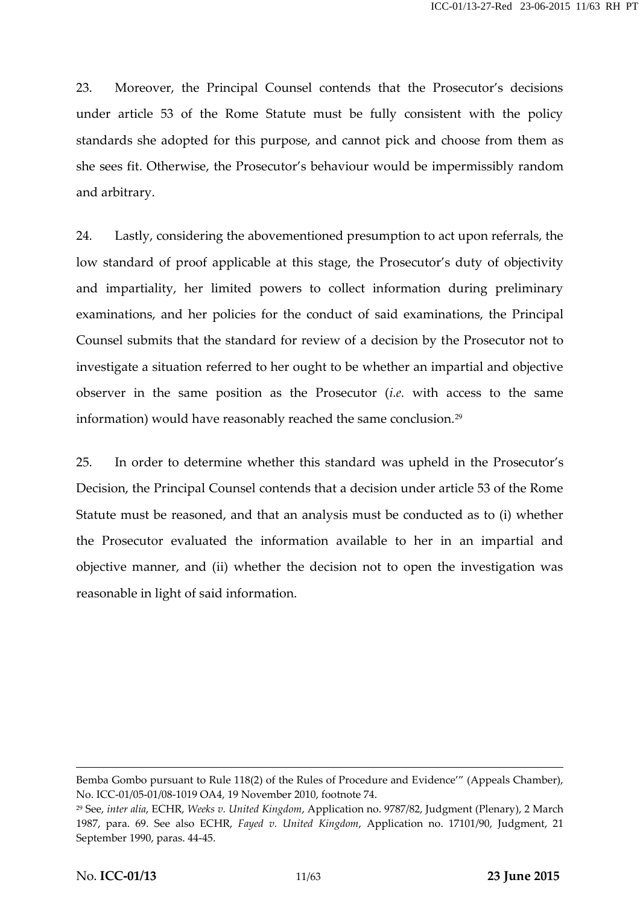23. Moreover, the Principal Counsel contends that the Prosecutor's decisions under article 53 of the Rome Statute must be fully consistent with the policy standards she adopted for this purpose, and cannot pick and choose from them as she sees fit. Otherwise, the Prosecutor's behaviour would be impermissibly random and arbitrary.

24. Lastly, considering the abovementioned presumption to act upon referrals, the low standard of proof applicable at this stage, the Prosecutor's duty of objectivity and impartiality, her limited powers to collect information during preliminary examinations, and her policies for the conduct of said examinations, the Principal Counsel submits that the standard for review of a decision by the Prosecutor not to investigate a situation referred to her ought to be whether an impartial and objective observer in the same position as the Prosecutor (*i.e.* with access to the same information) would have reasonably reached the same conclusion.[29]

25. In order to determine whether this standard was upheld in the Prosecutor's Decision, the Principal Counsel contends that a decision under article 53 of the Rome Statute must be reasoned, and that an analysis must be conducted as to (i) whether the Prosecutor evaluated the information available to her in an impartial and objective manner, and (ii) whether the decision not to open the investigation was reasonable in light of said information.

---

Bemba Gombo pursuant to Rule 118(2) of the Rules of Procedure and Evidence'" (Appeals Chamber), No. ICC-01/05-01/08-1019 OA4, 19 November 2010, footnote 74.

[29] See, *inter alia*, ECHR, *Weeks v. United Kingdom*, Application no. 9787/82, Judgment (Plenary), 2 March 1987, para. 69. See also ECHR, *Fayed v. United Kingdom*, Application no. 17101/90, Judgment, 21 September 1990, paras. 44-45.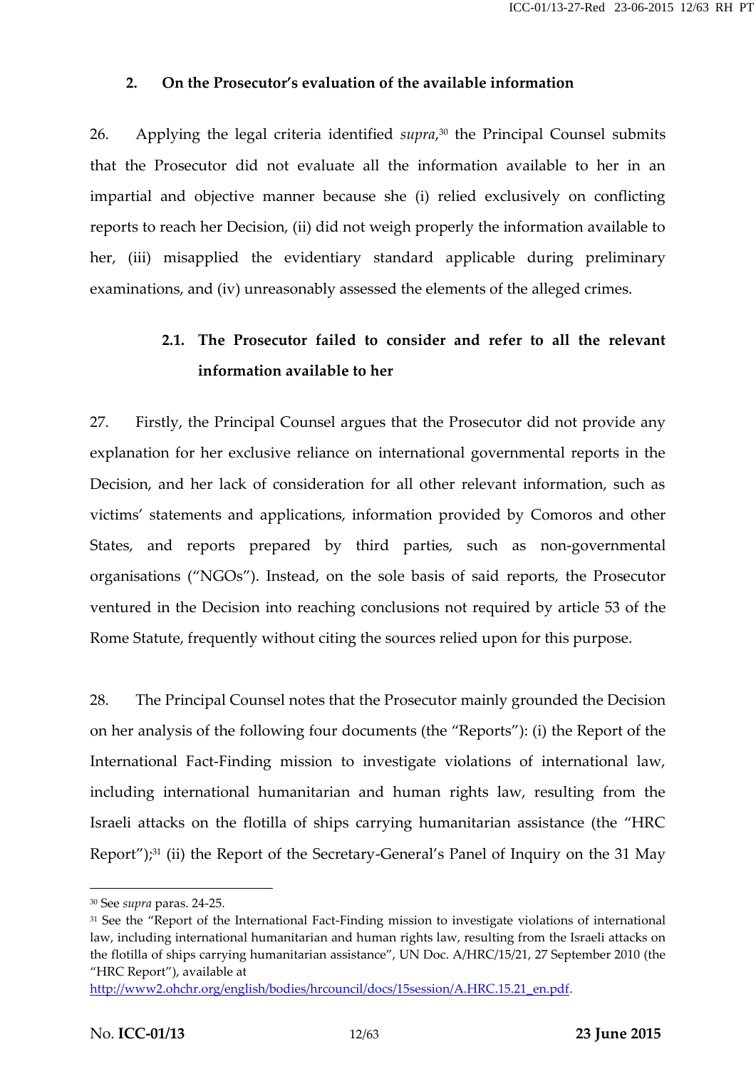## 2. On the Prosecutor's evaluation of the available information

26. Applying the legal criteria identified *supra*,[30] the Principal Counsel submits that the Prosecutor did not evaluate all the information available to her in an impartial and objective manner because she (i) relied exclusively on conflicting reports to reach her Decision, (ii) did not weigh properly the information available to her, (iii) misapplied the evidentiary standard applicable during preliminary examinations, and (iv) unreasonably assessed the elements of the alleged crimes.

### 2.1. The Prosecutor failed to consider and refer to all the relevant information available to her

27. Firstly, the Principal Counsel argues that the Prosecutor did not provide any explanation for her exclusive reliance on international governmental reports in the Decision, and her lack of consideration for all other relevant information, such as victims' statements and applications, information provided by Comoros and other States, and reports prepared by third parties, such as non-governmental organisations ("NGOs"). Instead, on the sole basis of said reports, the Prosecutor ventured in the Decision into reaching conclusions not required by article 53 of the Rome Statute, frequently without citing the sources relied upon for this purpose.

28. The Principal Counsel notes that the Prosecutor mainly grounded the Decision on her analysis of the following four documents (the "Reports"): (i) the Report of the International Fact-Finding mission to investigate violations of international law, including international humanitarian and human rights law, resulting from the Israeli attacks on the flotilla of ships carrying humanitarian assistance (the "HRC Report");[31] (ii) the Report of the Secretary-General's Panel of Inquiry on the 31 May

---

[30] See *supra* paras. 24-25.

[31] See the "Report of the International Fact-Finding mission to investigate violations of international law, including international humanitarian and human rights law, resulting from the Israeli attacks on the flotilla of ships carrying humanitarian assistance", UN Doc. A/HRC/15/21, 27 September 2010 (the "HRC Report"), available at http://www2.ohchr.org/english/bodies/hrcouncil/docs/15session/A.HRC.15.21_en.pdf.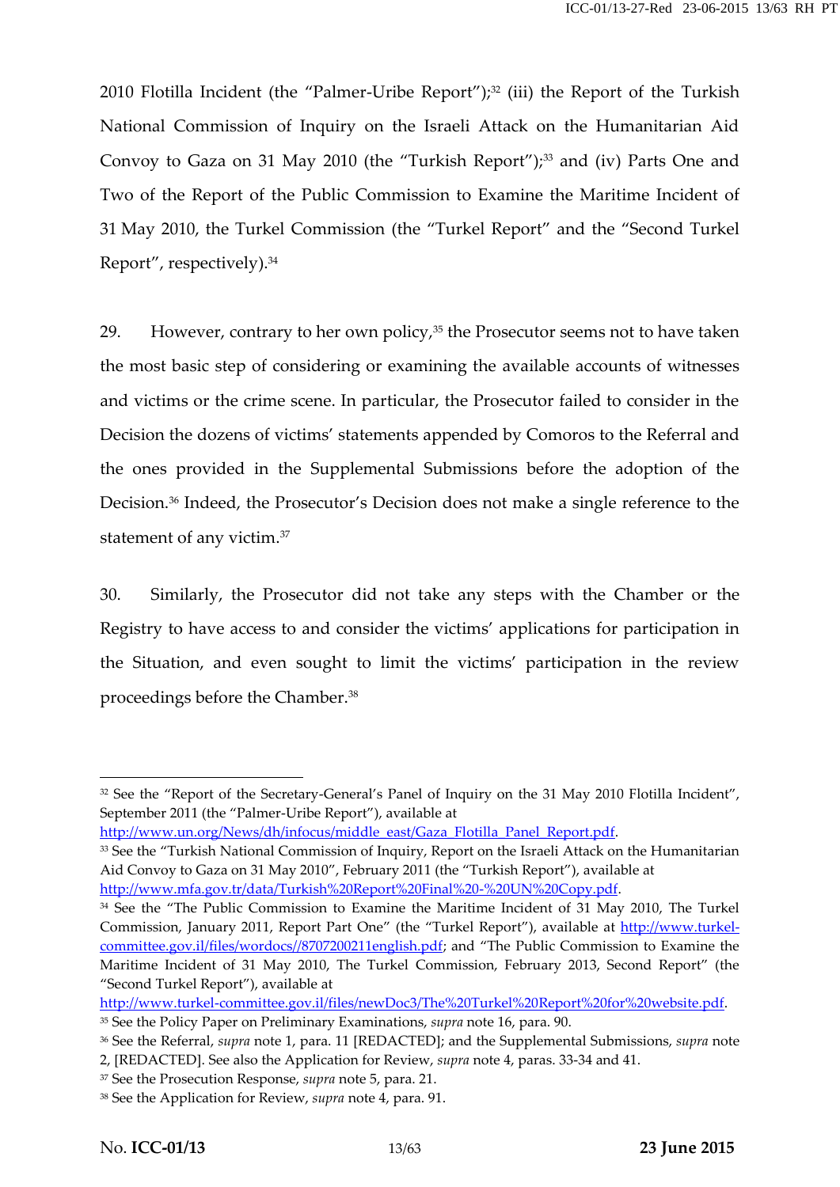2010 Flotilla Incident (the "Palmer-Uribe Report");[32] (iii) the Report of the Turkish National Commission of Inquiry on the Israeli Attack on the Humanitarian Aid Convoy to Gaza on 31 May 2010 (the "Turkish Report");[33] and (iv) Parts One and Two of the Report of the Public Commission to Examine the Maritime Incident of 31 May 2010, the Turkel Commission (the "Turkel Report" and the "Second Turkel Report", respectively).[34]

29. However, contrary to her own policy,[35] the Prosecutor seems not to have taken the most basic step of considering or examining the available accounts of witnesses and victims or the crime scene. In particular, the Prosecutor failed to consider in the Decision the dozens of victims' statements appended by Comoros to the Referral and the ones provided in the Supplemental Submissions before the adoption of the Decision.[36] Indeed, the Prosecutor's Decision does not make a single reference to the statement of any victim.[37]

30. Similarly, the Prosecutor did not take any steps with the Chamber or the Registry to have access to and consider the victims' applications for participation in the Situation, and even sought to limit the victims' participation in the review proceedings before the Chamber.[38]

---

[32] See the "Report of the Secretary-General's Panel of Inquiry on the 31 May 2010 Flotilla Incident", September 2011 (the "Palmer-Uribe Report"), available at http://www.un.org/News/dh/infocus/middle_east/Gaza_Flotilla_Panel_Report.pdf.

[33] See the "Turkish National Commission of Inquiry, Report on the Israeli Attack on the Humanitarian Aid Convoy to Gaza on 31 May 2010", February 2011 (the "Turkish Report"), available at http://www.mfa.gov.tr/data/Turkish%20Report%20Final%20-%20UN%20Copy.pdf.

[34] See the "The Public Commission to Examine the Maritime Incident of 31 May 2010, The Turkel Commission, January 2011, Report Part One" (the "Turkel Report"), available at http://www.turkel-committee.gov.il/files/wordocs//8707200211english.pdf; and "The Public Commission to Examine the Maritime Incident of 31 May 2010, The Turkel Commission, February 2013, Second Report" (the "Second Turkel Report"), available at http://www.turkel-committee.gov.il/files/newDoc3/The%20Turkel%20Report%20for%20website.pdf.

[35] See the Policy Paper on Preliminary Examinations, *supra* note 16, para. 90.

[36] See the Referral, *supra* note 1, para. 11 [REDACTED]; and the Supplemental Submissions, *supra* note 2, [REDACTED]. See also the Application for Review, *supra* note 4, paras. 33-34 and 41.

[37] See the Prosecution Response, *supra* note 5, para. 21.

[38] See the Application for Review, *supra* note 4, para. 91.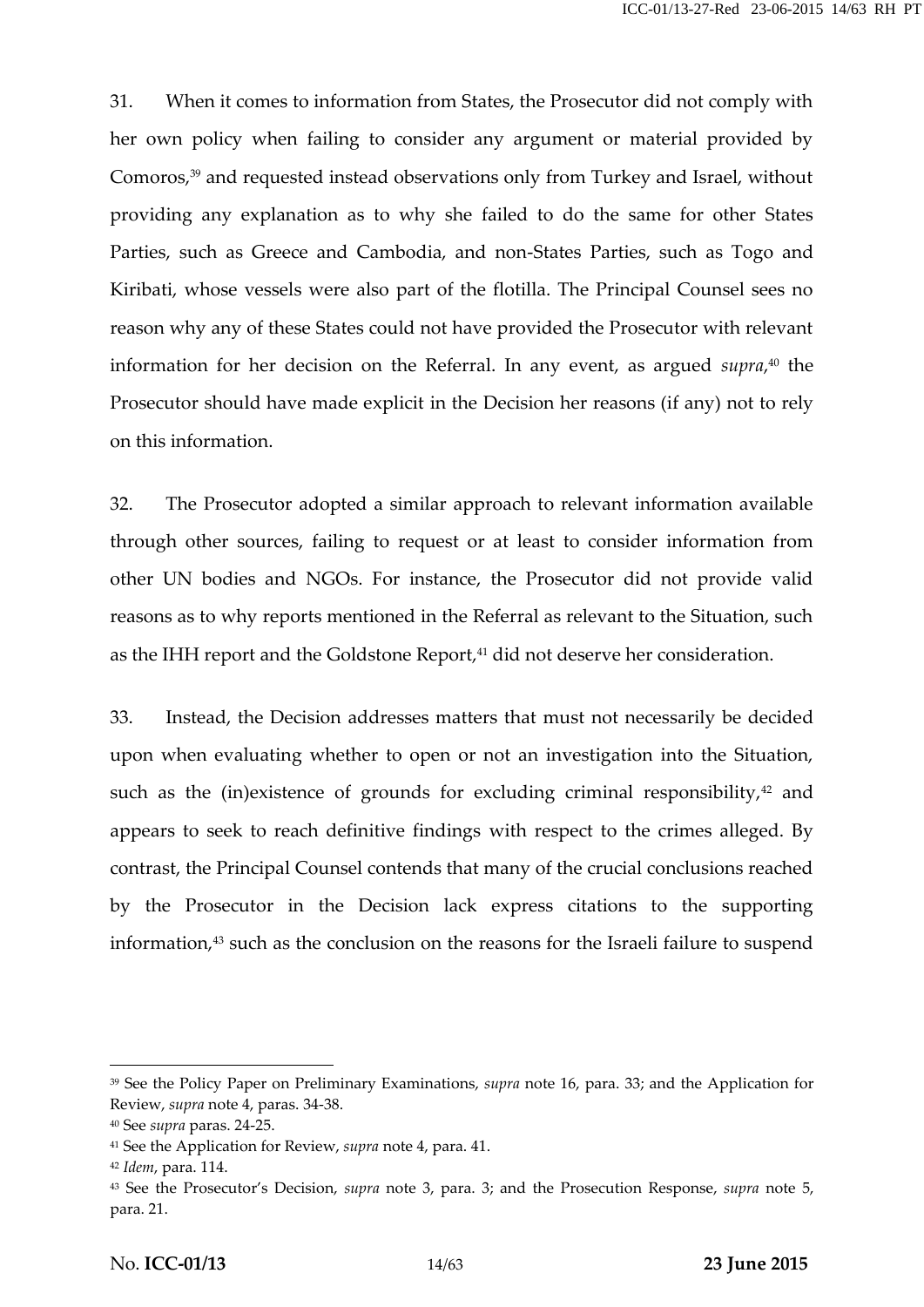31. When it comes to information from States, the Prosecutor did not comply with her own policy when failing to consider any argument or material provided by Comoros,[39] and requested instead observations only from Turkey and Israel, without providing any explanation as to why she failed to do the same for other States Parties, such as Greece and Cambodia, and non-States Parties, such as Togo and Kiribati, whose vessels were also part of the flotilla. The Principal Counsel sees no reason why any of these States could not have provided the Prosecutor with relevant information for her decision on the Referral. In any event, as argued *supra*,[40] the Prosecutor should have made explicit in the Decision her reasons (if any) not to rely on this information.

32. The Prosecutor adopted a similar approach to relevant information available through other sources, failing to request or at least to consider information from other UN bodies and NGOs. For instance, the Prosecutor did not provide valid reasons as to why reports mentioned in the Referral as relevant to the Situation, such as the IHH report and the Goldstone Report,[41] did not deserve her consideration.

33. Instead, the Decision addresses matters that must not necessarily be decided upon when evaluating whether to open or not an investigation into the Situation, such as the (in)existence of grounds for excluding criminal responsibility,[42] and appears to seek to reach definitive findings with respect to the crimes alleged. By contrast, the Principal Counsel contends that many of the crucial conclusions reached by the Prosecutor in the Decision lack express citations to the supporting information,[43] such as the conclusion on the reasons for the Israeli failure to suspend

---

[39] See the Policy Paper on Preliminary Examinations, *supra* note 16, para. 33; and the Application for Review, *supra* note 4, paras. 34-38.

[40] See *supra* paras. 24-25.

[41] See the Application for Review, *supra* note 4, para. 41.

[42] *Idem*, para. 114.

[43] See the Prosecutor's Decision, *supra* note 3, para. 3; and the Prosecution Response, *supra* note 5, para. 21.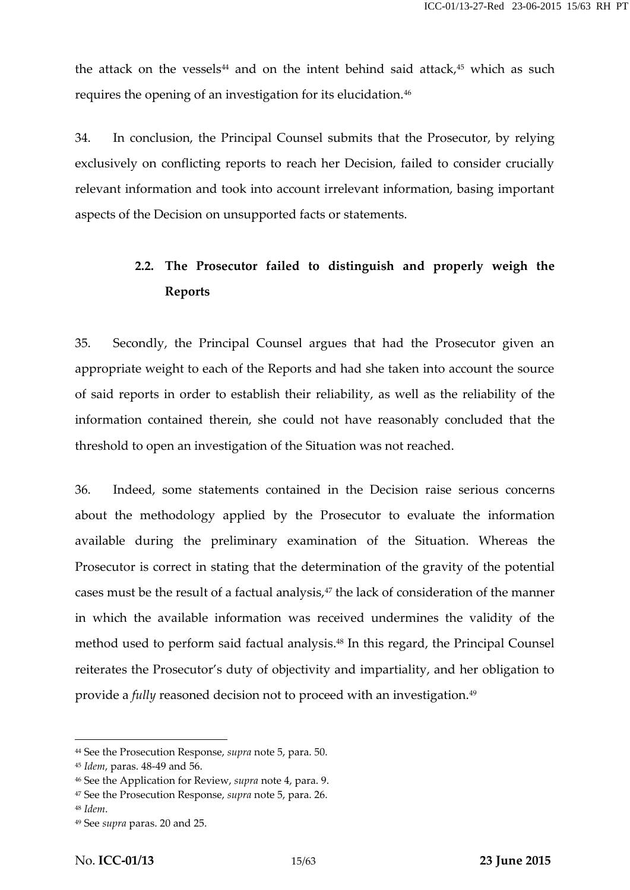the attack on the vessels[44] and on the intent behind said attack,[45] which as such requires the opening of an investigation for its elucidation.[46]

34. In conclusion, the Principal Counsel submits that the Prosecutor, by relying exclusively on conflicting reports to reach her Decision, failed to consider crucially relevant information and took into account irrelevant information, basing important aspects of the Decision on unsupported facts or statements.

### 2.2. The Prosecutor failed to distinguish and properly weigh the Reports

35. Secondly, the Principal Counsel argues that had the Prosecutor given an appropriate weight to each of the Reports and had she taken into account the source of said reports in order to establish their reliability, as well as the reliability of the information contained therein, she could not have reasonably concluded that the threshold to open an investigation of the Situation was not reached.

36. Indeed, some statements contained in the Decision raise serious concerns about the methodology applied by the Prosecutor to evaluate the information available during the preliminary examination of the Situation. Whereas the Prosecutor is correct in stating that the determination of the gravity of the potential cases must be the result of a factual analysis,[47] the lack of consideration of the manner in which the available information was received undermines the validity of the method used to perform said factual analysis.[48] In this regard, the Principal Counsel reiterates the Prosecutor's duty of objectivity and impartiality, and her obligation to provide a *fully* reasoned decision not to proceed with an investigation.[49]

---

[44] See the Prosecution Response, *supra* note 5, para. 50.

[45] *Idem*, paras. 48-49 and 56.

[46] See the Application for Review, *supra* note 4, para. 9.

[47] See the Prosecution Response, *supra* note 5, para. 26.

[48] *Idem*.

[49] See *supra* paras. 20 and 25.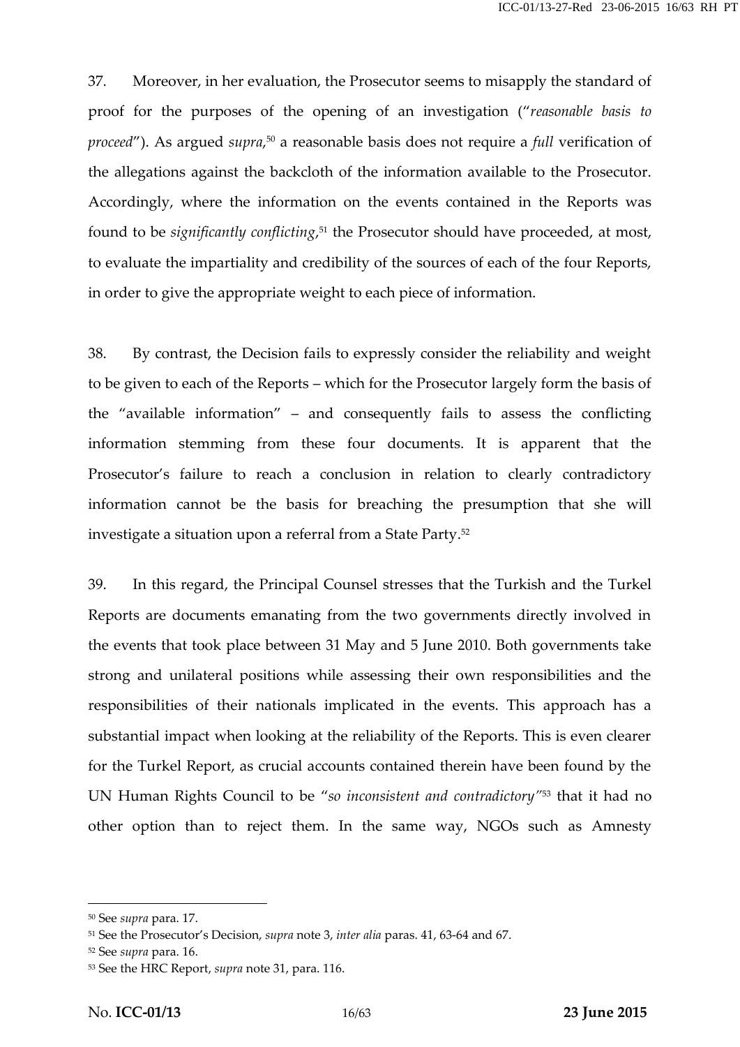37. Moreover, in her evaluation, the Prosecutor seems to misapply the standard of proof for the purposes of the opening of an investigation ("*reasonable basis to proceed*"). As argued *supra*,[50] a reasonable basis does not require a *full* verification of the allegations against the backcloth of the information available to the Prosecutor. Accordingly, where the information on the events contained in the Reports was found to be *significantly conflicting*,[51] the Prosecutor should have proceeded, at most, to evaluate the impartiality and credibility of the sources of each of the four Reports, in order to give the appropriate weight to each piece of information.

38. By contrast, the Decision fails to expressly consider the reliability and weight to be given to each of the Reports – which for the Prosecutor largely form the basis of the "available information" – and consequently fails to assess the conflicting information stemming from these four documents. It is apparent that the Prosecutor's failure to reach a conclusion in relation to clearly contradictory information cannot be the basis for breaching the presumption that she will investigate a situation upon a referral from a State Party.[52]

39. In this regard, the Principal Counsel stresses that the Turkish and the Turkel Reports are documents emanating from the two governments directly involved in the events that took place between 31 May and 5 June 2010. Both governments take strong and unilateral positions while assessing their own responsibilities and the responsibilities of their nationals implicated in the events. This approach has a substantial impact when looking at the reliability of the Reports. This is even clearer for the Turkel Report, as crucial accounts contained therein have been found by the UN Human Rights Council to be "*so inconsistent and contradictory*"[53] that it had no other option than to reject them. In the same way, NGOs such as Amnesty

---

[50] See *supra* para. 17.

[51] See the Prosecutor's Decision, *supra* note 3, *inter alia* paras. 41, 63-64 and 67.

[52] See *supra* para. 16.

[53] See the HRC Report, *supra* note 31, para. 116.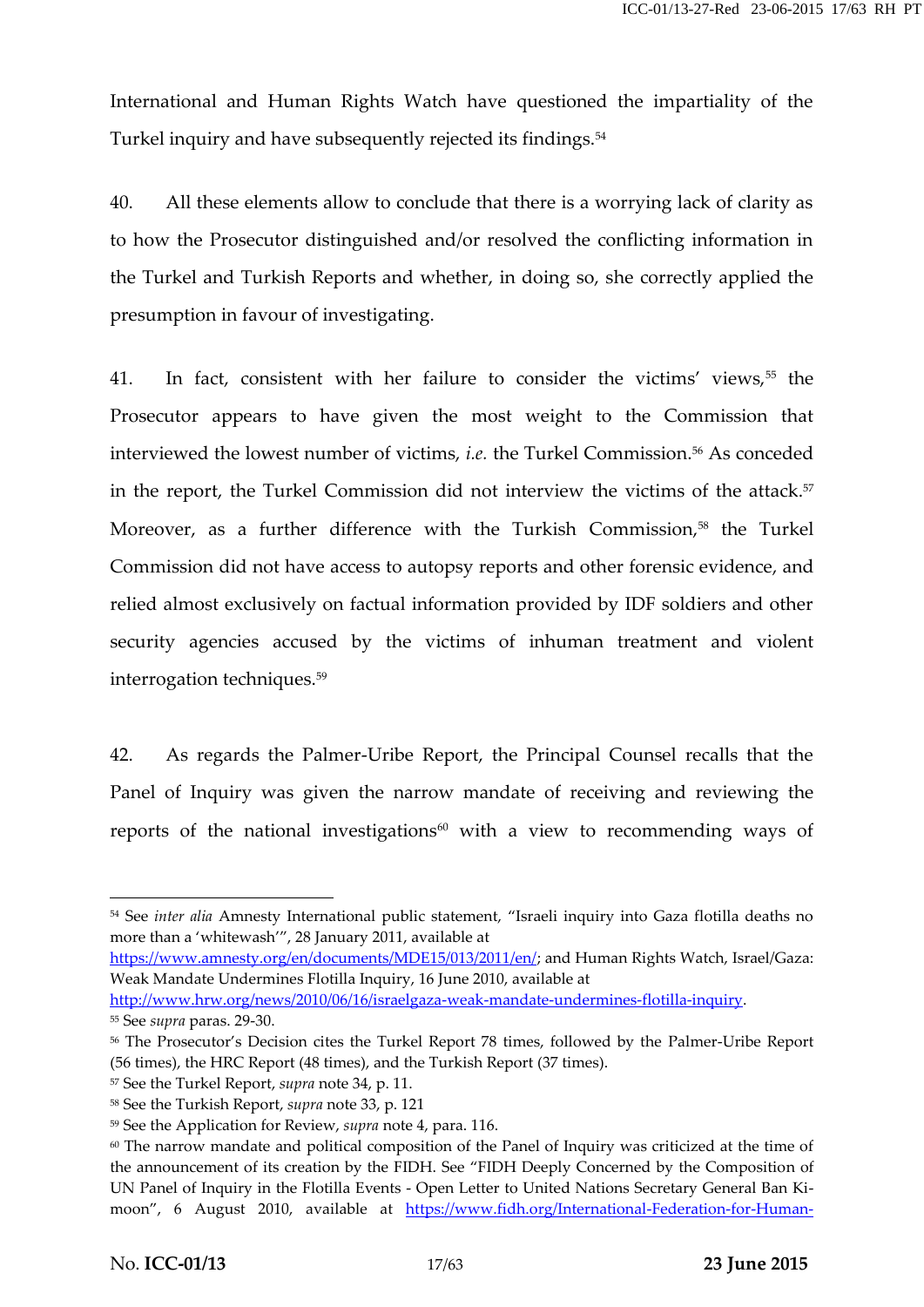International and Human Rights Watch have questioned the impartiality of the Turkel inquiry and have subsequently rejected its findings.[54]

40. All these elements allow to conclude that there is a worrying lack of clarity as to how the Prosecutor distinguished and/or resolved the conflicting information in the Turkel and Turkish Reports and whether, in doing so, she correctly applied the presumption in favour of investigating.

41. In fact, consistent with her failure to consider the victims' views,[55] the Prosecutor appears to have given the most weight to the Commission that interviewed the lowest number of victims, *i.e.* the Turkel Commission.[56] As conceded in the report, the Turkel Commission did not interview the victims of the attack.[57] Moreover, as a further difference with the Turkish Commission,[58] the Turkel Commission did not have access to autopsy reports and other forensic evidence, and relied almost exclusively on factual information provided by IDF soldiers and other security agencies accused by the victims of inhuman treatment and violent interrogation techniques.[59]

42. As regards the Palmer-Uribe Report, the Principal Counsel recalls that the Panel of Inquiry was given the narrow mandate of receiving and reviewing the reports of the national investigations[60] with a view to recommending ways of

---

[54] See *inter alia* Amnesty International public statement, "Israeli inquiry into Gaza flotilla deaths no more than a 'whitewash'", 28 January 2011, available at https://www.amnesty.org/en/documents/MDE15/013/2011/en/; and Human Rights Watch, Israel/Gaza: Weak Mandate Undermines Flotilla Inquiry, 16 June 2010, available at http://www.hrw.org/news/2010/06/16/israelgaza-weak-mandate-undermines-flotilla-inquiry.

[55] See *supra* paras. 29-30.

[56] The Prosecutor's Decision cites the Turkel Report 78 times, followed by the Palmer-Uribe Report (56 times), the HRC Report (48 times), and the Turkish Report (37 times).

[57] See the Turkel Report, *supra* note 34, p. 11.

[58] See the Turkish Report, *supra* note 33, p. 121

[59] See the Application for Review, *supra* note 4, para. 116.

[60] The narrow mandate and political composition of the Panel of Inquiry was criticized at the time of the announcement of its creation by the FIDH. See "FIDH Deeply Concerned by the Composition of UN Panel of Inquiry in the Flotilla Events - Open Letter to United Nations Secretary General Ban Ki-moon", 6 August 2010, available at https://www.fidh.org/International-Federation-for-Human-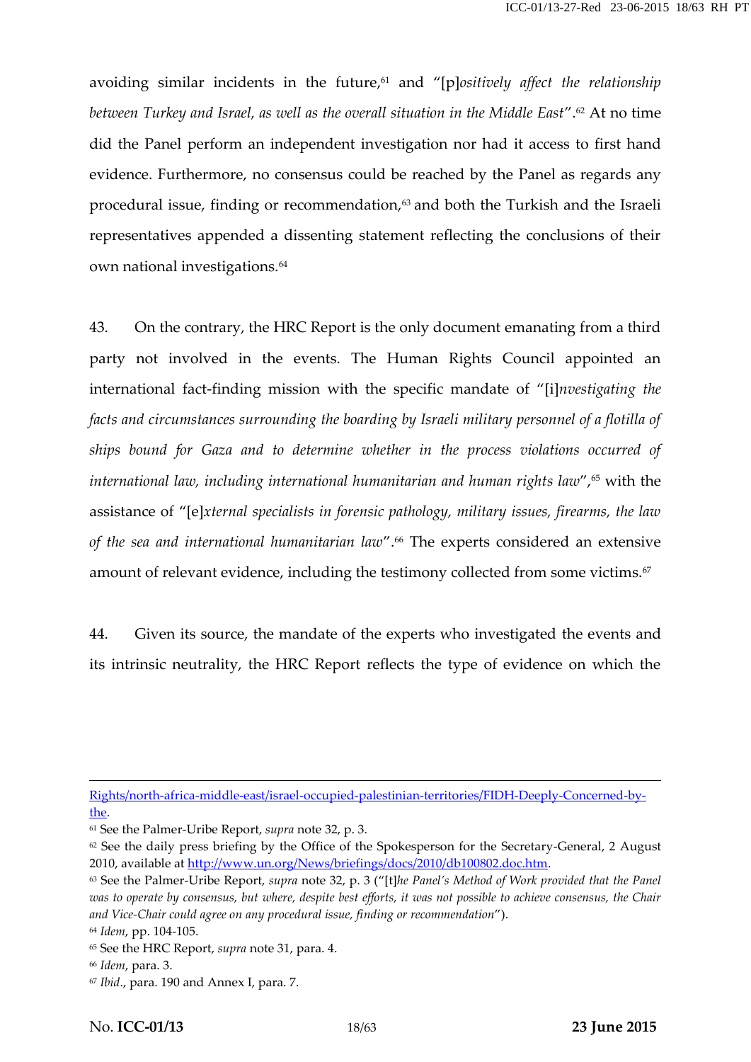avoiding similar incidents in the future,[61] and "[p]*ositively affect the relationship between Turkey and Israel, as well as the overall situation in the Middle East*".[62] At no time did the Panel perform an independent investigation nor had it access to first hand evidence. Furthermore, no consensus could be reached by the Panel as regards any procedural issue, finding or recommendation,[63] and both the Turkish and the Israeli representatives appended a dissenting statement reflecting the conclusions of their own national investigations.[64]

43. On the contrary, the HRC Report is the only document emanating from a third party not involved in the events. The Human Rights Council appointed an international fact-finding mission with the specific mandate of "[i]*nvestigating the facts and circumstances surrounding the boarding by Israeli military personnel of a flotilla of ships bound for Gaza and to determine whether in the process violations occurred of international law, including international humanitarian and human rights law*",[65] with the assistance of "[e]*xternal specialists in forensic pathology, military issues, firearms, the law of the sea and international humanitarian law*".[66] The experts considered an extensive amount of relevant evidence, including the testimony collected from some victims.[67]

44. Given its source, the mandate of the experts who investigated the events and its intrinsic neutrality, the HRC Report reflects the type of evidence on which the

---

Rights/north-africa-middle-east/israel-occupied-palestinian-territories/FIDH-Deeply-Concerned-by-the.

[61] See the Palmer-Uribe Report, *supra* note 32, p. 3.

[62] See the daily press briefing by the Office of the Spokesperson for the Secretary-General, 2 August 2010, available at http://www.un.org/News/briefings/docs/2010/db100802.doc.htm.

[63] See the Palmer-Uribe Report, *supra* note 32, p. 3 ("[t]*he Panel's Method of Work provided that the Panel was to operate by consensus, but where, despite best efforts, it was not possible to achieve consensus, the Chair and Vice-Chair could agree on any procedural issue, finding or recommendation*").

[64] *Idem*, pp. 104-105.

[65] See the HRC Report, *supra* note 31, para. 4.

[66] *Idem*, para. 3.

[67] *Ibid*., para. 190 and Annex I, para. 7.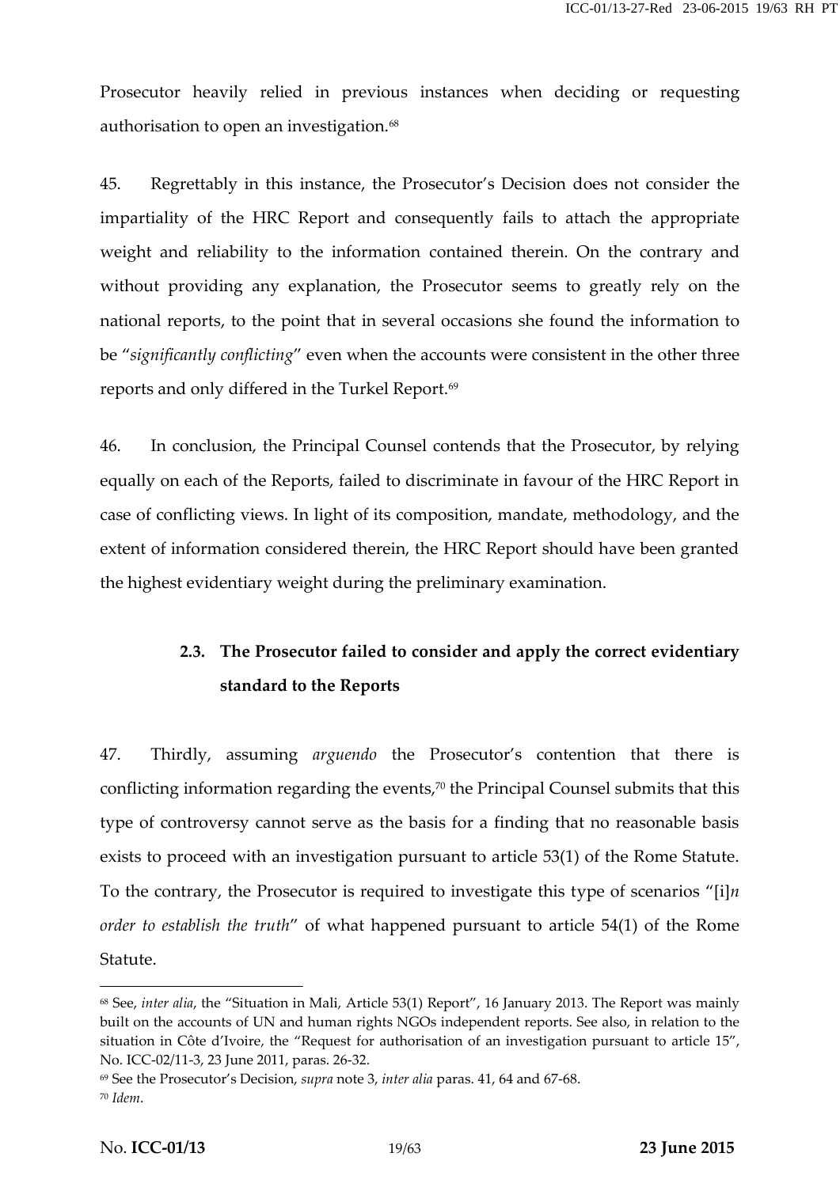Prosecutor heavily relied in previous instances when deciding or requesting authorisation to open an investigation.[68]

45. Regrettably in this instance, the Prosecutor's Decision does not consider the impartiality of the HRC Report and consequently fails to attach the appropriate weight and reliability to the information contained therein. On the contrary and without providing any explanation, the Prosecutor seems to greatly rely on the national reports, to the point that in several occasions she found the information to be "*significantly conflicting*" even when the accounts were consistent in the other three reports and only differed in the Turkel Report.[69]

46. In conclusion, the Principal Counsel contends that the Prosecutor, by relying equally on each of the Reports, failed to discriminate in favour of the HRC Report in case of conflicting views. In light of its composition, mandate, methodology, and the extent of information considered therein, the HRC Report should have been granted the highest evidentiary weight during the preliminary examination.

### 2.3. The Prosecutor failed to consider and apply the correct evidentiary standard to the Reports

47. Thirdly, assuming *arguendo* the Prosecutor's contention that there is conflicting information regarding the events,[70] the Principal Counsel submits that this type of controversy cannot serve as the basis for a finding that no reasonable basis exists to proceed with an investigation pursuant to article 53(1) of the Rome Statute. To the contrary, the Prosecutor is required to investigate this type of scenarios "[i]*n order to establish the truth*" of what happened pursuant to article 54(1) of the Rome Statute.

---

[68] See, *inter alia*, the "Situation in Mali, Article 53(1) Report", 16 January 2013. The Report was mainly built on the accounts of UN and human rights NGOs independent reports. See also, in relation to the situation in Côte d'Ivoire, the "Request for authorisation of an investigation pursuant to article 15", No. ICC-02/11-3, 23 June 2011, paras. 26-32.

[69] See the Prosecutor's Decision, *supra* note 3, *inter alia* paras. 41, 64 and 67-68.

[70] *Idem*.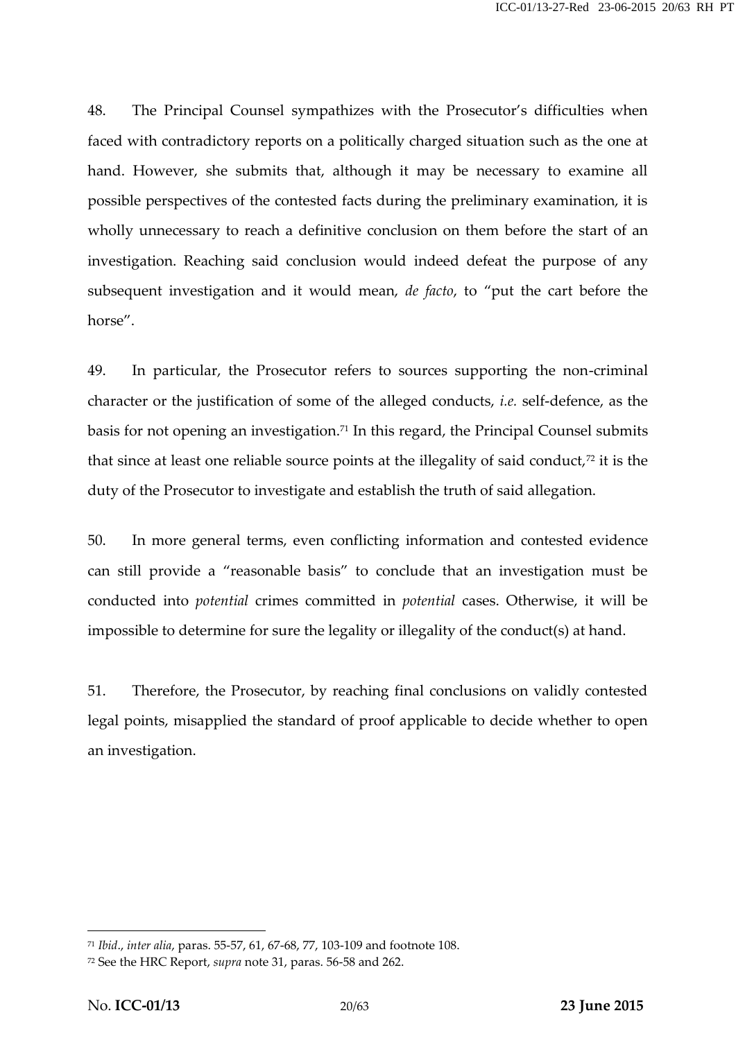48. The Principal Counsel sympathizes with the Prosecutor's difficulties when faced with contradictory reports on a politically charged situation such as the one at hand. However, she submits that, although it may be necessary to examine all possible perspectives of the contested facts during the preliminary examination, it is wholly unnecessary to reach a definitive conclusion on them before the start of an investigation. Reaching said conclusion would indeed defeat the purpose of any subsequent investigation and it would mean, *de facto*, to "put the cart before the horse".

49. In particular, the Prosecutor refers to sources supporting the non-criminal character or the justification of some of the alleged conducts, *i.e.* self-defence, as the basis for not opening an investigation.[71] In this regard, the Principal Counsel submits that since at least one reliable source points at the illegality of said conduct,[72] it is the duty of the Prosecutor to investigate and establish the truth of said allegation.

50. In more general terms, even conflicting information and contested evidence can still provide a "reasonable basis" to conclude that an investigation must be conducted into *potential* crimes committed in *potential* cases. Otherwise, it will be impossible to determine for sure the legality or illegality of the conduct(s) at hand.

51. Therefore, the Prosecutor, by reaching final conclusions on validly contested legal points, misapplied the standard of proof applicable to decide whether to open an investigation.

---

[71] *Ibid.*, *inter alia*, paras. 55-57, 61, 67-68, 77, 103-109 and footnote 108.

[72] See the HRC Report, *supra* note 31, paras. 56-58 and 262.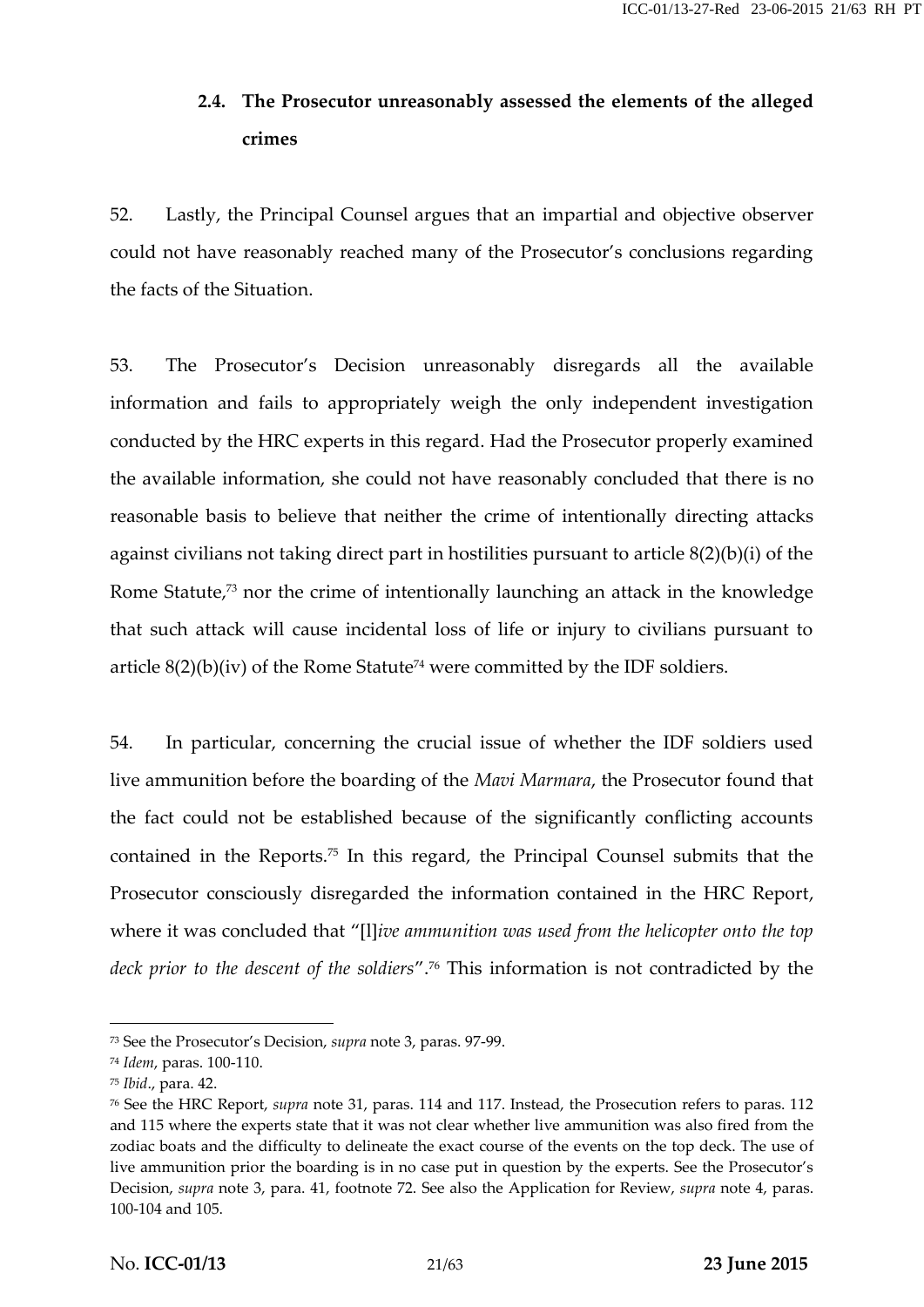### 2.4. The Prosecutor unreasonably assessed the elements of the alleged crimes

52. Lastly, the Principal Counsel argues that an impartial and objective observer could not have reasonably reached many of the Prosecutor's conclusions regarding the facts of the Situation.

53. The Prosecutor's Decision unreasonably disregards all the available information and fails to appropriately weigh the only independent investigation conducted by the HRC experts in this regard. Had the Prosecutor properly examined the available information, she could not have reasonably concluded that there is no reasonable basis to believe that neither the crime of intentionally directing attacks against civilians not taking direct part in hostilities pursuant to article 8(2)(b)(i) of the Rome Statute,[73] nor the crime of intentionally launching an attack in the knowledge that such attack will cause incidental loss of life or injury to civilians pursuant to article 8(2)(b)(iv) of the Rome Statute[74] were committed by the IDF soldiers.

54. In particular, concerning the crucial issue of whether the IDF soldiers used live ammunition before the boarding of the *Mavi Marmara*, the Prosecutor found that the fact could not be established because of the significantly conflicting accounts contained in the Reports.[75] In this regard, the Principal Counsel submits that the Prosecutor consciously disregarded the information contained in the HRC Report, where it was concluded that "[l]*ive ammunition was used from the helicopter onto the top deck prior to the descent of the soldiers*".[76] This information is not contradicted by the

---

[73] See the Prosecutor's Decision, *supra* note 3, paras. 97-99.

[74] *Idem*, paras. 100-110.

[75] *Ibid*., para. 42.

[76] See the HRC Report, *supra* note 31, paras. 114 and 117. Instead, the Prosecution refers to paras. 112 and 115 where the experts state that it was not clear whether live ammunition was also fired from the zodiac boats and the difficulty to delineate the exact course of the events on the top deck. The use of live ammunition prior the boarding is in no case put in question by the experts. See the Prosecutor's Decision, *supra* note 3, para. 41, footnote 72. See also the Application for Review, *supra* note 4, paras. 100-104 and 105.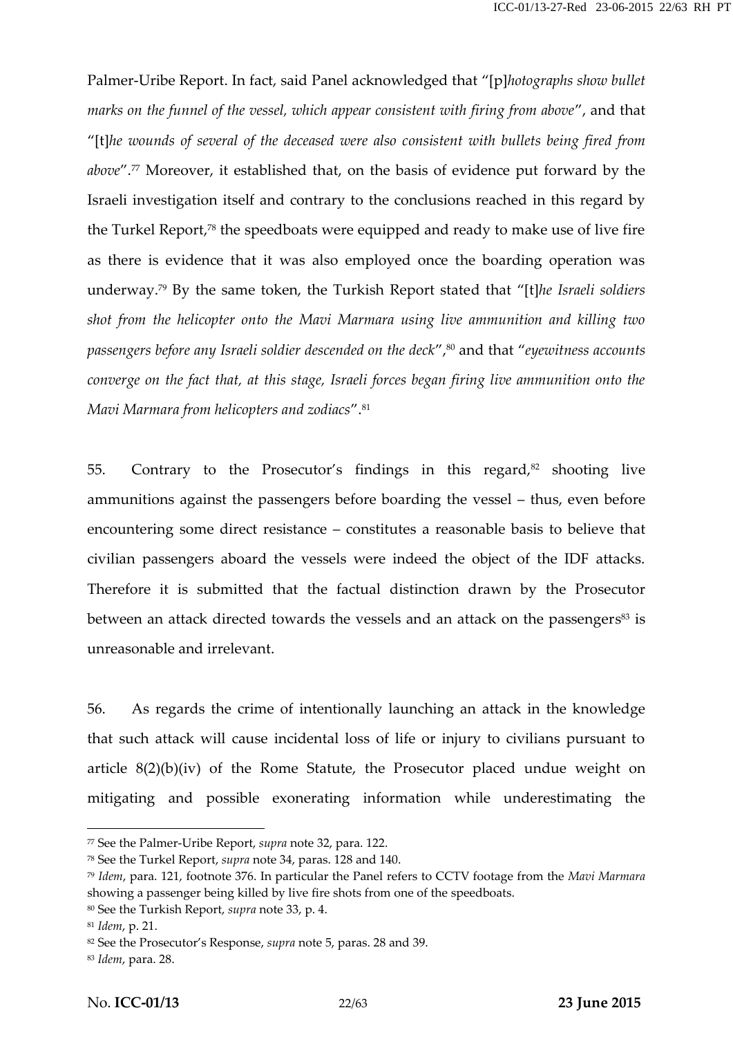Palmer-Uribe Report. In fact, said Panel acknowledged that "[p]*hotographs show bullet marks on the funnel of the vessel, which appear consistent with firing from above*", and that "[t]*he wounds of several of the deceased were also consistent with bullets being fired from above*".[77] Moreover, it established that, on the basis of evidence put forward by the Israeli investigation itself and contrary to the conclusions reached in this regard by the Turkel Report,[78] the speedboats were equipped and ready to make use of live fire as there is evidence that it was also employed once the boarding operation was underway.[79] By the same token, the Turkish Report stated that "[t]*he Israeli soldiers shot from the helicopter onto the Mavi Marmara using live ammunition and killing two passengers before any Israeli soldier descended on the deck*",[80] and that "*eyewitness accounts converge on the fact that, at this stage, Israeli forces began firing live ammunition onto the Mavi Marmara from helicopters and zodiacs*".[81]

55. Contrary to the Prosecutor's findings in this regard,[82] shooting live ammunitions against the passengers before boarding the vessel – thus, even before encountering some direct resistance – constitutes a reasonable basis to believe that civilian passengers aboard the vessels were indeed the object of the IDF attacks. Therefore it is submitted that the factual distinction drawn by the Prosecutor between an attack directed towards the vessels and an attack on the passengers[83] is unreasonable and irrelevant.

56. As regards the crime of intentionally launching an attack in the knowledge that such attack will cause incidental loss of life or injury to civilians pursuant to article 8(2)(b)(iv) of the Rome Statute, the Prosecutor placed undue weight on mitigating and possible exonerating information while underestimating the

---

[77] See the Palmer-Uribe Report, *supra* note 32, para. 122.

[78] See the Turkel Report, *supra* note 34, paras. 128 and 140.

[79] *Idem*, para. 121, footnote 376. In particular the Panel refers to CCTV footage from the *Mavi Marmara* showing a passenger being killed by live fire shots from one of the speedboats.

[80] See the Turkish Report, *supra* note 33, p. 4.

[81] *Idem*, p. 21.

[82] See the Prosecutor's Response, *supra* note 5, paras. 28 and 39.

[83] *Idem*, para. 28.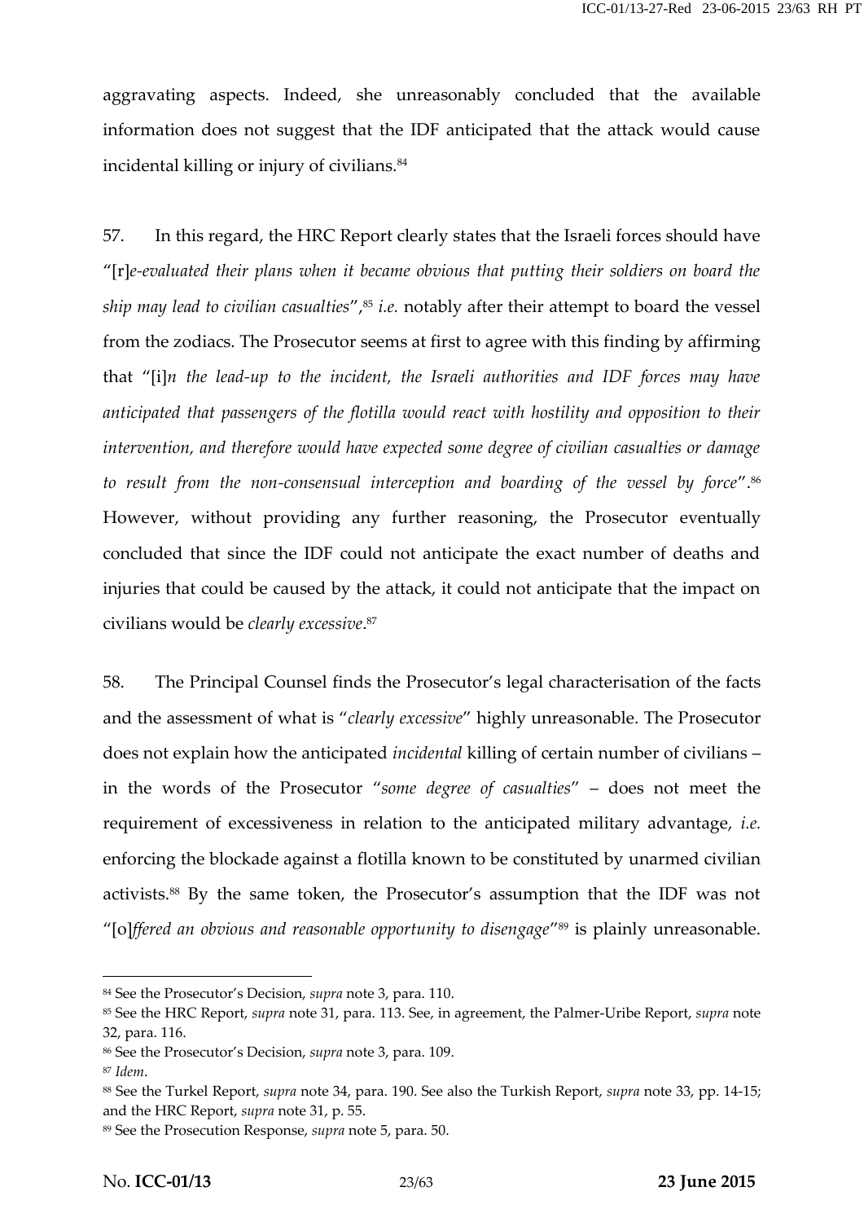aggravating aspects. Indeed, she unreasonably concluded that the available information does not suggest that the IDF anticipated that the attack would cause incidental killing or injury of civilians.[84]

57. In this regard, the HRC Report clearly states that the Israeli forces should have "[r]*e-evaluated their plans when it became obvious that putting their soldiers on board the ship may lead to civilian casualties*",[85] *i.e.* notably after their attempt to board the vessel from the zodiacs. The Prosecutor seems at first to agree with this finding by affirming that "[i]*n the lead-up to the incident, the Israeli authorities and IDF forces may have anticipated that passengers of the flotilla would react with hostility and opposition to their intervention, and therefore would have expected some degree of civilian casualties or damage to result from the non-consensual interception and boarding of the vessel by force*".[86] However, without providing any further reasoning, the Prosecutor eventually concluded that since the IDF could not anticipate the exact number of deaths and injuries that could be caused by the attack, it could not anticipate that the impact on civilians would be *clearly excessive*.[87]

58. The Principal Counsel finds the Prosecutor's legal characterisation of the facts and the assessment of what is "*clearly excessive*" highly unreasonable. The Prosecutor does not explain how the anticipated *incidental* killing of certain number of civilians – in the words of the Prosecutor "*some degree of casualties*" – does not meet the requirement of excessiveness in relation to the anticipated military advantage, *i.e.* enforcing the blockade against a flotilla known to be constituted by unarmed civilian activists.[88] By the same token, the Prosecutor's assumption that the IDF was not "[o]*ffered an obvious and reasonable opportunity to disengage*"[89] is plainly unreasonable.

---

[84] See the Prosecutor's Decision, *supra* note 3, para. 110.

[85] See the HRC Report, *supra* note 31, para. 113. See, in agreement, the Palmer-Uribe Report, *supra* note 32, para. 116.

[86] See the Prosecutor's Decision, *supra* note 3, para. 109.

[87] *Idem*.

[88] See the Turkel Report, *supra* note 34, para. 190. See also the Turkish Report, *supra* note 33, pp. 14-15; and the HRC Report, *supra* note 31, p. 55.

[89] See the Prosecution Response, *supra* note 5, para. 50.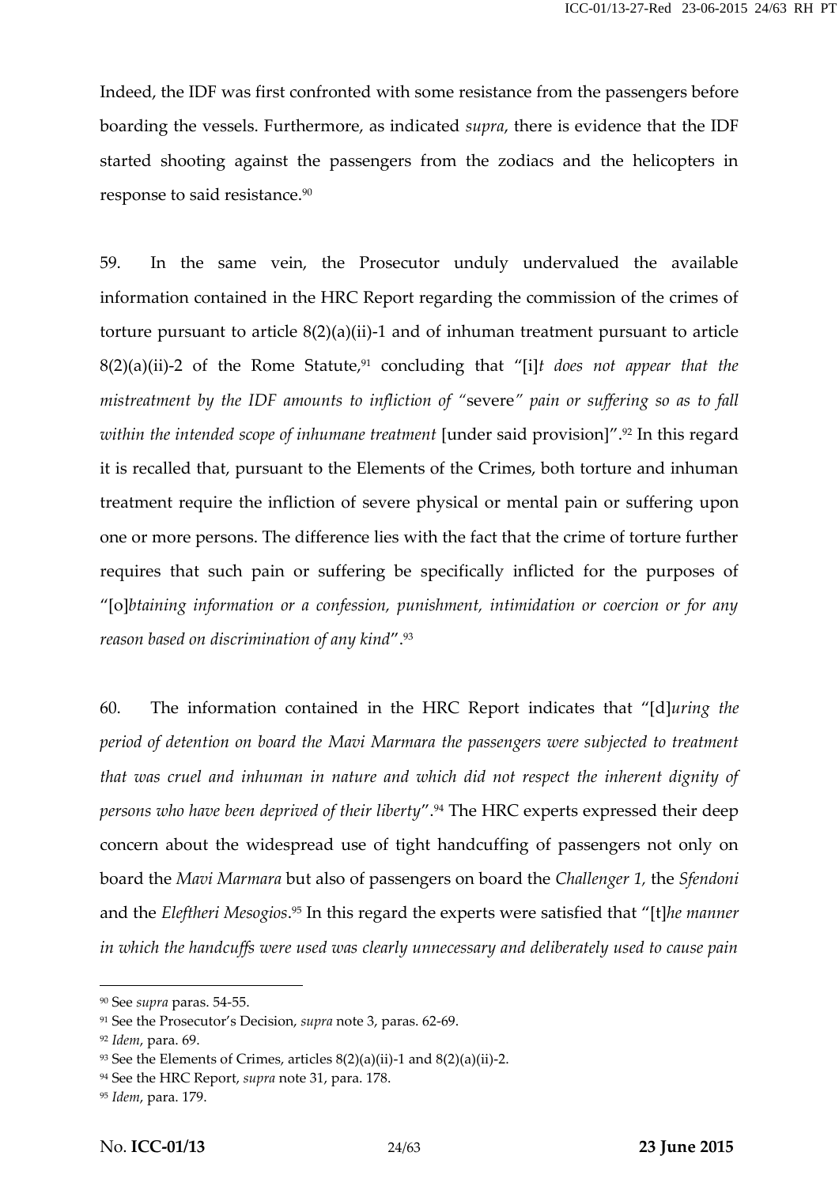Indeed, the IDF was first confronted with some resistance from the passengers before boarding the vessels. Furthermore, as indicated *supra*, there is evidence that the IDF started shooting against the passengers from the zodiacs and the helicopters in response to said resistance.[90]

59. In the same vein, the Prosecutor unduly undervalued the available information contained in the HRC Report regarding the commission of the crimes of torture pursuant to article 8(2)(a)(ii)-1 and of inhuman treatment pursuant to article 8(2)(a)(ii)-2 of the Rome Statute,[91] concluding that "[i]*t does not appear that the mistreatment by the IDF amounts to infliction of "*severe*" pain or suffering so as to fall within the intended scope of inhumane treatment* [under said provision]".[92] In this regard it is recalled that, pursuant to the Elements of the Crimes, both torture and inhuman treatment require the infliction of severe physical or mental pain or suffering upon one or more persons. The difference lies with the fact that the crime of torture further requires that such pain or suffering be specifically inflicted for the purposes of "[o]*btaining information or a confession, punishment, intimidation or coercion or for any reason based on discrimination of any kind*".[93]

60. The information contained in the HRC Report indicates that "[d]*uring the period of detention on board the Mavi Marmara the passengers were subjected to treatment that was cruel and inhuman in nature and which did not respect the inherent dignity of persons who have been deprived of their liberty*".[94] The HRC experts expressed their deep concern about the widespread use of tight handcuffing of passengers not only on board the *Mavi Marmara* but also of passengers on board the *Challenger 1*, the *Sfendoni* and the *Eleftheri Mesogios*.[95] In this regard the experts were satisfied that "[t]*he manner in which the handcuffs were used was clearly unnecessary and deliberately used to cause pain*

---

[90] See *supra* paras. 54-55.

[91] See the Prosecutor's Decision, *supra* note 3, paras. 62-69.

[92] *Idem*, para. 69.

[93] See the Elements of Crimes, articles 8(2)(a)(ii)-1 and 8(2)(a)(ii)-2.

[94] See the HRC Report, *supra* note 31, para. 178.

[95] *Idem*, para. 179.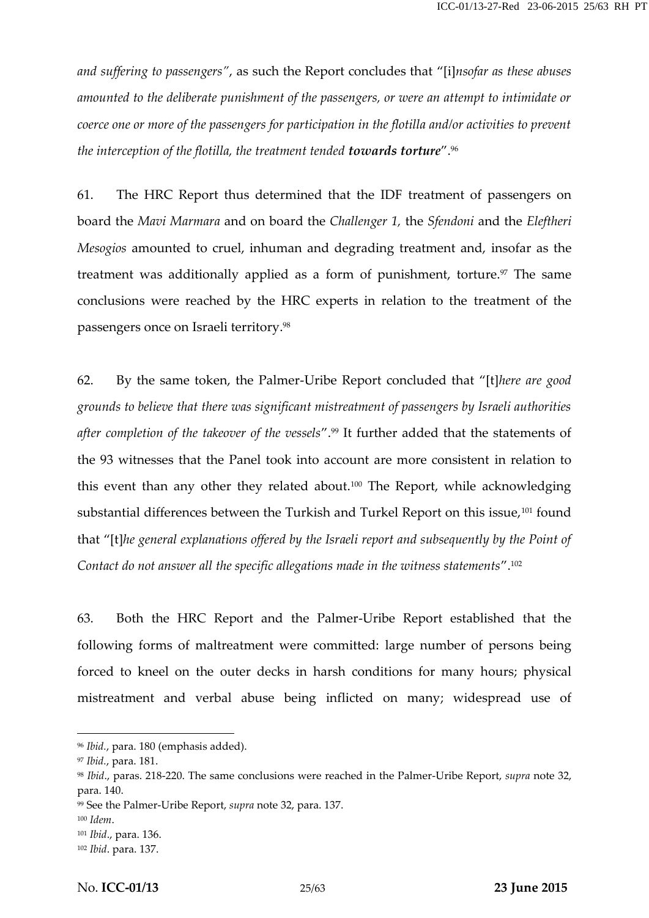*and suffering to passengers"*, as such the Report concludes that "[i]*nsofar as these abuses amounted to the deliberate punishment of the passengers, or were an attempt to intimidate or coerce one or more of the passengers for participation in the flotilla and/or activities to prevent the interception of the flotilla, the treatment tended* ***towards torture***".[96]

61. The HRC Report thus determined that the IDF treatment of passengers on board the *Mavi Marmara* and on board the *Challenger 1,* the *Sfendoni* and the *Eleftheri Mesogios* amounted to cruel, inhuman and degrading treatment and, insofar as the treatment was additionally applied as a form of punishment, torture.[97] The same conclusions were reached by the HRC experts in relation to the treatment of the passengers once on Israeli territory.[98]

62. By the same token, the Palmer-Uribe Report concluded that "[t]*here are good grounds to believe that there was significant mistreatment of passengers by Israeli authorities after completion of the takeover of the vessels*".[99] It further added that the statements of the 93 witnesses that the Panel took into account are more consistent in relation to this event than any other they related about.[100] The Report, while acknowledging substantial differences between the Turkish and Turkel Report on this issue,[101] found that "[t]*he general explanations offered by the Israeli report and subsequently by the Point of Contact do not answer all the specific allegations made in the witness statements*".[102]

63. Both the HRC Report and the Palmer-Uribe Report established that the following forms of maltreatment were committed: large number of persons being forced to kneel on the outer decks in harsh conditions for many hours; physical mistreatment and verbal abuse being inflicted on many; widespread use of

---

[96] *Ibid.*, para. 180 (emphasis added).

[97] *Ibid.*, para. 181.

[98] *Ibid*., paras. 218-220. The same conclusions were reached in the Palmer-Uribe Report, *supra* note 32, para. 140.

[99] See the Palmer-Uribe Report, *supra* note 32, para. 137.

[100] *Idem*.

[101] *Ibid*., para. 136.

[102] *Ibid*. para. 137.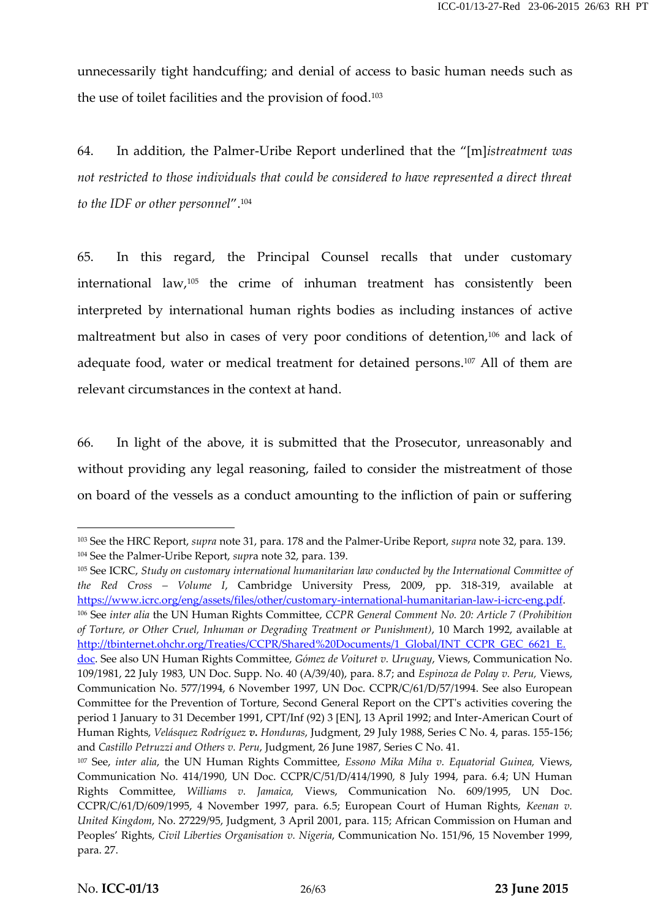unnecessarily tight handcuffing; and denial of access to basic human needs such as the use of toilet facilities and the provision of food.[103]

64. In addition, the Palmer-Uribe Report underlined that the "[m]*istreatment was not restricted to those individuals that could be considered to have represented a direct threat to the IDF or other personnel*".[104]

65. In this regard, the Principal Counsel recalls that under customary international law,[105] the crime of inhuman treatment has consistently been interpreted by international human rights bodies as including instances of active maltreatment but also in cases of very poor conditions of detention,[106] and lack of adequate food, water or medical treatment for detained persons.[107] All of them are relevant circumstances in the context at hand.

66. In light of the above, it is submitted that the Prosecutor, unreasonably and without providing any legal reasoning, failed to consider the mistreatment of those on board of the vessels as a conduct amounting to the infliction of pain or suffering

---

[103] See the HRC Report, *supra* note 31, para. 178 and the Palmer-Uribe Report, *supra* note 32, para. 139.

[104] See the Palmer-Uribe Report, *supra* note 32, para. 139.

[105] See ICRC, *Study on customary international humanitarian law conducted by the International Committee of the Red Cross – Volume I*, Cambridge University Press, 2009, pp. 318-319, available at https://www.icrc.org/eng/assets/files/other/customary-international-humanitarian-law-i-icrc-eng.pdf.

[106] See *inter alia* the UN Human Rights Committee, *CCPR General Comment No. 20: Article 7 (Prohibition of Torture, or Other Cruel, Inhuman or Degrading Treatment or Punishment)*, 10 March 1992, available at http://tbinternet.ohchr.org/Treaties/CCPR/Shared%20Documents/1_Global/INT_CCPR_GEC_6621_E.doc. See also UN Human Rights Committee, *Gómez de Voituret v. Uruguay*, Views, Communication No. 109/1981, 22 July 1983, UN Doc. Supp. No. 40 (A/39/40), para. 8.7; and *Espinoza de Polay v. Peru,* Views, Communication No. 577/1994, 6 November 1997, UN Doc. CCPR/C/61/D/57/1994. See also European Committee for the Prevention of Torture, Second General Report on the CPT's activities covering the period 1 January to 31 December 1991, CPT/Inf (92) 3 [EN], 13 April 1992; and Inter-American Court of Human Rights, *Velásquez Rodríguez v. Honduras*, Judgment, 29 July 1988, Series C No. 4, paras. 155-156; and *Castillo Petruzzi and Others v. Peru*, Judgment, 26 June 1987, Series C No. 41.

[107] See, *inter alia*, the UN Human Rights Committee, *Essono Mika Miha v. Equatorial Guinea,* Views, Communication No. 414/1990, UN Doc. CCPR/C/51/D/414/1990, 8 July 1994, para. 6.4; UN Human Rights Committee, *Williams v. Jamaica,* Views, Communication No. 609/1995, UN Doc. CCPR/C/61/D/609/1995, 4 November 1997, para. 6.5; European Court of Human Rights, *Keenan v. United Kingdom*, No. 27229/95, Judgment, 3 April 2001, para. 115; African Commission on Human and Peoples' Rights, *Civil Liberties Organisation v. Nigeria*, Communication No. 151/96, 15 November 1999, para. 27.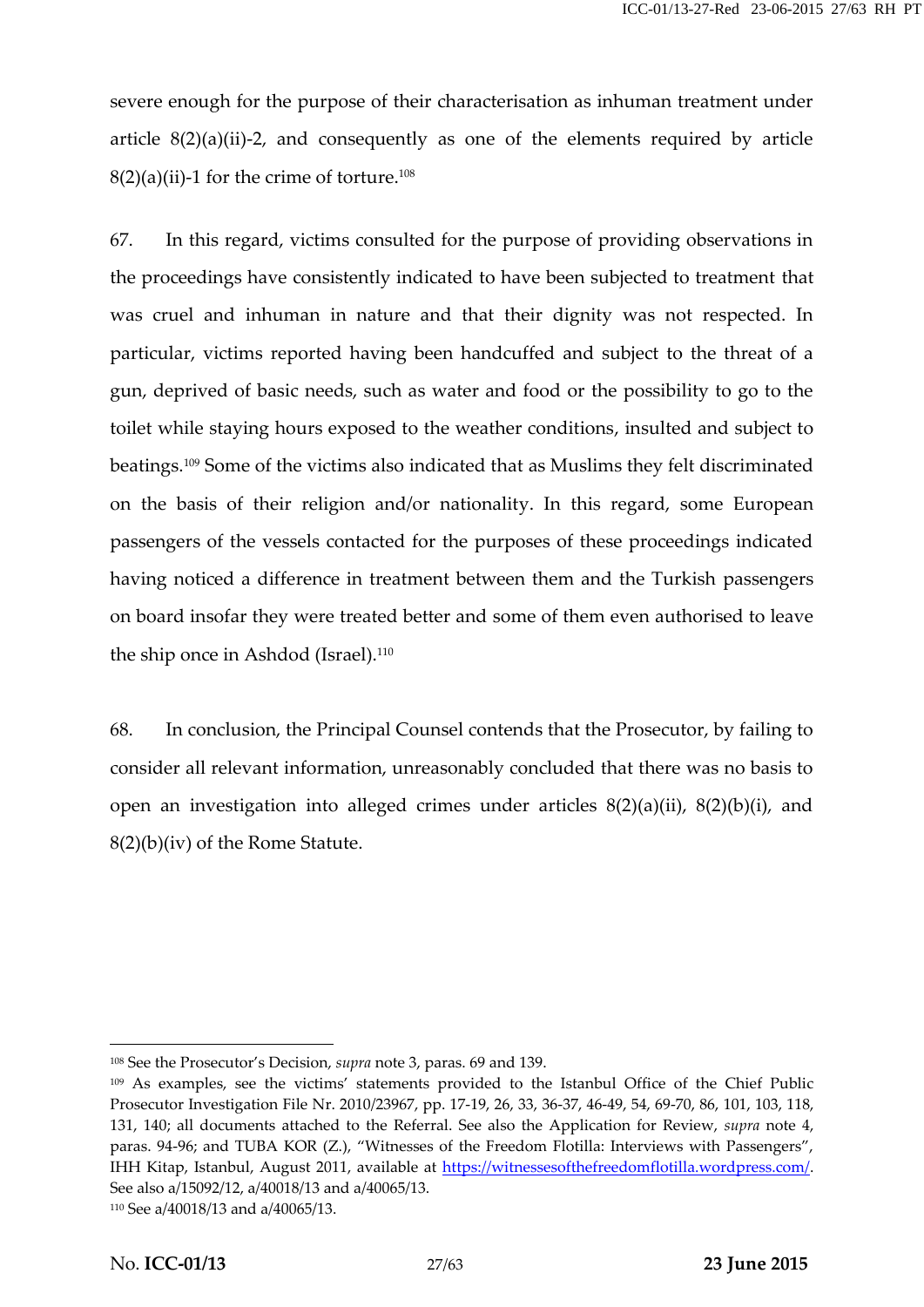severe enough for the purpose of their characterisation as inhuman treatment under article 8(2)(a)(ii)-2, and consequently as one of the elements required by article 8(2)(a)(ii)-1 for the crime of torture.[108]

67. In this regard, victims consulted for the purpose of providing observations in the proceedings have consistently indicated to have been subjected to treatment that was cruel and inhuman in nature and that their dignity was not respected. In particular, victims reported having been handcuffed and subject to the threat of a gun, deprived of basic needs, such as water and food or the possibility to go to the toilet while staying hours exposed to the weather conditions, insulted and subject to beatings.[109] Some of the victims also indicated that as Muslims they felt discriminated on the basis of their religion and/or nationality. In this regard, some European passengers of the vessels contacted for the purposes of these proceedings indicated having noticed a difference in treatment between them and the Turkish passengers on board insofar they were treated better and some of them even authorised to leave the ship once in Ashdod (Israel).[110]

68. In conclusion, the Principal Counsel contends that the Prosecutor, by failing to consider all relevant information, unreasonably concluded that there was no basis to open an investigation into alleged crimes under articles 8(2)(a)(ii), 8(2)(b)(i), and 8(2)(b)(iv) of the Rome Statute.

---

[108] See the Prosecutor's Decision, *supra* note 3, paras. 69 and 139.

[109] As examples, see the victims' statements provided to the Istanbul Office of the Chief Public Prosecutor Investigation File Nr. 2010/23967, pp. 17-19, 26, 33, 36-37, 46-49, 54, 69-70, 86, 101, 103, 118, 131, 140; all documents attached to the Referral. See also the Application for Review, *supra* note 4, paras. 94-96; and TUBA KOR (Z.), "Witnesses of the Freedom Flotilla: Interviews with Passengers", IHH Kitap, Istanbul, August 2011, available at https://witnessesofthefreedomflotilla.wordpress.com/. See also a/15092/12, a/40018/13 and a/40065/13.

[110] See a/40018/13 and a/40065/13.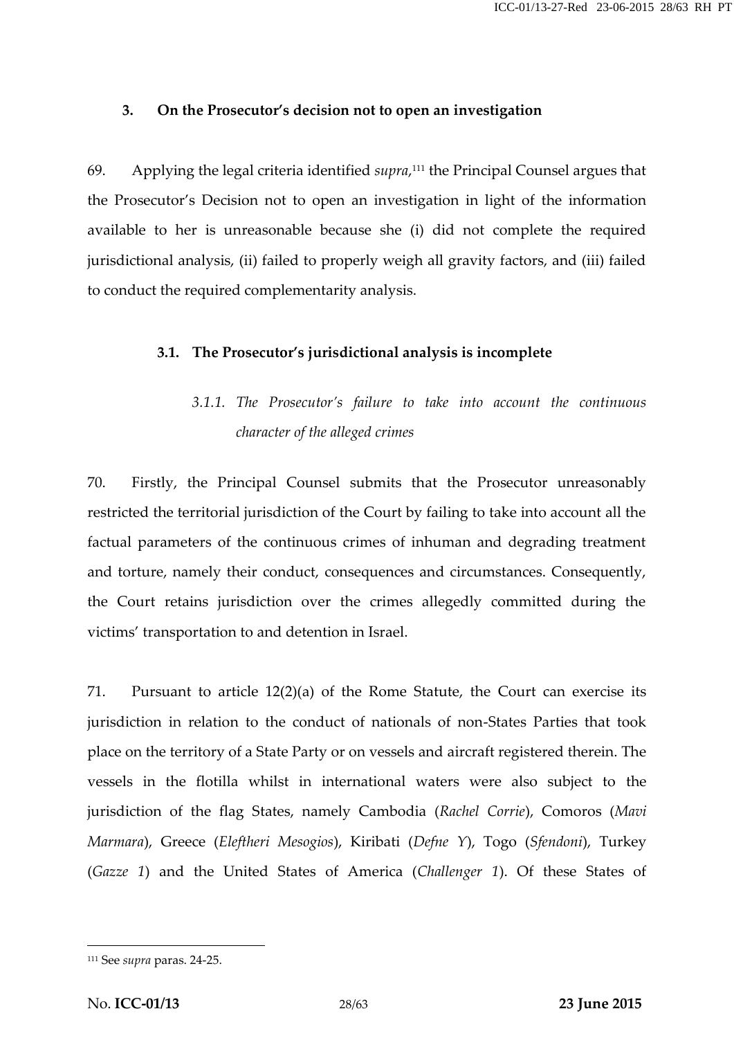### 3. On the Prosecutor's decision not to open an investigation

69. Applying the legal criteria identified *supra*,[111] the Principal Counsel argues that the Prosecutor's Decision not to open an investigation in light of the information available to her is unreasonable because she (i) did not complete the required jurisdictional analysis, (ii) failed to properly weigh all gravity factors, and (iii) failed to conduct the required complementarity analysis.

#### 3.1. The Prosecutor's jurisdictional analysis is incomplete

##### *3.1.1. The Prosecutor's failure to take into account the continuous character of the alleged crimes*

70. Firstly, the Principal Counsel submits that the Prosecutor unreasonably restricted the territorial jurisdiction of the Court by failing to take into account all the factual parameters of the continuous crimes of inhuman and degrading treatment and torture, namely their conduct, consequences and circumstances. Consequently, the Court retains jurisdiction over the crimes allegedly committed during the victims' transportation to and detention in Israel.

71. Pursuant to article 12(2)(a) of the Rome Statute, the Court can exercise its jurisdiction in relation to the conduct of nationals of non-States Parties that took place on the territory of a State Party or on vessels and aircraft registered therein. The vessels in the flotilla whilst in international waters were also subject to the jurisdiction of the flag States, namely Cambodia (*Rachel Corrie*), Comoros (*Mavi Marmara*), Greece (*Eleftheri Mesogios*), Kiribati (*Defne Y*), Togo (*Sfendoni*), Turkey (*Gazze 1*) and the United States of America (*Challenger 1*). Of these States of

---

[111] See *supra* paras. 24-25.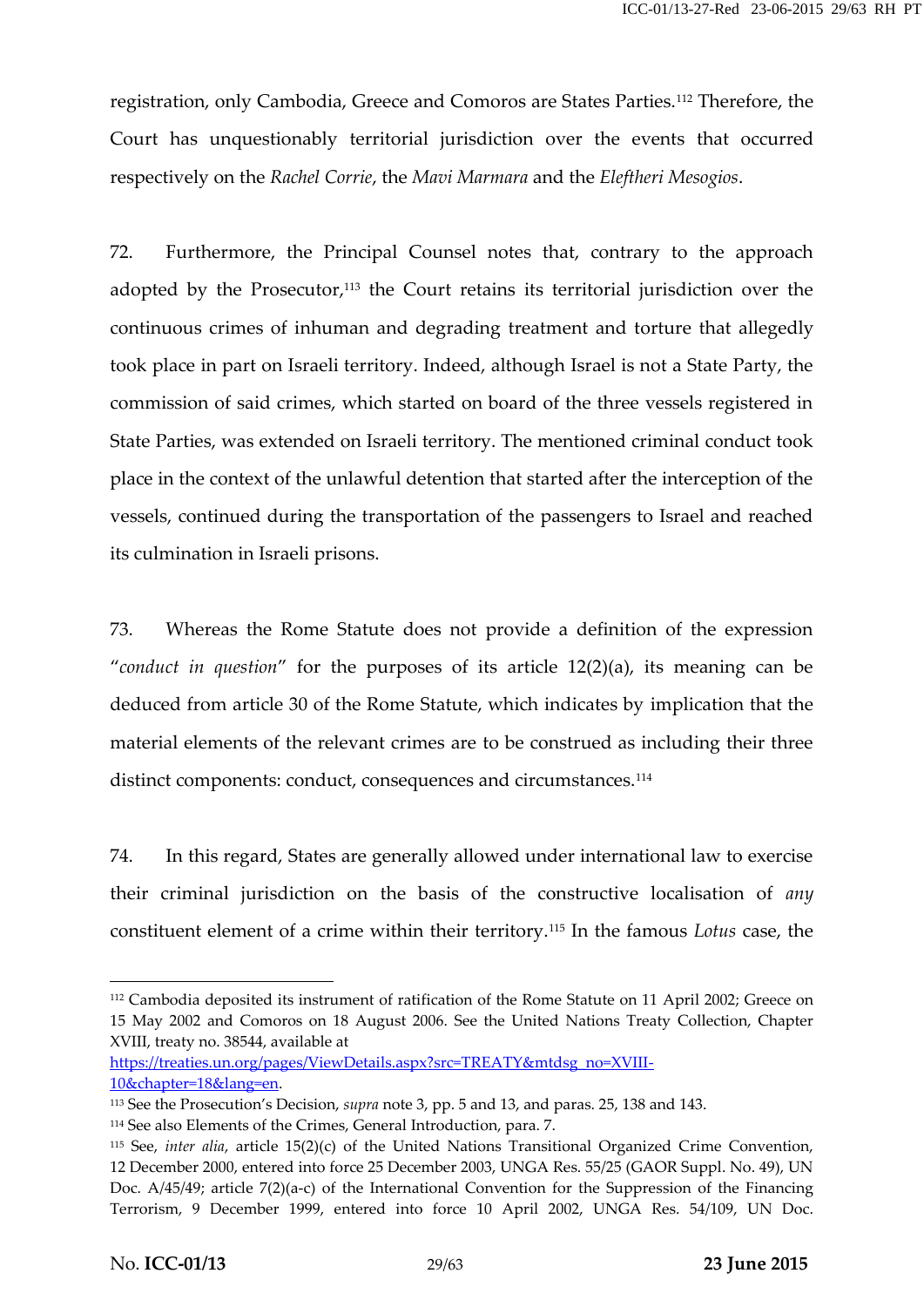registration, only Cambodia, Greece and Comoros are States Parties.[112] Therefore, the Court has unquestionably territorial jurisdiction over the events that occurred respectively on the *Rachel Corrie*, the *Mavi Marmara* and the *Eleftheri Mesogios*.

72. Furthermore, the Principal Counsel notes that, contrary to the approach adopted by the Prosecutor,[113] the Court retains its territorial jurisdiction over the continuous crimes of inhuman and degrading treatment and torture that allegedly took place in part on Israeli territory. Indeed, although Israel is not a State Party, the commission of said crimes, which started on board of the three vessels registered in State Parties, was extended on Israeli territory. The mentioned criminal conduct took place in the context of the unlawful detention that started after the interception of the vessels, continued during the transportation of the passengers to Israel and reached its culmination in Israeli prisons.

73. Whereas the Rome Statute does not provide a definition of the expression "*conduct in question*" for the purposes of its article 12(2)(a), its meaning can be deduced from article 30 of the Rome Statute, which indicates by implication that the material elements of the relevant crimes are to be construed as including their three distinct components: conduct, consequences and circumstances.[114]

74. In this regard, States are generally allowed under international law to exercise their criminal jurisdiction on the basis of the constructive localisation of *any* constituent element of a crime within their territory.[115] In the famous *Lotus* case, the

---

[112] Cambodia deposited its instrument of ratification of the Rome Statute on 11 April 2002; Greece on 15 May 2002 and Comoros on 18 August 2006. See the United Nations Treaty Collection, Chapter XVIII, treaty no. 38544, available at https://treaties.un.org/pages/ViewDetails.aspx?src=TREATY&mtdsg_no=XVIII-10&chapter=18&lang=en.

[113] See the Prosecution's Decision, *supra* note 3, pp. 5 and 13, and paras. 25, 138 and 143.

[114] See also Elements of the Crimes, General Introduction, para. 7.

[115] See, *inter alia*, article 15(2)(c) of the United Nations Transitional Organized Crime Convention, 12 December 2000, entered into force 25 December 2003, UNGA Res. 55/25 (GAOR Suppl. No. 49), UN Doc. A/45/49; article 7(2)(a-c) of the International Convention for the Suppression of the Financing Terrorism, 9 December 1999, entered into force 10 April 2002, UNGA Res. 54/109, UN Doc.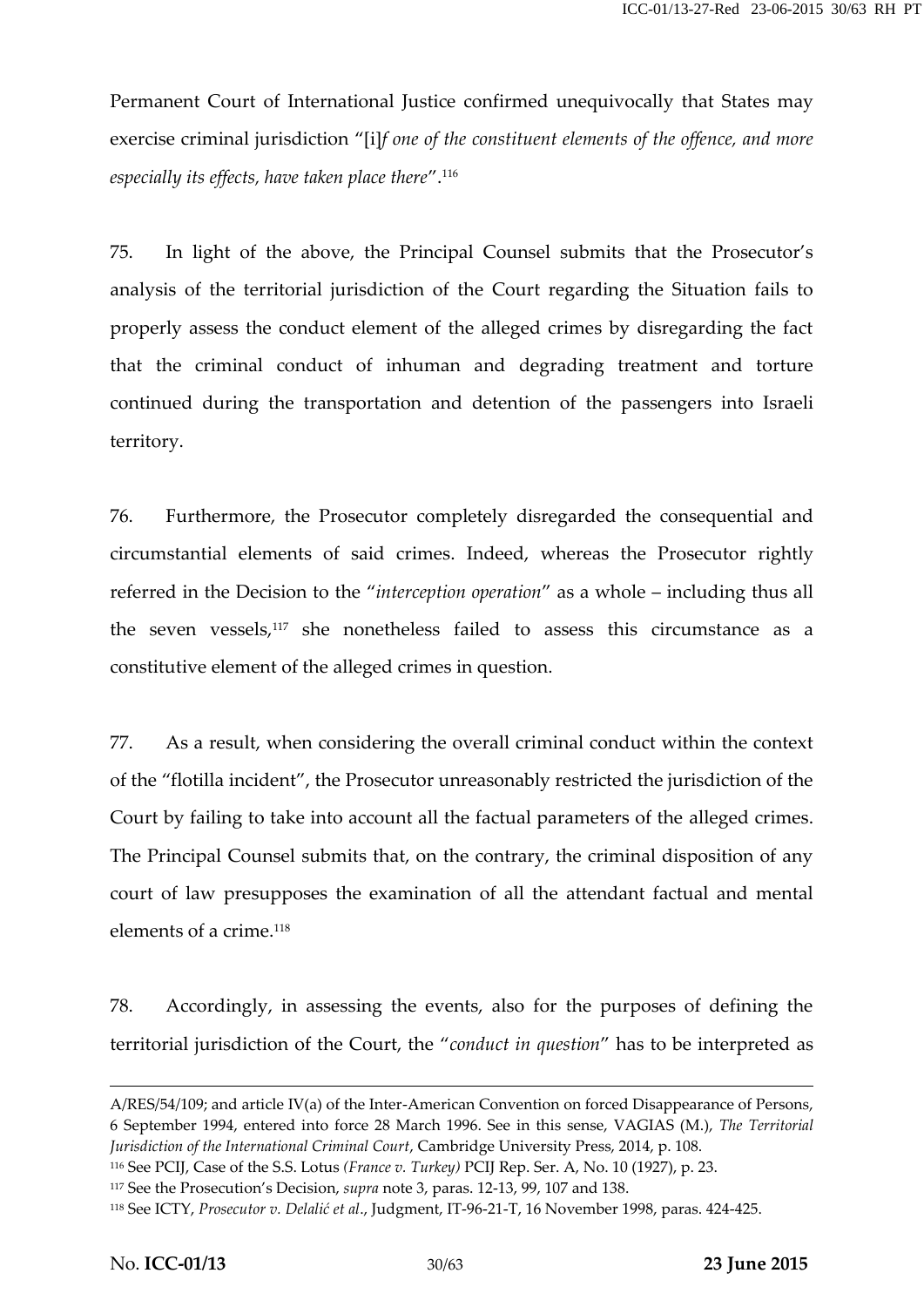Permanent Court of International Justice confirmed unequivocally that States may exercise criminal jurisdiction "[i]*f one of the constituent elements of the offence, and more especially its effects, have taken place there*".[116]

75. In light of the above, the Principal Counsel submits that the Prosecutor's analysis of the territorial jurisdiction of the Court regarding the Situation fails to properly assess the conduct element of the alleged crimes by disregarding the fact that the criminal conduct of inhuman and degrading treatment and torture continued during the transportation and detention of the passengers into Israeli territory.

76. Furthermore, the Prosecutor completely disregarded the consequential and circumstantial elements of said crimes. Indeed, whereas the Prosecutor rightly referred in the Decision to the "*interception operation*" as a whole – including thus all the seven vessels,[117] she nonetheless failed to assess this circumstance as a constitutive element of the alleged crimes in question.

77. As a result, when considering the overall criminal conduct within the context of the "flotilla incident", the Prosecutor unreasonably restricted the jurisdiction of the Court by failing to take into account all the factual parameters of the alleged crimes. The Principal Counsel submits that, on the contrary, the criminal disposition of any court of law presupposes the examination of all the attendant factual and mental elements of a crime.[118]

78. Accordingly, in assessing the events, also for the purposes of defining the territorial jurisdiction of the Court, the "*conduct in question*" has to be interpreted as

---

A/RES/54/109; and article IV(a) of the Inter-American Convention on forced Disappearance of Persons, 6 September 1994, entered into force 28 March 1996. See in this sense, VAGIAS (M.), *The Territorial Jurisdiction of the International Criminal Court*, Cambridge University Press, 2014, p. 108.

[116] See PCIJ, Case of the S.S. Lotus *(France v. Turkey)* PCIJ Rep. Ser. A, No. 10 (1927), p. 23.

[117] See the Prosecution's Decision, *supra* note 3, paras. 12-13, 99, 107 and 138.

[118] See ICTY, *Prosecutor v. Delalić et al*., Judgment, IT-96-21-T, 16 November 1998, paras. 424-425.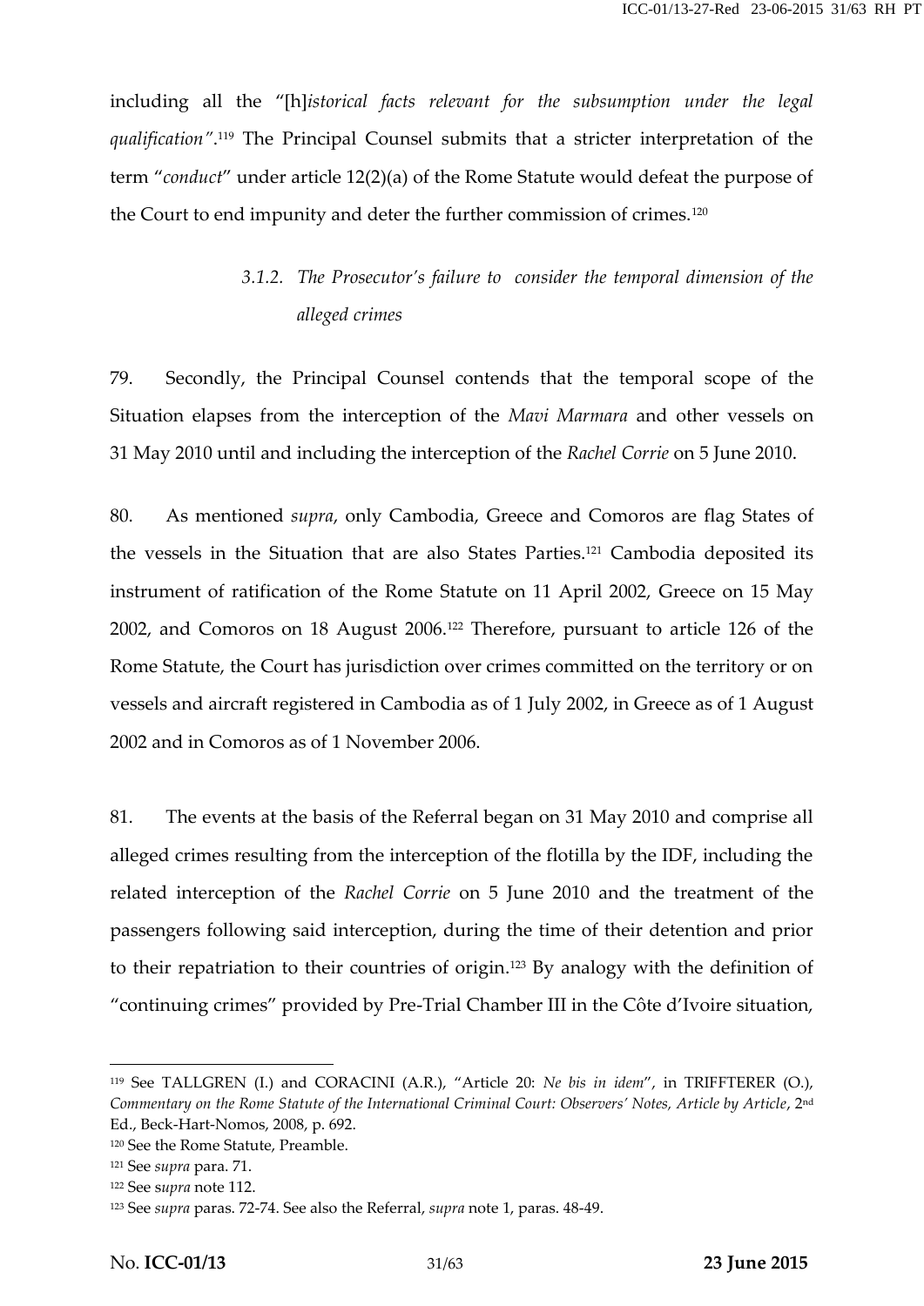including all the "[h]*istorical facts relevant for the subsumption under the legal qualification"*.[119] The Principal Counsel submits that a stricter interpretation of the term "*conduct*" under article 12(2)(a) of the Rome Statute would defeat the purpose of the Court to end impunity and deter the further commission of crimes.[120]

#### *3.1.2. The Prosecutor's failure to consider the temporal dimension of the alleged crimes*

79. Secondly, the Principal Counsel contends that the temporal scope of the Situation elapses from the interception of the *Mavi Marmara* and other vessels on 31 May 2010 until and including the interception of the *Rachel Corrie* on 5 June 2010.

80. As mentioned *supra*, only Cambodia, Greece and Comoros are flag States of the vessels in the Situation that are also States Parties.[121] Cambodia deposited its instrument of ratification of the Rome Statute on 11 April 2002, Greece on 15 May 2002, and Comoros on 18 August 2006.[122] Therefore, pursuant to article 126 of the Rome Statute, the Court has jurisdiction over crimes committed on the territory or on vessels and aircraft registered in Cambodia as of 1 July 2002, in Greece as of 1 August 2002 and in Comoros as of 1 November 2006.

81. The events at the basis of the Referral began on 31 May 2010 and comprise all alleged crimes resulting from the interception of the flotilla by the IDF, including the related interception of the *Rachel Corrie* on 5 June 2010 and the treatment of the passengers following said interception, during the time of their detention and prior to their repatriation to their countries of origin.[123] By analogy with the definition of "continuing crimes" provided by Pre-Trial Chamber III in the Côte d'Ivoire situation,

---

[119] See TALLGREN (I.) and CORACINI (A.R.), "Article 20: *Ne bis in idem*", in TRIFFTERER (O.), *Commentary on the Rome Statute of the International Criminal Court: Observers' Notes, Article by Article*, 2nd Ed., Beck-Hart-Nomos, 2008, p. 692.

[120] See the Rome Statute, Preamble.

[121] See *supra* para. 71.

[122] See s*upra* note 112.

[123] See *supra* paras. 72-74. See also the Referral, *supra* note 1, paras. 48-49.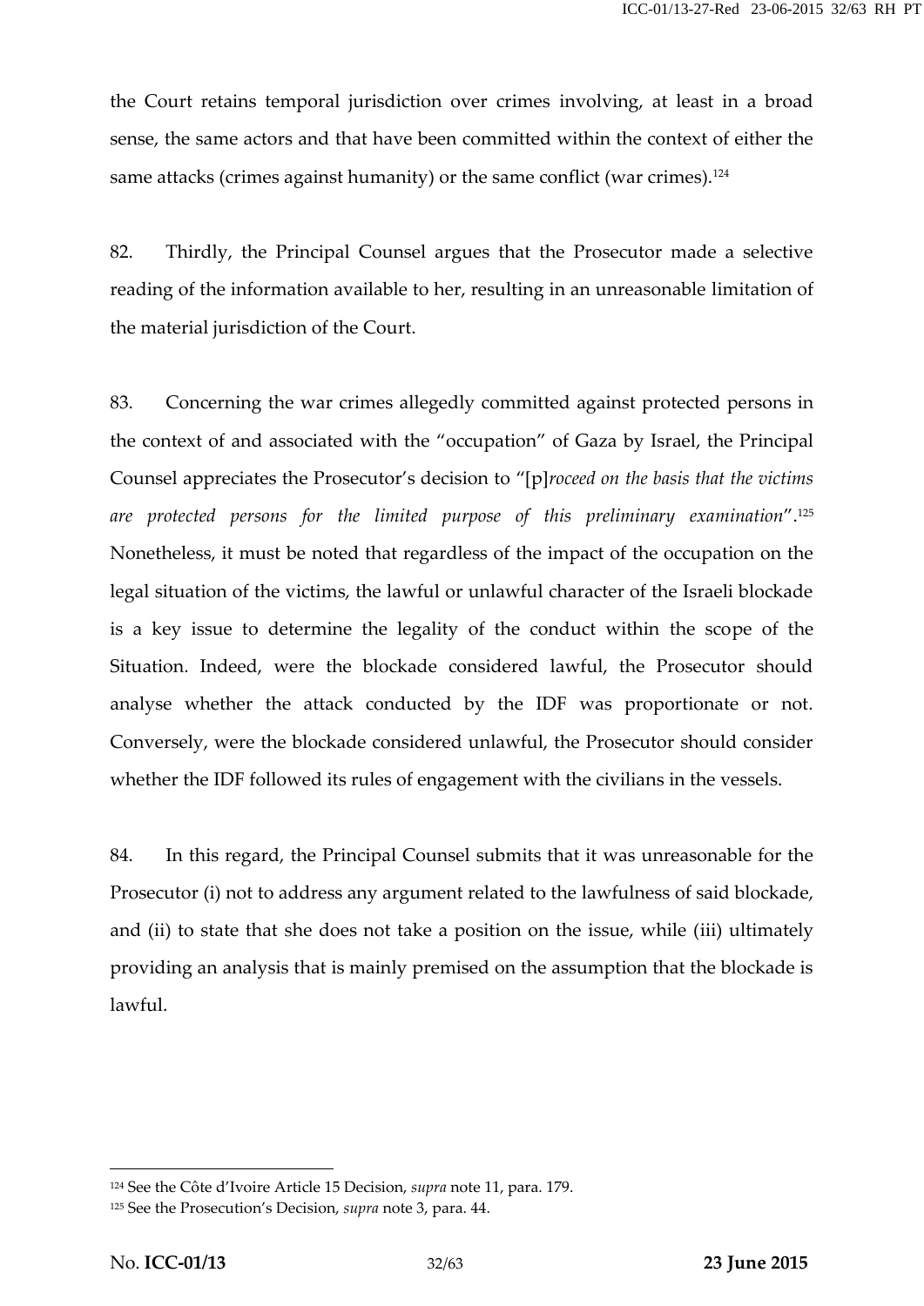the Court retains temporal jurisdiction over crimes involving, at least in a broad sense, the same actors and that have been committed within the context of either the same attacks (crimes against humanity) or the same conflict (war crimes).[124]

82. Thirdly, the Principal Counsel argues that the Prosecutor made a selective reading of the information available to her, resulting in an unreasonable limitation of the material jurisdiction of the Court.

83. Concerning the war crimes allegedly committed against protected persons in the context of and associated with the "occupation" of Gaza by Israel, the Principal Counsel appreciates the Prosecutor's decision to "[p]*roceed on the basis that the victims are protected persons for the limited purpose of this preliminary examination*".[125] Nonetheless, it must be noted that regardless of the impact of the occupation on the legal situation of the victims, the lawful or unlawful character of the Israeli blockade is a key issue to determine the legality of the conduct within the scope of the Situation. Indeed, were the blockade considered lawful, the Prosecutor should analyse whether the attack conducted by the IDF was proportionate or not. Conversely, were the blockade considered unlawful, the Prosecutor should consider whether the IDF followed its rules of engagement with the civilians in the vessels.

84. In this regard, the Principal Counsel submits that it was unreasonable for the Prosecutor (i) not to address any argument related to the lawfulness of said blockade, and (ii) to state that she does not take a position on the issue, while (iii) ultimately providing an analysis that is mainly premised on the assumption that the blockade is lawful.

---

[124] See the Côte d'Ivoire Article 15 Decision, *supra* note 11, para. 179.

[125] See the Prosecution's Decision, *supra* note 3, para. 44.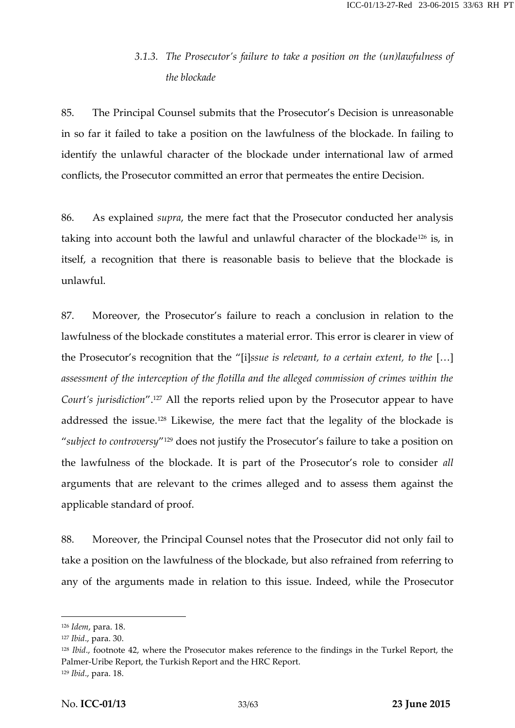### *3.1.3. The Prosecutor's failure to take a position on the (un)lawfulness of the blockade*

85. The Principal Counsel submits that the Prosecutor's Decision is unreasonable in so far it failed to take a position on the lawfulness of the blockade. In failing to identify the unlawful character of the blockade under international law of armed conflicts, the Prosecutor committed an error that permeates the entire Decision.

86. As explained *supra*, the mere fact that the Prosecutor conducted her analysis taking into account both the lawful and unlawful character of the blockade[126] is, in itself, a recognition that there is reasonable basis to believe that the blockade is unlawful.

87. Moreover, the Prosecutor's failure to reach a conclusion in relation to the lawfulness of the blockade constitutes a material error. This error is clearer in view of the Prosecutor's recognition that the "[i]*ssue is relevant, to a certain extent, to the* […] *assessment of the interception of the flotilla and the alleged commission of crimes within the Court's jurisdiction*".[127] All the reports relied upon by the Prosecutor appear to have addressed the issue.[128] Likewise, the mere fact that the legality of the blockade is "*subject to controversy*"[129] does not justify the Prosecutor's failure to take a position on the lawfulness of the blockade. It is part of the Prosecutor's role to consider *all* arguments that are relevant to the crimes alleged and to assess them against the applicable standard of proof.

88. Moreover, the Principal Counsel notes that the Prosecutor did not only fail to take a position on the lawfulness of the blockade, but also refrained from referring to any of the arguments made in relation to this issue. Indeed, while the Prosecutor

---

[126] *Idem*, para. 18.

[127] *Ibid*., para. 30.

[128] *Ibid*., footnote 42, where the Prosecutor makes reference to the findings in the Turkel Report, the Palmer-Uribe Report, the Turkish Report and the HRC Report.

[129] *Ibid*., para. 18.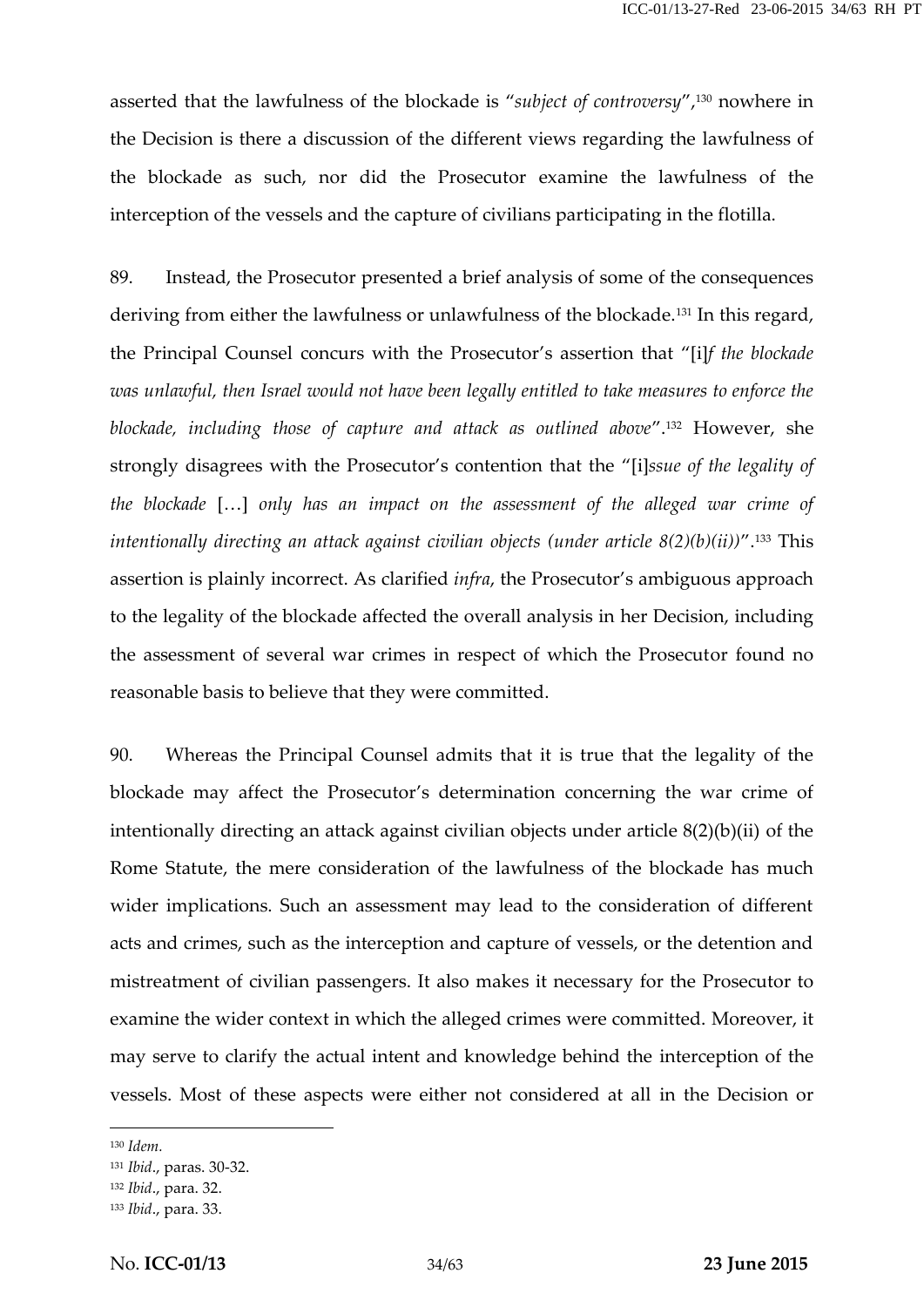asserted that the lawfulness of the blockade is "*subject of controversy*",[130] nowhere in the Decision is there a discussion of the different views regarding the lawfulness of the blockade as such, nor did the Prosecutor examine the lawfulness of the interception of the vessels and the capture of civilians participating in the flotilla.

89. Instead, the Prosecutor presented a brief analysis of some of the consequences deriving from either the lawfulness or unlawfulness of the blockade.[131] In this regard, the Principal Counsel concurs with the Prosecutor's assertion that "[i]*f the blockade was unlawful, then Israel would not have been legally entitled to take measures to enforce the blockade, including those of capture and attack as outlined above*".[132] However, she strongly disagrees with the Prosecutor's contention that the "[i]*ssue of the legality of the blockade* […] *only has an impact on the assessment of the alleged war crime of intentionally directing an attack against civilian objects (under article 8(2)(b)(ii))*".[133] This assertion is plainly incorrect. As clarified *infra*, the Prosecutor's ambiguous approach to the legality of the blockade affected the overall analysis in her Decision, including the assessment of several war crimes in respect of which the Prosecutor found no reasonable basis to believe that they were committed.

90. Whereas the Principal Counsel admits that it is true that the legality of the blockade may affect the Prosecutor's determination concerning the war crime of intentionally directing an attack against civilian objects under article 8(2)(b)(ii) of the Rome Statute, the mere consideration of the lawfulness of the blockade has much wider implications. Such an assessment may lead to the consideration of different acts and crimes, such as the interception and capture of vessels, or the detention and mistreatment of civilian passengers. It also makes it necessary for the Prosecutor to examine the wider context in which the alleged crimes were committed. Moreover, it may serve to clarify the actual intent and knowledge behind the interception of the vessels. Most of these aspects were either not considered at all in the Decision or

---

[130] *Idem*.

[131] *Ibid*., paras. 30-32.

[132] *Ibid*., para. 32.

[133] *Ibid*., para. 33.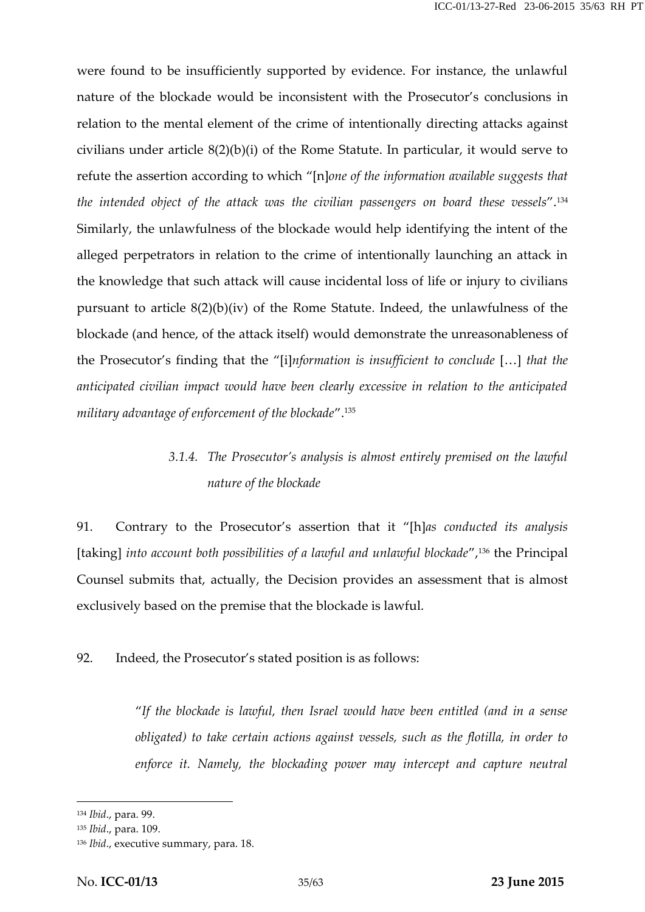were found to be insufficiently supported by evidence. For instance, the unlawful nature of the blockade would be inconsistent with the Prosecutor's conclusions in relation to the mental element of the crime of intentionally directing attacks against civilians under article 8(2)(b)(i) of the Rome Statute. In particular, it would serve to refute the assertion according to which "[n]*one of the information available suggests that the intended object of the attack was the civilian passengers on board these vessels*".[134] Similarly, the unlawfulness of the blockade would help identifying the intent of the alleged perpetrators in relation to the crime of intentionally launching an attack in the knowledge that such attack will cause incidental loss of life or injury to civilians pursuant to article 8(2)(b)(iv) of the Rome Statute. Indeed, the unlawfulness of the blockade (and hence, of the attack itself) would demonstrate the unreasonableness of the Prosecutor's finding that the "[i]*nformation is insufficient to conclude* […] *that the anticipated civilian impact would have been clearly excessive in relation to the anticipated military advantage of enforcement of the blockade*".[135]

### *3.1.4. The Prosecutor's analysis is almost entirely premised on the lawful nature of the blockade*

91. Contrary to the Prosecutor's assertion that it "[h]*as conducted its analysis* [taking] *into account both possibilities of a lawful and unlawful blockade*",[136] the Principal Counsel submits that, actually, the Decision provides an assessment that is almost exclusively based on the premise that the blockade is lawful.

92. Indeed, the Prosecutor's stated position is as follows:

> "*If the blockade is lawful, then Israel would have been entitled (and in a sense obligated) to take certain actions against vessels, such as the flotilla, in order to enforce it. Namely, the blockading power may intercept and capture neutral*

---

[134] *Ibid*., para. 99.

[135] *Ibid*., para. 109.

[136] *Ibid*., executive summary, para. 18.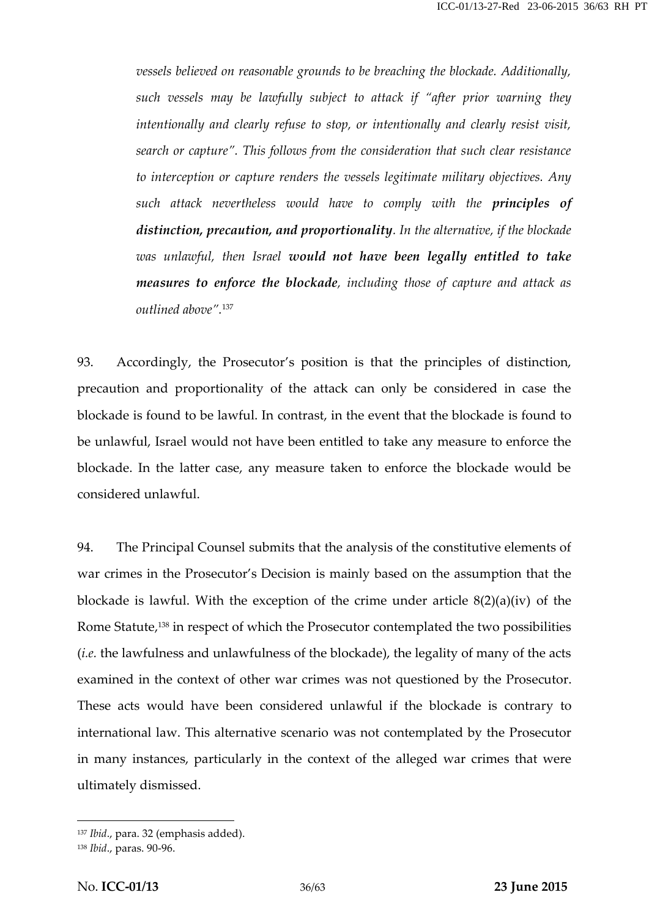> *vessels believed on reasonable grounds to be breaching the blockade. Additionally, such vessels may be lawfully subject to attack if "after prior warning they intentionally and clearly refuse to stop, or intentionally and clearly resist visit, search or capture". This follows from the consideration that such clear resistance to interception or capture renders the vessels legitimate military objectives. Any such attack nevertheless would have to comply with the* ***principles of distinction, precaution, and proportionality****. In the alternative, if the blockade was unlawful, then Israel* ***would not have been legally entitled to take measures to enforce the blockade****, including those of capture and attack as outlined above".*[137]

93. Accordingly, the Prosecutor's position is that the principles of distinction, precaution and proportionality of the attack can only be considered in case the blockade is found to be lawful. In contrast, in the event that the blockade is found to be unlawful, Israel would not have been entitled to take any measure to enforce the blockade. In the latter case, any measure taken to enforce the blockade would be considered unlawful.

94. The Principal Counsel submits that the analysis of the constitutive elements of war crimes in the Prosecutor's Decision is mainly based on the assumption that the blockade is lawful. With the exception of the crime under article 8(2)(a)(iv) of the Rome Statute,[138] in respect of which the Prosecutor contemplated the two possibilities (*i.e.* the lawfulness and unlawfulness of the blockade), the legality of many of the acts examined in the context of other war crimes was not questioned by the Prosecutor. These acts would have been considered unlawful if the blockade is contrary to international law. This alternative scenario was not contemplated by the Prosecutor in many instances, particularly in the context of the alleged war crimes that were ultimately dismissed.

---

[137] *Ibid*., para. 32 (emphasis added).

[138] *Ibid*., paras. 90-96.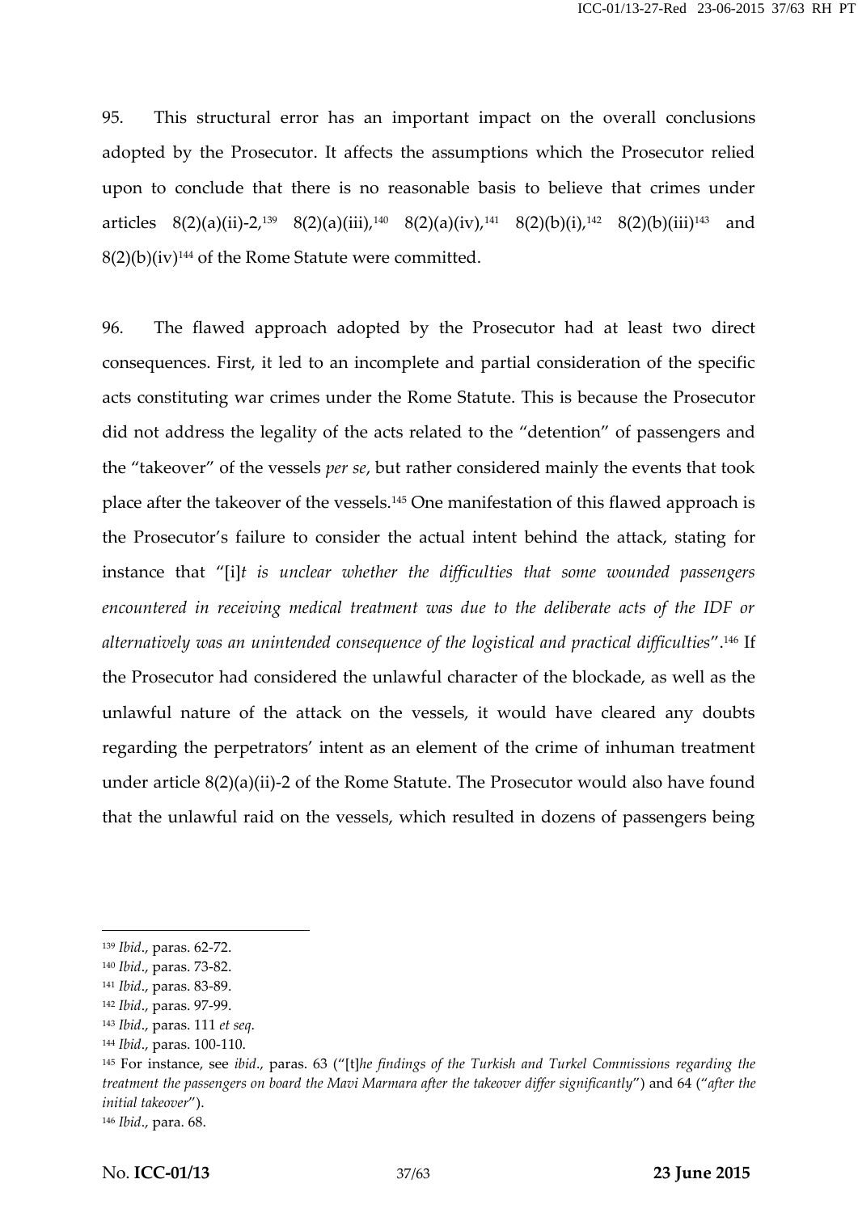95. This structural error has an important impact on the overall conclusions adopted by the Prosecutor. It affects the assumptions which the Prosecutor relied upon to conclude that there is no reasonable basis to believe that crimes under articles 8(2)(a)(ii)-2,[139] 8(2)(a)(iii),[140] 8(2)(a)(iv),[141] 8(2)(b)(i),[142] 8(2)(b)(iii)[143] and 8(2)(b)(iv)[144] of the Rome Statute were committed.

96. The flawed approach adopted by the Prosecutor had at least two direct consequences. First, it led to an incomplete and partial consideration of the specific acts constituting war crimes under the Rome Statute. This is because the Prosecutor did not address the legality of the acts related to the "detention" of passengers and the "takeover" of the vessels *per se*, but rather considered mainly the events that took place after the takeover of the vessels.[145] One manifestation of this flawed approach is the Prosecutor's failure to consider the actual intent behind the attack, stating for instance that "[i]*t is unclear whether the difficulties that some wounded passengers encountered in receiving medical treatment was due to the deliberate acts of the IDF or alternatively was an unintended consequence of the logistical and practical difficulties*".[146] If the Prosecutor had considered the unlawful character of the blockade, as well as the unlawful nature of the attack on the vessels, it would have cleared any doubts regarding the perpetrators' intent as an element of the crime of inhuman treatment under article 8(2)(a)(ii)-2 of the Rome Statute. The Prosecutor would also have found that the unlawful raid on the vessels, which resulted in dozens of passengers being

---

[139] *Ibid*., paras. 62-72.

[140] *Ibid*., paras. 73-82.

[141] *Ibid*., paras. 83-89.

[142] *Ibid*., paras. 97-99.

[143] *Ibid*., paras. 111 *et seq*.

[144] *Ibid*., paras. 100-110.

[145] For instance, see *ibid*., paras. 63 ("[t]*he findings of the Turkish and Turkel Commissions regarding the treatment the passengers on board the Mavi Marmara after the takeover differ significantly*") and 64 ("*after the initial takeover*").

[146] *Ibid*., para. 68.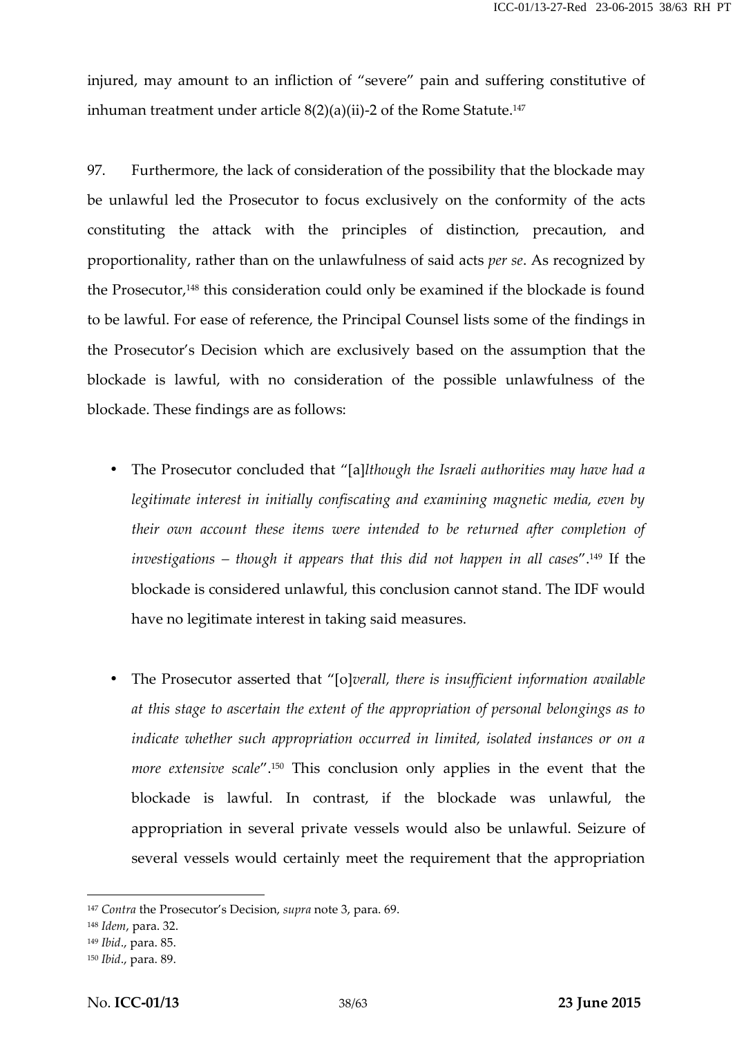injured, may amount to an infliction of "severe" pain and suffering constitutive of inhuman treatment under article 8(2)(a)(ii)-2 of the Rome Statute.[147]

97. Furthermore, the lack of consideration of the possibility that the blockade may be unlawful led the Prosecutor to focus exclusively on the conformity of the acts constituting the attack with the principles of distinction, precaution, and proportionality, rather than on the unlawfulness of said acts *per se*. As recognized by the Prosecutor,[148] this consideration could only be examined if the blockade is found to be lawful. For ease of reference, the Principal Counsel lists some of the findings in the Prosecutor's Decision which are exclusively based on the assumption that the blockade is lawful, with no consideration of the possible unlawfulness of the blockade. These findings are as follows:

- The Prosecutor concluded that "[a]*lthough the Israeli authorities may have had a legitimate interest in initially confiscating and examining magnetic media, even by their own account these items were intended to be returned after completion of investigations – though it appears that this did not happen in all cases*".[149] If the blockade is considered unlawful, this conclusion cannot stand. The IDF would have no legitimate interest in taking said measures.

- The Prosecutor asserted that "[o]*verall, there is insufficient information available at this stage to ascertain the extent of the appropriation of personal belongings as to indicate whether such appropriation occurred in limited, isolated instances or on a more extensive scale*".[150] This conclusion only applies in the event that the blockade is lawful. In contrast, if the blockade was unlawful, the appropriation in several private vessels would also be unlawful. Seizure of several vessels would certainly meet the requirement that the appropriation

---

[147] *Contra* the Prosecutor's Decision, *supra* note 3, para. 69.

[148] *Idem*, para. 32.

[149] *Ibid*., para. 85.

[150] *Ibid*., para. 89.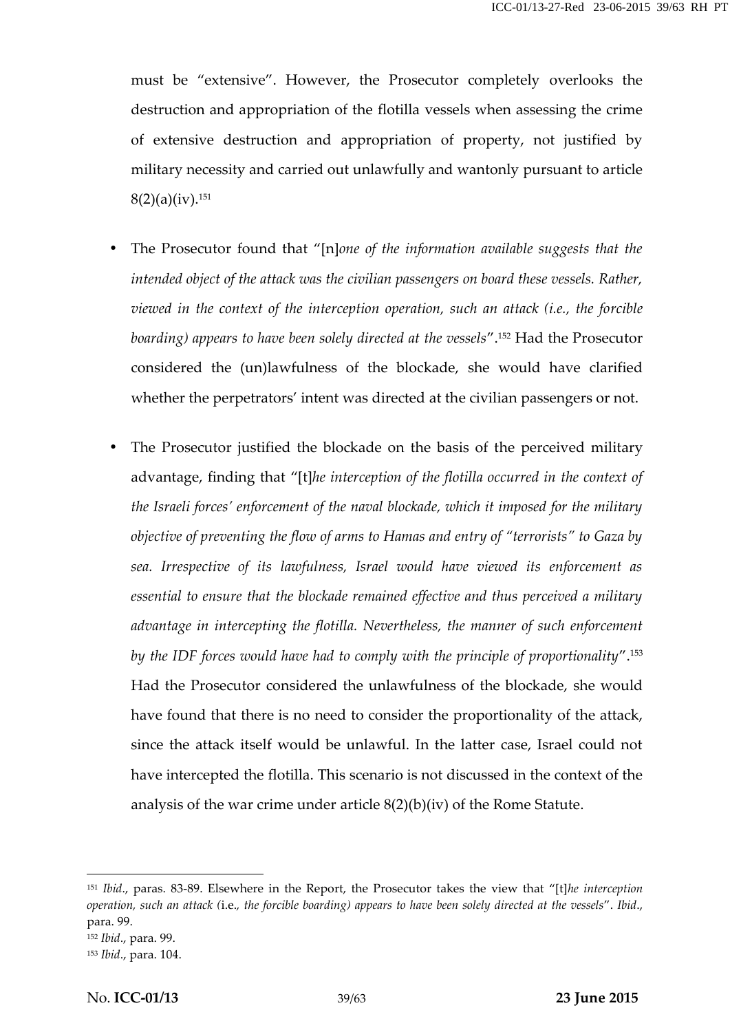must be "extensive". However, the Prosecutor completely overlooks the destruction and appropriation of the flotilla vessels when assessing the crime of extensive destruction and appropriation of property, not justified by military necessity and carried out unlawfully and wantonly pursuant to article 8(2)(a)(iv).[151]

- The Prosecutor found that "[n]*one of the information available suggests that the intended object of the attack was the civilian passengers on board these vessels. Rather, viewed in the context of the interception operation, such an attack (i.e., the forcible boarding) appears to have been solely directed at the vessels*".[152] Had the Prosecutor considered the (un)lawfulness of the blockade, she would have clarified whether the perpetrators' intent was directed at the civilian passengers or not.

- The Prosecutor justified the blockade on the basis of the perceived military advantage, finding that "[t]*he interception of the flotilla occurred in the context of the Israeli forces' enforcement of the naval blockade, which it imposed for the military objective of preventing the flow of arms to Hamas and entry of "terrorists" to Gaza by sea. Irrespective of its lawfulness, Israel would have viewed its enforcement as essential to ensure that the blockade remained effective and thus perceived a military advantage in intercepting the flotilla. Nevertheless, the manner of such enforcement by the IDF forces would have had to comply with the principle of proportionality*".[153] Had the Prosecutor considered the unlawfulness of the blockade, she would have found that there is no need to consider the proportionality of the attack, since the attack itself would be unlawful. In the latter case, Israel could not have intercepted the flotilla. This scenario is not discussed in the context of the analysis of the war crime under article 8(2)(b)(iv) of the Rome Statute.

---

[151] *Ibid*., paras. 83-89. Elsewhere in the Report, the Prosecutor takes the view that "[t]*he interception operation, such an attack (*i.e.*, the forcible boarding) appears to have been solely directed at the vessels*". *Ibid*., para. 99.

[152] *Ibid*., para. 99.

[153] *Ibid*., para. 104.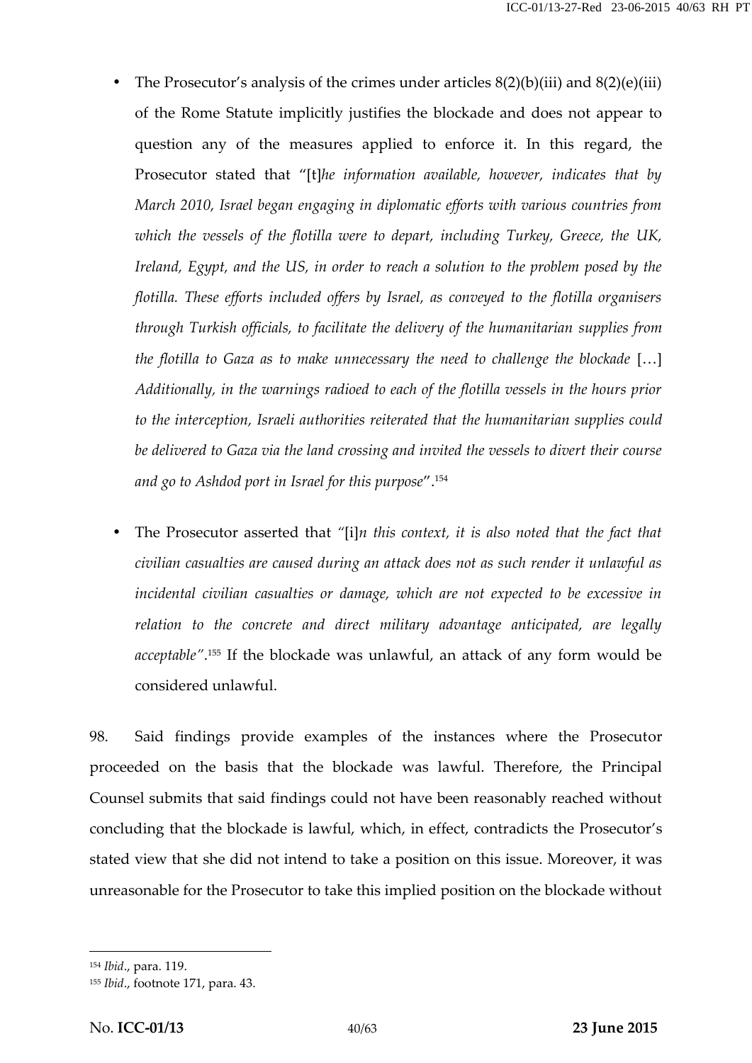- The Prosecutor's analysis of the crimes under articles 8(2)(b)(iii) and 8(2)(e)(iii) of the Rome Statute implicitly justifies the blockade and does not appear to question any of the measures applied to enforce it. In this regard, the Prosecutor stated that "[t]*he information available, however, indicates that by March 2010, Israel began engaging in diplomatic efforts with various countries from which the vessels of the flotilla were to depart, including Turkey, Greece, the UK, Ireland, Egypt, and the US, in order to reach a solution to the problem posed by the flotilla. These efforts included offers by Israel, as conveyed to the flotilla organisers through Turkish officials, to facilitate the delivery of the humanitarian supplies from the flotilla to Gaza as to make unnecessary the need to challenge the blockade* […] *Additionally, in the warnings radioed to each of the flotilla vessels in the hours prior to the interception, Israeli authorities reiterated that the humanitarian supplies could be delivered to Gaza via the land crossing and invited the vessels to divert their course and go to Ashdod port in Israel for this purpose*".[154]

- The Prosecutor asserted that "[i]*n this context, it is also noted that the fact that civilian casualties are caused during an attack does not as such render it unlawful as incidental civilian casualties or damage, which are not expected to be excessive in relation to the concrete and direct military advantage anticipated, are legally acceptable*".[155] If the blockade was unlawful, an attack of any form would be considered unlawful.

98. Said findings provide examples of the instances where the Prosecutor proceeded on the basis that the blockade was lawful. Therefore, the Principal Counsel submits that said findings could not have been reasonably reached without concluding that the blockade is lawful, which, in effect, contradicts the Prosecutor's stated view that she did not intend to take a position on this issue. Moreover, it was unreasonable for the Prosecutor to take this implied position on the blockade without

---

[154] *Ibid*., para. 119.

[155] *Ibid*., footnote 171, para. 43.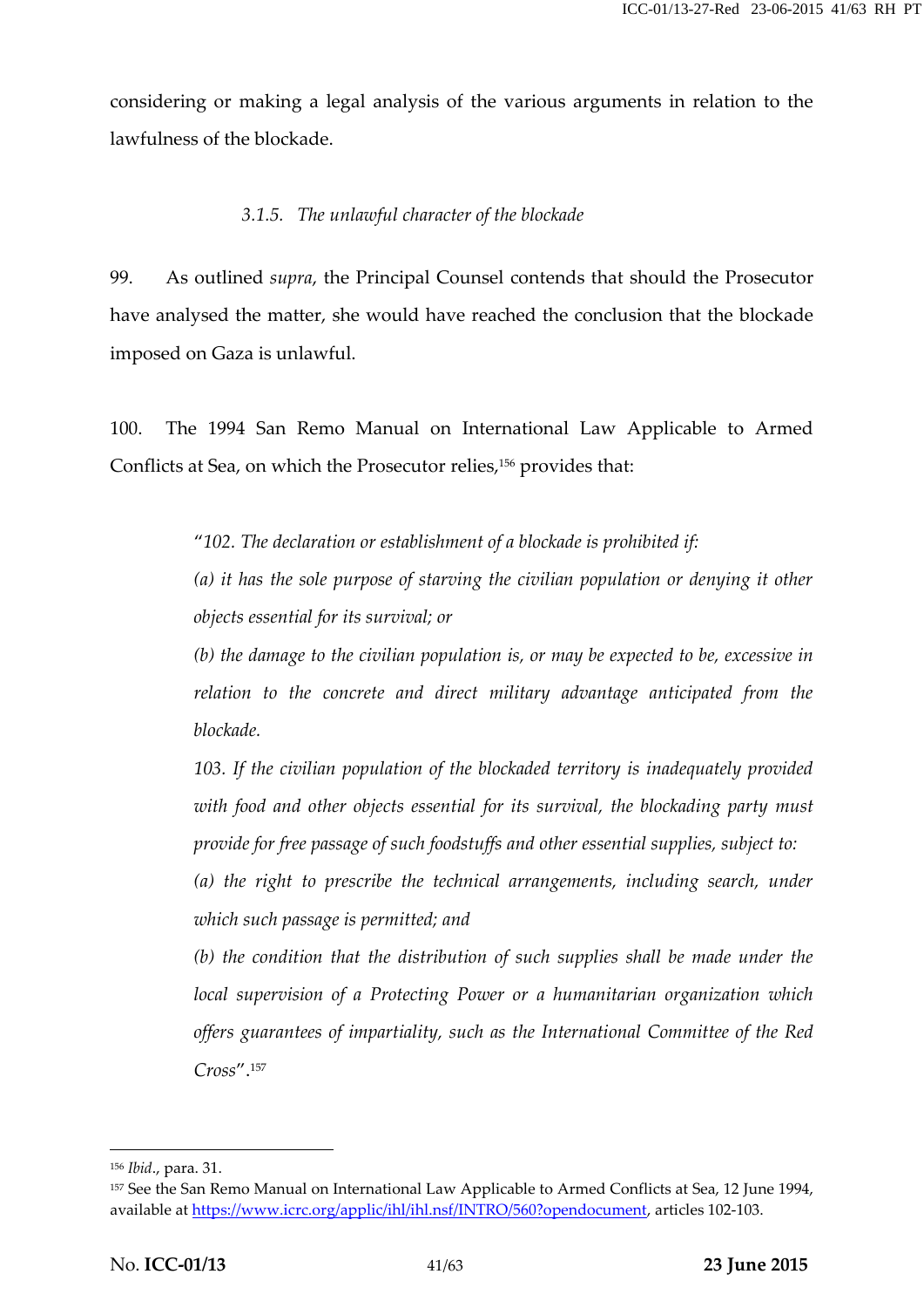considering or making a legal analysis of the various arguments in relation to the lawfulness of the blockade.

#### *3.1.5. The unlawful character of the blockade*

99. As outlined *supra*, the Principal Counsel contends that should the Prosecutor have analysed the matter, she would have reached the conclusion that the blockade imposed on Gaza is unlawful.

100. The 1994 San Remo Manual on International Law Applicable to Armed Conflicts at Sea, on which the Prosecutor relies,[156] provides that:

> *"102. The declaration or establishment of a blockade is prohibited if:*
>
> *(a) it has the sole purpose of starving the civilian population or denying it other objects essential for its survival; or*
>
> *(b) the damage to the civilian population is, or may be expected to be, excessive in relation to the concrete and direct military advantage anticipated from the blockade.*
>
> *103. If the civilian population of the blockaded territory is inadequately provided with food and other objects essential for its survival, the blockading party must provide for free passage of such foodstuffs and other essential supplies, subject to:*
>
> *(a) the right to prescribe the technical arrangements, including search, under which such passage is permitted; and*
>
> *(b) the condition that the distribution of such supplies shall be made under the local supervision of a Protecting Power or a humanitarian organization which offers guarantees of impartiality, such as the International Committee of the Red Cross".*[157]

---

[156] *Ibid.*, para. 31.

[157] See the San Remo Manual on International Law Applicable to Armed Conflicts at Sea, 12 June 1994, available at https://www.icrc.org/applic/ihl/ihl.nsf/INTRO/560?opendocument, articles 102-103.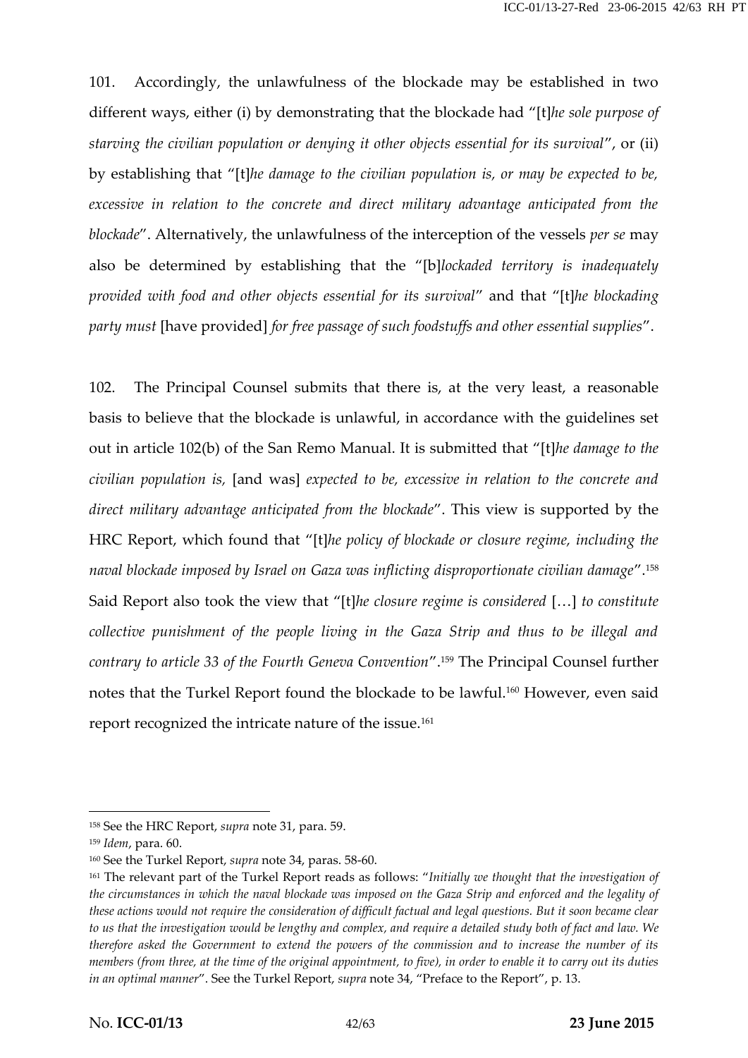101. Accordingly, the unlawfulness of the blockade may be established in two different ways, either (i) by demonstrating that the blockade had "[t]*he sole purpose of starving the civilian population or denying it other objects essential for its survival*", or (ii) by establishing that "[t]*he damage to the civilian population is, or may be expected to be, excessive in relation to the concrete and direct military advantage anticipated from the blockade*". Alternatively, the unlawfulness of the interception of the vessels *per se* may also be determined by establishing that the "[b]*lockaded territory is inadequately provided with food and other objects essential for its survival*" and that "[t]*he blockading party must* [have provided] *for free passage of such foodstuffs and other essential supplies*".

102. The Principal Counsel submits that there is, at the very least, a reasonable basis to believe that the blockade is unlawful, in accordance with the guidelines set out in article 102(b) of the San Remo Manual. It is submitted that "[t]*he damage to the civilian population is,* [and was] *expected to be, excessive in relation to the concrete and direct military advantage anticipated from the blockade*". This view is supported by the HRC Report, which found that "[t]*he policy of blockade or closure regime, including the naval blockade imposed by Israel on Gaza was inflicting disproportionate civilian damage*".[158] Said Report also took the view that "[t]*he closure regime is considered* […] *to constitute collective punishment of the people living in the Gaza Strip and thus to be illegal and contrary to article 33 of the Fourth Geneva Convention*".[159] The Principal Counsel further notes that the Turkel Report found the blockade to be lawful.[160] However, even said report recognized the intricate nature of the issue.[161]

---

[158] See the HRC Report, *supra* note 31, para. 59.

[159] *Idem*, para. 60.

[160] See the Turkel Report, *supra* note 34, paras. 58-60.

[161] The relevant part of the Turkel Report reads as follows: "*Initially we thought that the investigation of the circumstances in which the naval blockade was imposed on the Gaza Strip and enforced and the legality of these actions would not require the consideration of difficult factual and legal questions. But it soon became clear to us that the investigation would be lengthy and complex, and require a detailed study both of fact and law. We therefore asked the Government to extend the powers of the commission and to increase the number of its members (from three, at the time of the original appointment, to five), in order to enable it to carry out its duties in an optimal manner*". See the Turkel Report, *supra* note 34, "Preface to the Report", p. 13.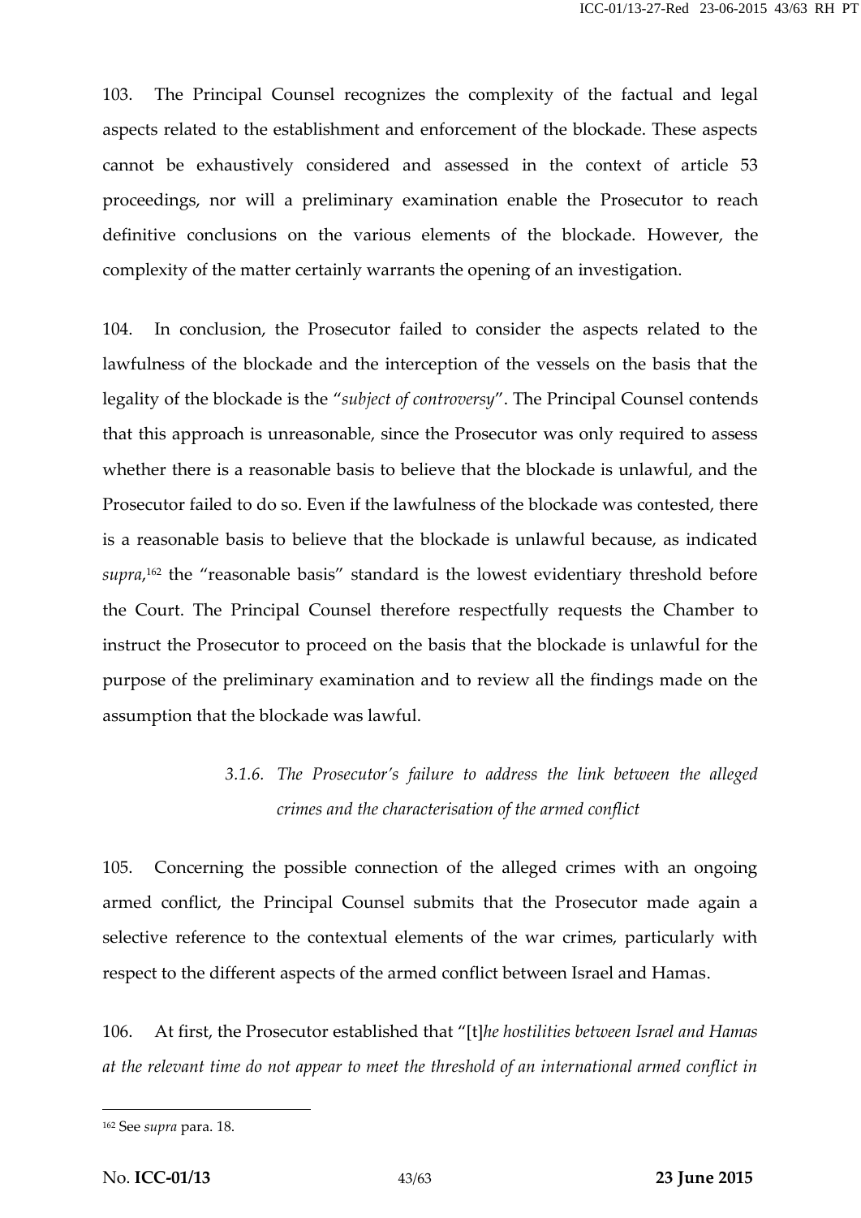103. The Principal Counsel recognizes the complexity of the factual and legal aspects related to the establishment and enforcement of the blockade. These aspects cannot be exhaustively considered and assessed in the context of article 53 proceedings, nor will a preliminary examination enable the Prosecutor to reach definitive conclusions on the various elements of the blockade. However, the complexity of the matter certainly warrants the opening of an investigation.

104. In conclusion, the Prosecutor failed to consider the aspects related to the lawfulness of the blockade and the interception of the vessels on the basis that the legality of the blockade is the "*subject of controversy*". The Principal Counsel contends that this approach is unreasonable, since the Prosecutor was only required to assess whether there is a reasonable basis to believe that the blockade is unlawful, and the Prosecutor failed to do so. Even if the lawfulness of the blockade was contested, there is a reasonable basis to believe that the blockade is unlawful because, as indicated *supra*,[162] the "reasonable basis" standard is the lowest evidentiary threshold before the Court. The Principal Counsel therefore respectfully requests the Chamber to instruct the Prosecutor to proceed on the basis that the blockade is unlawful for the purpose of the preliminary examination and to review all the findings made on the assumption that the blockade was lawful.

#### *3.1.6. The Prosecutor's failure to address the link between the alleged crimes and the characterisation of the armed conflict*

105. Concerning the possible connection of the alleged crimes with an ongoing armed conflict, the Principal Counsel submits that the Prosecutor made again a selective reference to the contextual elements of the war crimes, particularly with respect to the different aspects of the armed conflict between Israel and Hamas.

106. At first, the Prosecutor established that "[t]*he hostilities between Israel and Hamas at the relevant time do not appear to meet the threshold of an international armed conflict in*

---

[162] See *supra* para. 18.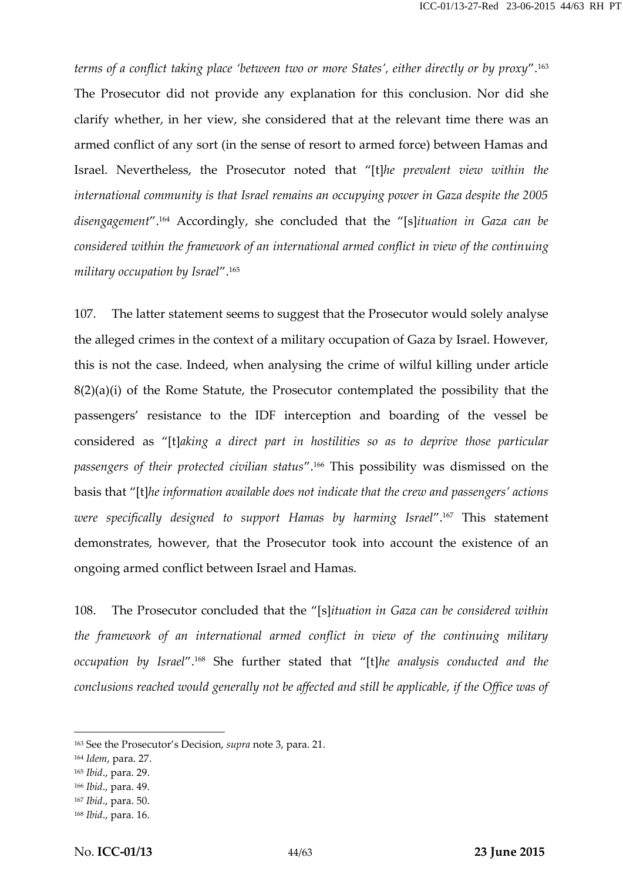*terms of a conflict taking place 'between two or more States', either directly or by proxy*".[163] The Prosecutor did not provide any explanation for this conclusion. Nor did she clarify whether, in her view, she considered that at the relevant time there was an armed conflict of any sort (in the sense of resort to armed force) between Hamas and Israel. Nevertheless, the Prosecutor noted that "[t]*he prevalent view within the international community is that Israel remains an occupying power in Gaza despite the 2005 disengagement*".[164] Accordingly, she concluded that the "[s]*ituation in Gaza can be considered within the framework of an international armed conflict in view of the continuing military occupation by Israel*".[165]

107. The latter statement seems to suggest that the Prosecutor would solely analyse the alleged crimes in the context of a military occupation of Gaza by Israel. However, this is not the case. Indeed, when analysing the crime of wilful killing under article 8(2)(a)(i) of the Rome Statute, the Prosecutor contemplated the possibility that the passengers' resistance to the IDF interception and boarding of the vessel be considered as "[t]*aking a direct part in hostilities so as to deprive those particular passengers of their protected civilian status*".[166] This possibility was dismissed on the basis that "[t]*he information available does not indicate that the crew and passengers' actions were specifically designed to support Hamas by harming Israel*".[167] This statement demonstrates, however, that the Prosecutor took into account the existence of an ongoing armed conflict between Israel and Hamas.

108. The Prosecutor concluded that the "[s]*ituation in Gaza can be considered within the framework of an international armed conflict in view of the continuing military occupation by Israel*".[168] She further stated that "[t]*he analysis conducted and the conclusions reached would generally not be affected and still be applicable, if the Office was of*

---

[163] See the Prosecutor's Decision, *supra* note 3, para. 21.

[164] *Idem*, para. 27.

[165] *Ibid*., para. 29.

[166] *Ibid*., para. 49.

[167] *Ibid*., para. 50.

[168] *Ibid*., para. 16.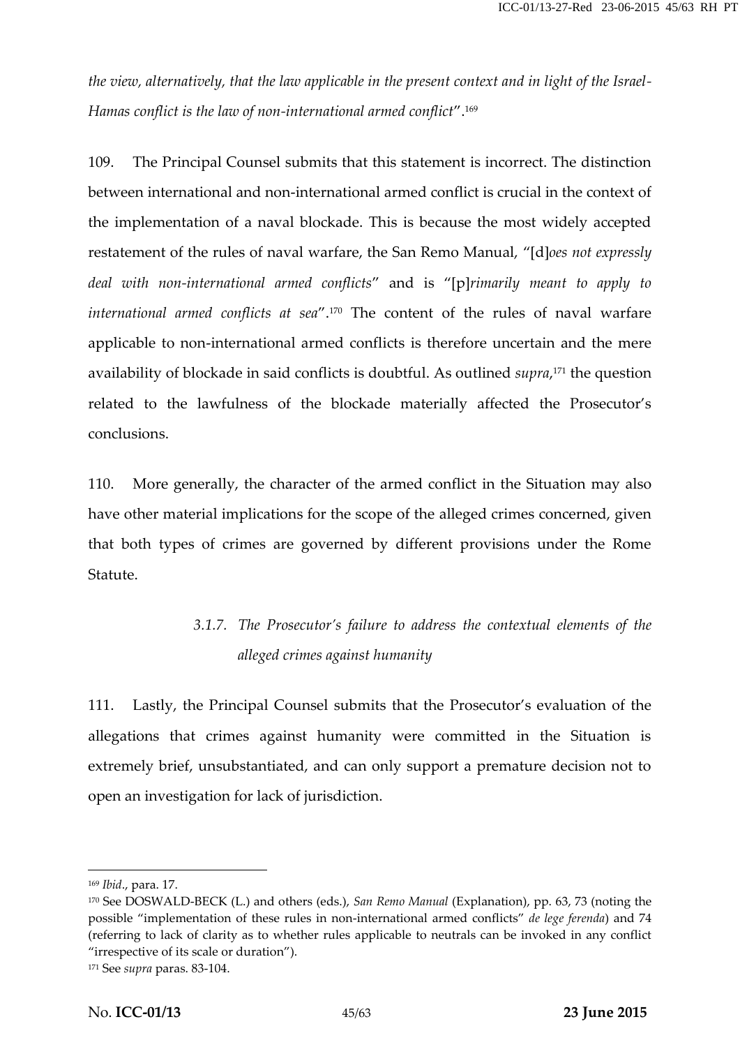*the view, alternatively, that the law applicable in the present context and in light of the Israel-Hamas conflict is the law of non-international armed conflict*".[169]

109. The Principal Counsel submits that this statement is incorrect. The distinction between international and non-international armed conflict is crucial in the context of the implementation of a naval blockade. This is because the most widely accepted restatement of the rules of naval warfare, the San Remo Manual, "[d]*oes not expressly deal with non-international armed conflicts*" and is "[p]*rimarily meant to apply to international armed conflicts at sea*".[170] The content of the rules of naval warfare applicable to non-international armed conflicts is therefore uncertain and the mere availability of blockade in said conflicts is doubtful. As outlined *supra*,[171] the question related to the lawfulness of the blockade materially affected the Prosecutor's conclusions.

110. More generally, the character of the armed conflict in the Situation may also have other material implications for the scope of the alleged crimes concerned, given that both types of crimes are governed by different provisions under the Rome Statute.

### *3.1.7. The Prosecutor's failure to address the contextual elements of the alleged crimes against humanity*

111. Lastly, the Principal Counsel submits that the Prosecutor's evaluation of the allegations that crimes against humanity were committed in the Situation is extremely brief, unsubstantiated, and can only support a premature decision not to open an investigation for lack of jurisdiction.

---

[169] *Ibid*., para. 17.

[170] See DOSWALD-BECK (L.) and others (eds.), *San Remo Manual* (Explanation), pp. 63, 73 (noting the possible "implementation of these rules in non-international armed conflicts" *de lege ferenda*) and 74 (referring to lack of clarity as to whether rules applicable to neutrals can be invoked in any conflict "irrespective of its scale or duration").

[171] See *supra* paras. 83-104.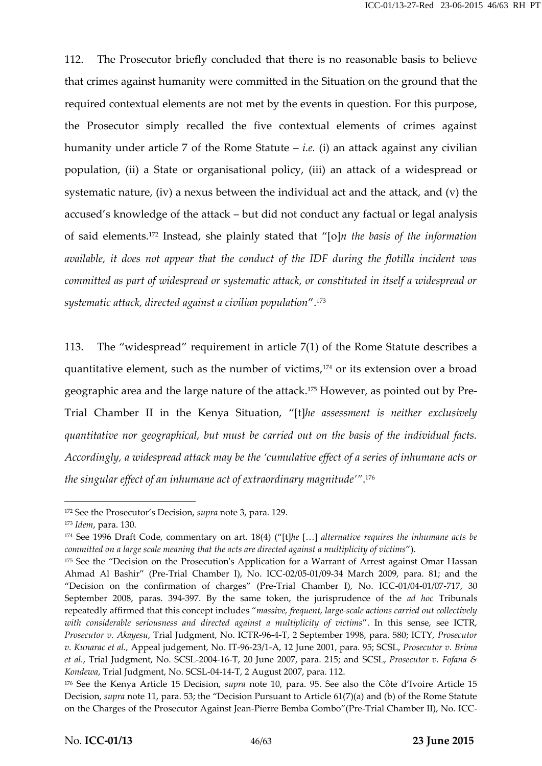112. The Prosecutor briefly concluded that there is no reasonable basis to believe that crimes against humanity were committed in the Situation on the ground that the required contextual elements are not met by the events in question. For this purpose, the Prosecutor simply recalled the five contextual elements of crimes against humanity under article 7 of the Rome Statute – *i.e.* (i) an attack against any civilian population, (ii) a State or organisational policy, (iii) an attack of a widespread or systematic nature, (iv) a nexus between the individual act and the attack, and (v) the accused's knowledge of the attack – but did not conduct any factual or legal analysis of said elements.[172] Instead, she plainly stated that "[o]*n the basis of the information available, it does not appear that the conduct of the IDF during the flotilla incident was committed as part of widespread or systematic attack, or constituted in itself a widespread or systematic attack, directed against a civilian population*".[173]

113. The "widespread" requirement in article 7(1) of the Rome Statute describes a quantitative element, such as the number of victims,[174] or its extension over a broad geographic area and the large nature of the attack.[175] However, as pointed out by Pre-Trial Chamber II in the Kenya Situation, "[t]*he assessment is neither exclusively quantitative nor geographical, but must be carried out on the basis of the individual facts. Accordingly, a widespread attack may be the 'cumulative effect of a series of inhumane acts or the singular effect of an inhumane act of extraordinary magnitude'*".[176]

---

[172] See the Prosecutor's Decision, *supra* note 3, para. 129.

[173] *Idem*, para. 130.

[174] See 1996 Draft Code, commentary on art. 18(4) ("[t]*he* […] *alternative requires the inhumane acts be committed on a large scale meaning that the acts are directed against a multiplicity of victims*").

[175] See the "Decision on the Prosecution's Application for a Warrant of Arrest against Omar Hassan Ahmad Al Bashir" (Pre-Trial Chamber I), No. ICC-02/05-01/09-34 March 2009, para. 81; and the "Decision on the confirmation of charges" (Pre-Trial Chamber I), No. ICC-01/04-01/07-717, 30 September 2008, paras. 394-397. By the same token, the jurisprudence of the *ad hoc* Tribunals repeatedly affirmed that this concept includes "*massive, frequent, large-scale actions carried out collectively with considerable seriousness and directed against a multiplicity of victims*". In this sense, see ICTR, *Prosecutor v. Akayesu*, Trial Judgment, No. ICTR-96-4-T, 2 September 1998, para. 580; ICTY, *Prosecutor v. Kunarac et al.,* Appeal judgement, No. IT-96-23/1-A, 12 June 2001, para. 95; SCSL, *Prosecutor v. Brima et al.*, Trial Judgment, No. SCSL-2004-16-T, 20 June 2007, para. 215; and SCSL, *Prosecutor v. Fofana & Kondewa*, Trial Judgment, No. SCSL-04-14-T, 2 August 2007, para. 112.

[176] See the Kenya Article 15 Decision, *supra* note 10, para. 95. See also the Côte d'Ivoire Article 15 Decision, *supra* note 11, para. 53; the "Decision Pursuant to Article 61(7)(a) and (b) of the Rome Statute on the Charges of the Prosecutor Against Jean-Pierre Bemba Gombo"(Pre-Trial Chamber II), No. ICC-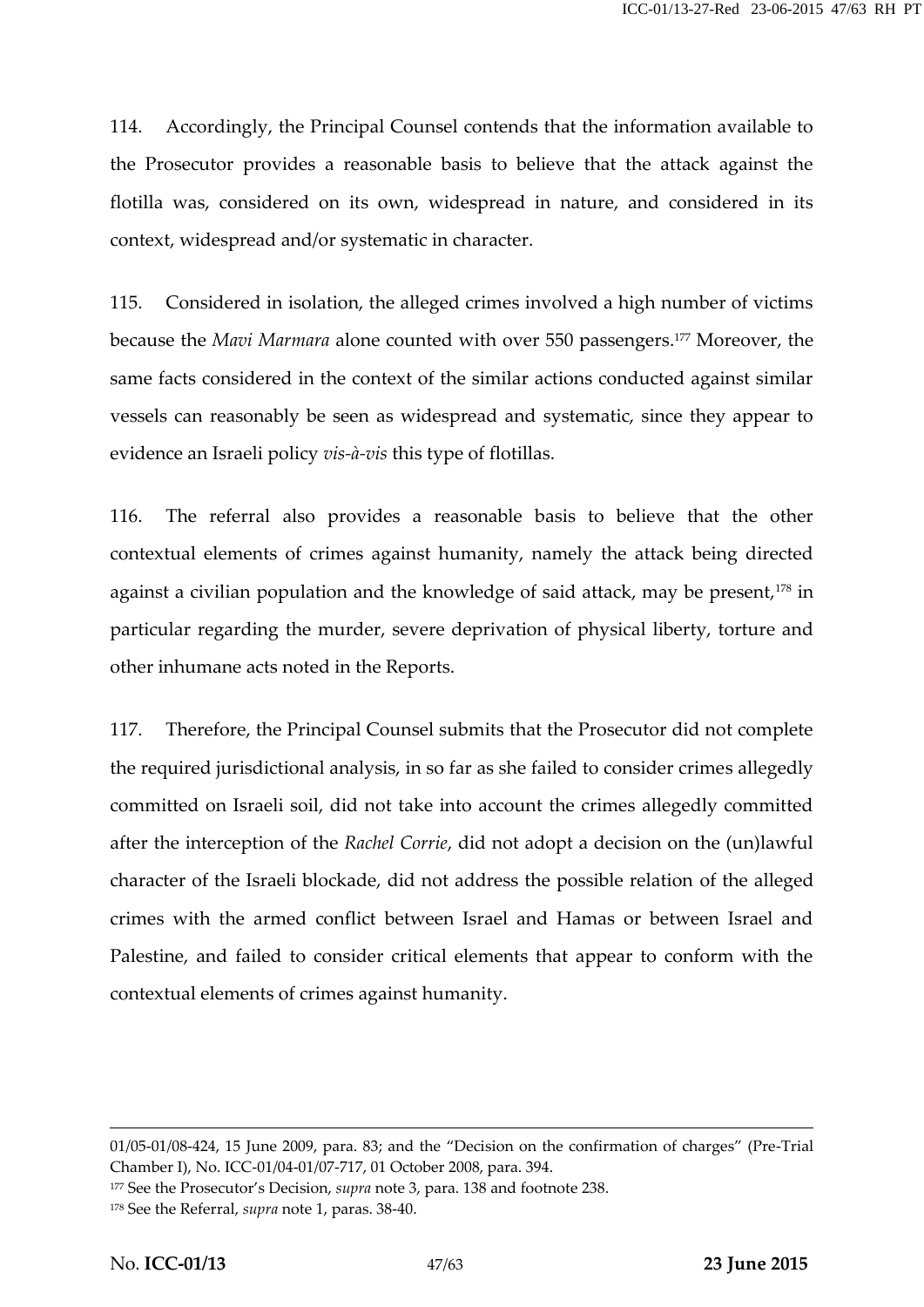114. Accordingly, the Principal Counsel contends that the information available to the Prosecutor provides a reasonable basis to believe that the attack against the flotilla was, considered on its own, widespread in nature, and considered in its context, widespread and/or systematic in character.

115. Considered in isolation, the alleged crimes involved a high number of victims because the *Mavi Marmara* alone counted with over 550 passengers.[177] Moreover, the same facts considered in the context of the similar actions conducted against similar vessels can reasonably be seen as widespread and systematic, since they appear to evidence an Israeli policy *vis-à-vis* this type of flotillas.

116. The referral also provides a reasonable basis to believe that the other contextual elements of crimes against humanity, namely the attack being directed against a civilian population and the knowledge of said attack, may be present,[178] in particular regarding the murder, severe deprivation of physical liberty, torture and other inhumane acts noted in the Reports.

117. Therefore, the Principal Counsel submits that the Prosecutor did not complete the required jurisdictional analysis, in so far as she failed to consider crimes allegedly committed on Israeli soil, did not take into account the crimes allegedly committed after the interception of the *Rachel Corrie*, did not adopt a decision on the (un)lawful character of the Israeli blockade, did not address the possible relation of the alleged crimes with the armed conflict between Israel and Hamas or between Israel and Palestine, and failed to consider critical elements that appear to conform with the contextual elements of crimes against humanity.

---

01/05-01/08-424, 15 June 2009, para. 83; and the "Decision on the confirmation of charges" (Pre-Trial Chamber I), No. ICC-01/04-01/07-717, 01 October 2008, para. 394.

[177] See the Prosecutor's Decision, *supra* note 3, para. 138 and footnote 238.

[178] See the Referral, *supra* note 1, paras. 38-40.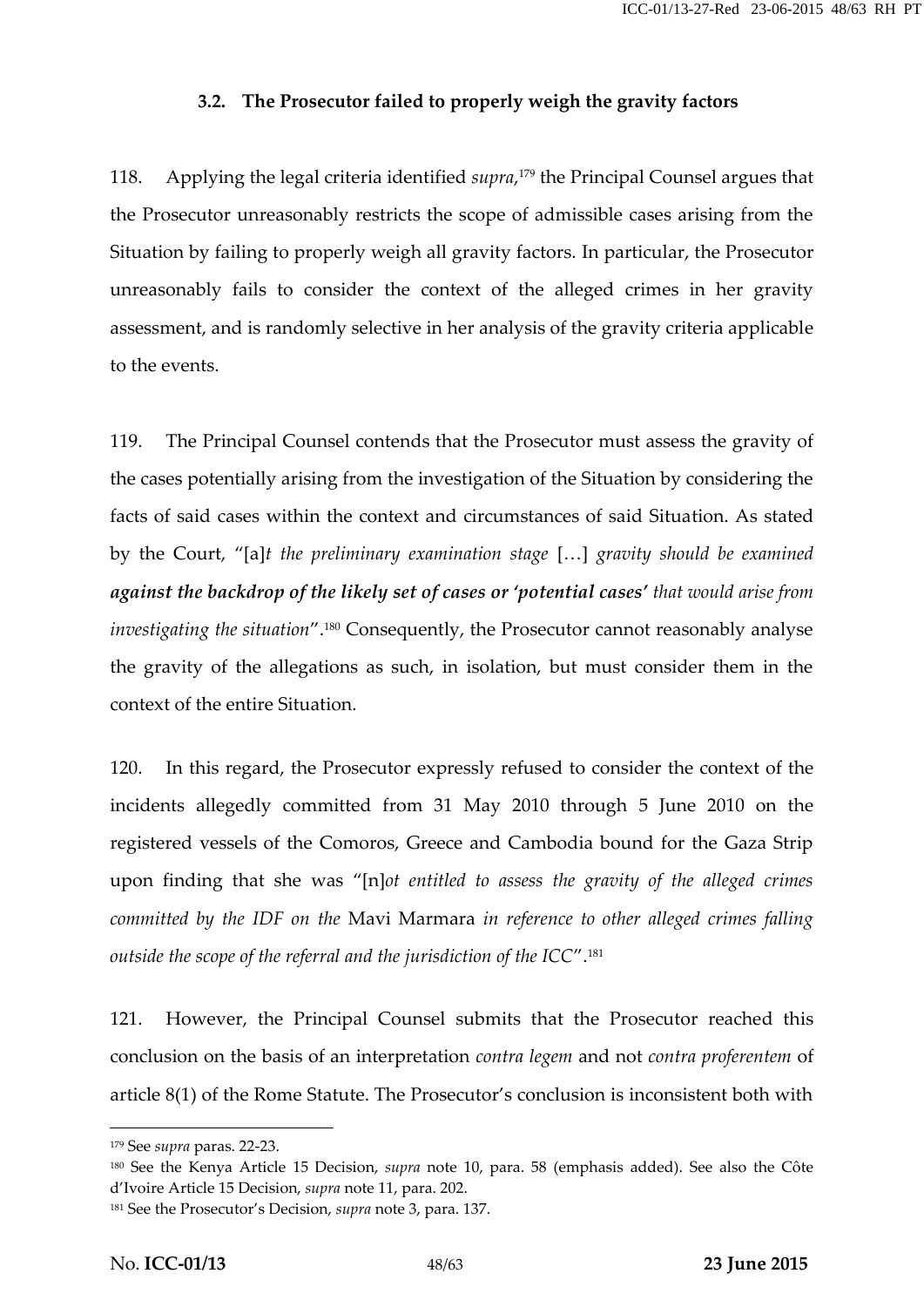### 3.2. The Prosecutor failed to properly weigh the gravity factors

118. Applying the legal criteria identified *supra*,[179] the Principal Counsel argues that the Prosecutor unreasonably restricts the scope of admissible cases arising from the Situation by failing to properly weigh all gravity factors. In particular, the Prosecutor unreasonably fails to consider the context of the alleged crimes in her gravity assessment, and is randomly selective in her analysis of the gravity criteria applicable to the events.

119. The Principal Counsel contends that the Prosecutor must assess the gravity of the cases potentially arising from the investigation of the Situation by considering the facts of said cases within the context and circumstances of said Situation. As stated by the Court, "[a]*t the preliminary examination stage* […] *gravity should be examined* ***against the backdrop of the likely set of cases or 'potential cases'*** *that would arise from investigating the situation*".[180] Consequently, the Prosecutor cannot reasonably analyse the gravity of the allegations as such, in isolation, but must consider them in the context of the entire Situation.

120. In this regard, the Prosecutor expressly refused to consider the context of the incidents allegedly committed from 31 May 2010 through 5 June 2010 on the registered vessels of the Comoros, Greece and Cambodia bound for the Gaza Strip upon finding that she was "[n]*ot entitled to assess the gravity of the alleged crimes committed by the IDF on the* Mavi Marmara *in reference to other alleged crimes falling outside the scope of the referral and the jurisdiction of the ICC*".[181]

121. However, the Principal Counsel submits that the Prosecutor reached this conclusion on the basis of an interpretation *contra legem* and not *contra proferentem* of article 8(1) of the Rome Statute. The Prosecutor's conclusion is inconsistent both with

---

[179] See *supra* paras. 22-23.

[180] See the Kenya Article 15 Decision, *supra* note 10, para. 58 (emphasis added). See also the Côte d'Ivoire Article 15 Decision, *supra* note 11, para. 202.

[181] See the Prosecutor's Decision, *supra* note 3, para. 137.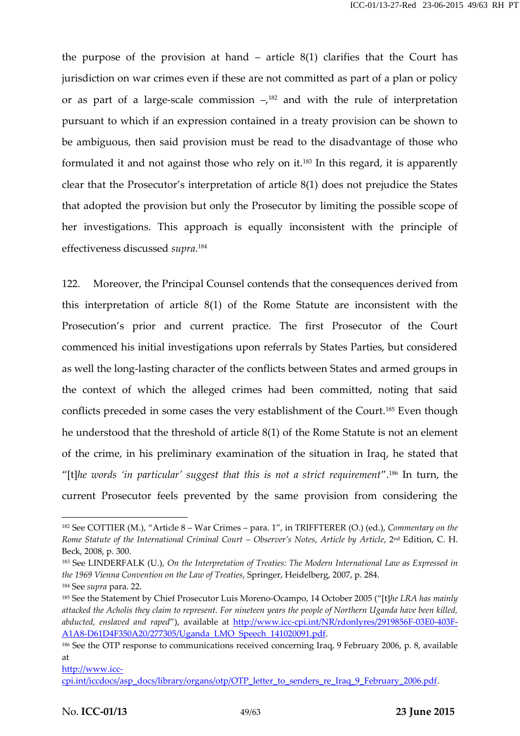the purpose of the provision at hand – article 8(1) clarifies that the Court has jurisdiction on war crimes even if these are not committed as part of a plan or policy or as part of a large-scale commission –,[182] and with the rule of interpretation pursuant to which if an expression contained in a treaty provision can be shown to be ambiguous, then said provision must be read to the disadvantage of those who formulated it and not against those who rely on it.[183] In this regard, it is apparently clear that the Prosecutor's interpretation of article 8(1) does not prejudice the States that adopted the provision but only the Prosecutor by limiting the possible scope of her investigations. This approach is equally inconsistent with the principle of effectiveness discussed *supra*.[184]

122. Moreover, the Principal Counsel contends that the consequences derived from this interpretation of article 8(1) of the Rome Statute are inconsistent with the Prosecution's prior and current practice. The first Prosecutor of the Court commenced his initial investigations upon referrals by States Parties, but considered as well the long-lasting character of the conflicts between States and armed groups in the context of which the alleged crimes had been committed, noting that said conflicts preceded in some cases the very establishment of the Court.[185] Even though he understood that the threshold of article 8(1) of the Rome Statute is not an element of the crime, in his preliminary examination of the situation in Iraq, he stated that "[t]*he words 'in particular' suggest that this is not a strict requirement*".[186] In turn, the current Prosecutor feels prevented by the same provision from considering the

---

[182] See COTTIER (M.), "Article 8 – War Crimes – para. 1", in TRIFFTERER (O.) (ed.), *Commentary on the Rome Statute of the International Criminal Court – Observer's Notes, Article by Article*, 2nd Edition, C. H. Beck, 2008, p. 300.

[183] See LINDERFALK (U.), *On the Interpretation of Treaties: The Modern International Law as Expressed in the 1969 Vienna Convention on the Law of Treaties*, Springer, Heidelberg, 2007, p. 284.

[184] See *supra* para. 22.

[185] See the Statement by Chief Prosecutor Luis Moreno-Ocampo, 14 October 2005 ("[t]*he LRA has mainly attacked the Acholis they claim to represent. For nineteen years the people of Northern Uganda have been killed, abducted, enslaved and raped*"), available at http://www.icc-cpi.int/NR/rdonlyres/2919856F-03E0-403F-A1A8-D61D4F350A20/277305/Uganda_LMO_Speech_141020091.pdf.

[186] See the OTP response to communications received concerning Iraq, 9 February 2006, p. 8, available at http://www.icc-cpi.int/iccdocs/asp_docs/library/organs/otp/OTP_letter_to_senders_re_Iraq_9_February_2006.pdf.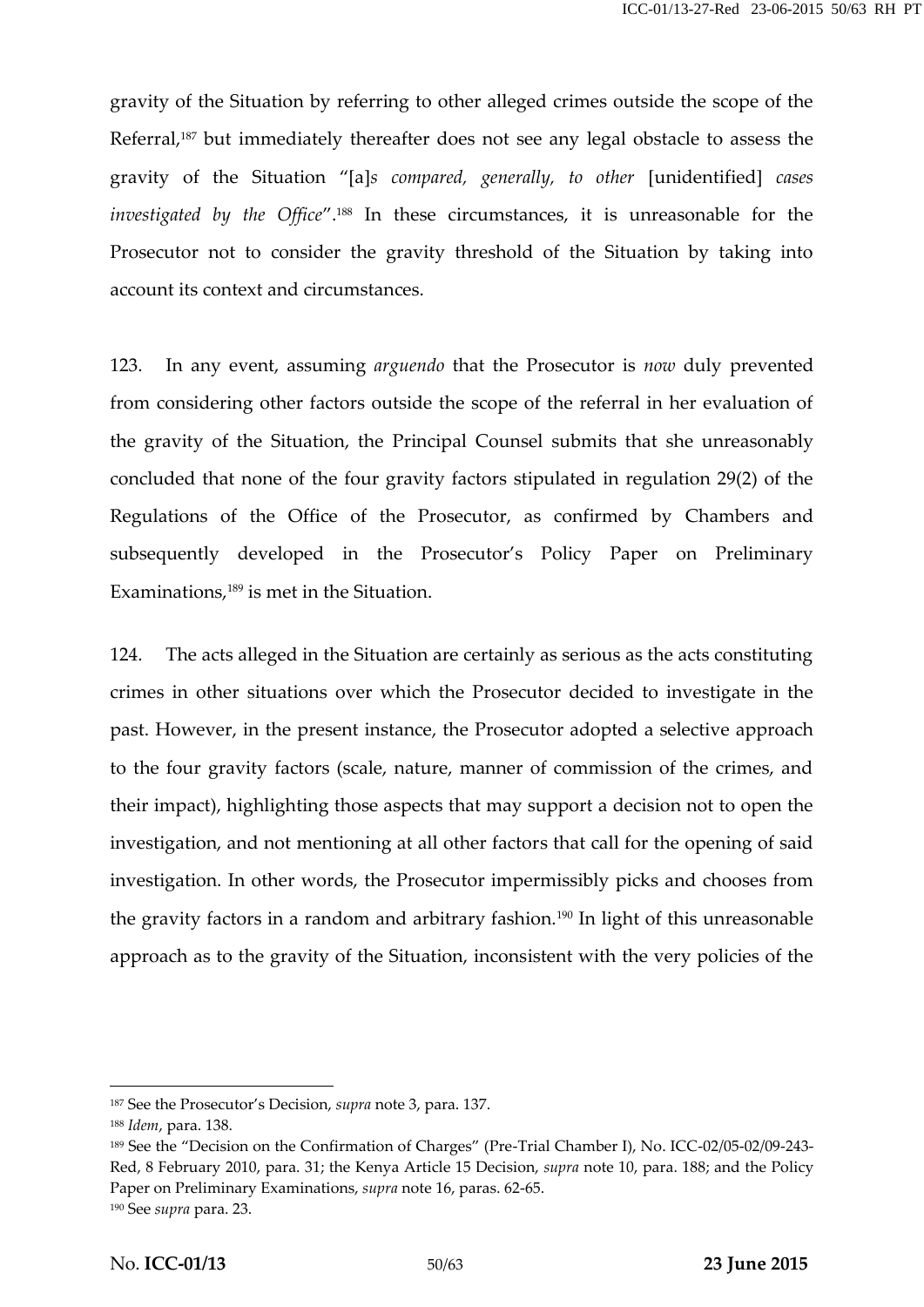gravity of the Situation by referring to other alleged crimes outside the scope of the Referral,[187] but immediately thereafter does not see any legal obstacle to assess the gravity of the Situation "[a]*s compared, generally, to other* [unidentified] *cases investigated by the Office*".[188] In these circumstances, it is unreasonable for the Prosecutor not to consider the gravity threshold of the Situation by taking into account its context and circumstances.

123. In any event, assuming *arguendo* that the Prosecutor is *now* duly prevented from considering other factors outside the scope of the referral in her evaluation of the gravity of the Situation, the Principal Counsel submits that she unreasonably concluded that none of the four gravity factors stipulated in regulation 29(2) of the Regulations of the Office of the Prosecutor, as confirmed by Chambers and subsequently developed in the Prosecutor's Policy Paper on Preliminary Examinations,[189] is met in the Situation.

124. The acts alleged in the Situation are certainly as serious as the acts constituting crimes in other situations over which the Prosecutor decided to investigate in the past. However, in the present instance, the Prosecutor adopted a selective approach to the four gravity factors (scale, nature, manner of commission of the crimes, and their impact), highlighting those aspects that may support a decision not to open the investigation, and not mentioning at all other factors that call for the opening of said investigation. In other words, the Prosecutor impermissibly picks and chooses from the gravity factors in a random and arbitrary fashion.[190] In light of this unreasonable approach as to the gravity of the Situation, inconsistent with the very policies of the

---

[187] See the Prosecutor's Decision, *supra* note 3, para. 137.

[188] *Idem*, para. 138.

[189] See the "Decision on the Confirmation of Charges" (Pre-Trial Chamber I), No. ICC-02/05-02/09-243-Red, 8 February 2010, para. 31; the Kenya Article 15 Decision, *supra* note 10, para. 188; and the Policy Paper on Preliminary Examinations, *supra* note 16, paras. 62-65.

[190] See *supra* para. 23.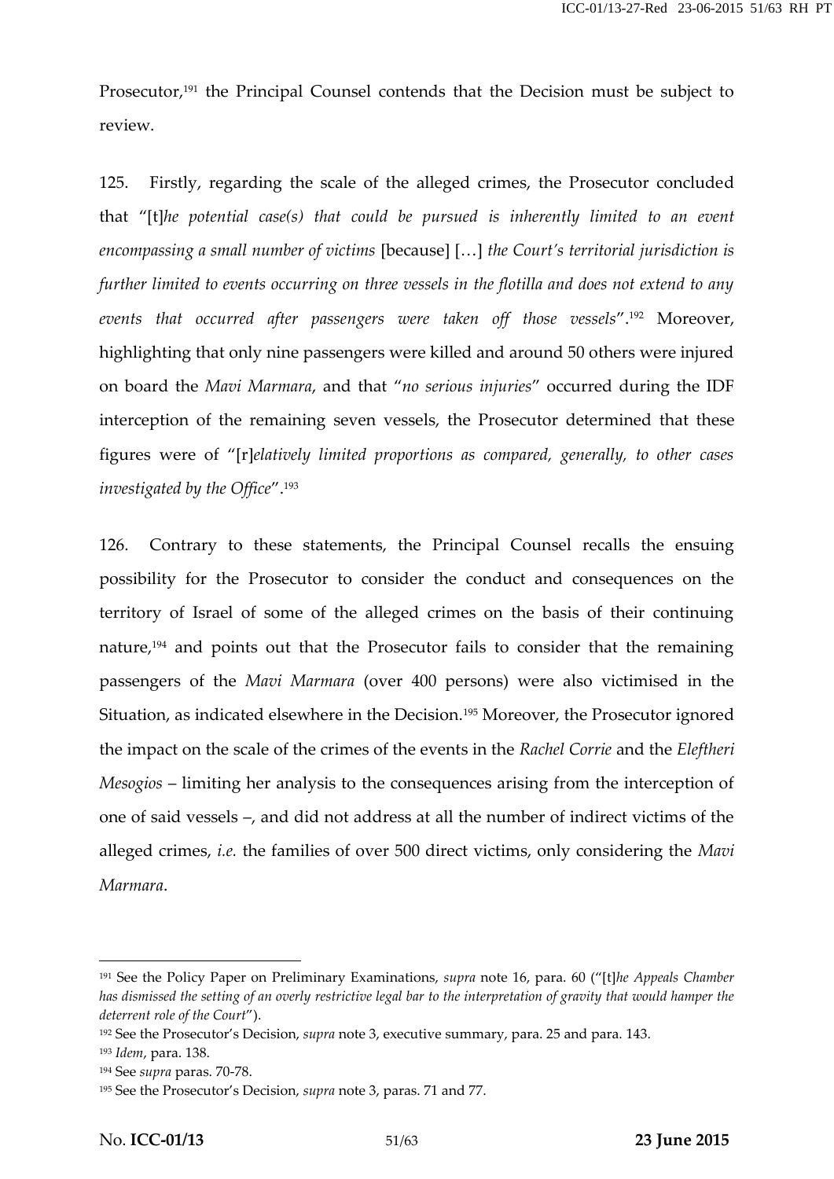Prosecutor,[191] the Principal Counsel contends that the Decision must be subject to review.

125. Firstly, regarding the scale of the alleged crimes, the Prosecutor concluded that "[t]*he potential case(s) that could be pursued is inherently limited to an event encompassing a small number of victims* [because] […] *the Court's territorial jurisdiction is further limited to events occurring on three vessels in the flotilla and does not extend to any events that occurred after passengers were taken off those vessels*".[192] Moreover, highlighting that only nine passengers were killed and around 50 others were injured on board the *Mavi Marmara*, and that "*no serious injuries*" occurred during the IDF interception of the remaining seven vessels, the Prosecutor determined that these figures were of "[r]*elatively limited proportions as compared, generally, to other cases investigated by the Office*".[193]

126. Contrary to these statements, the Principal Counsel recalls the ensuing possibility for the Prosecutor to consider the conduct and consequences on the territory of Israel of some of the alleged crimes on the basis of their continuing nature,[194] and points out that the Prosecutor fails to consider that the remaining passengers of the *Mavi Marmara* (over 400 persons) were also victimised in the Situation, as indicated elsewhere in the Decision.[195] Moreover, the Prosecutor ignored the impact on the scale of the crimes of the events in the *Rachel Corrie* and the *Eleftheri Mesogios* – limiting her analysis to the consequences arising from the interception of one of said vessels –, and did not address at all the number of indirect victims of the alleged crimes, *i.e.* the families of over 500 direct victims, only considering the *Mavi Marmara*.

---

[191] See the Policy Paper on Preliminary Examinations, *supra* note 16, para. 60 ("[t]*he Appeals Chamber has dismissed the setting of an overly restrictive legal bar to the interpretation of gravity that would hamper the deterrent role of the Court*").

[192] See the Prosecutor's Decision, *supra* note 3, executive summary, para. 25 and para. 143.

[193] *Idem*, para. 138.

[194] See *supra* paras. 70-78.

[195] See the Prosecutor's Decision, *supra* note 3, paras. 71 and 77.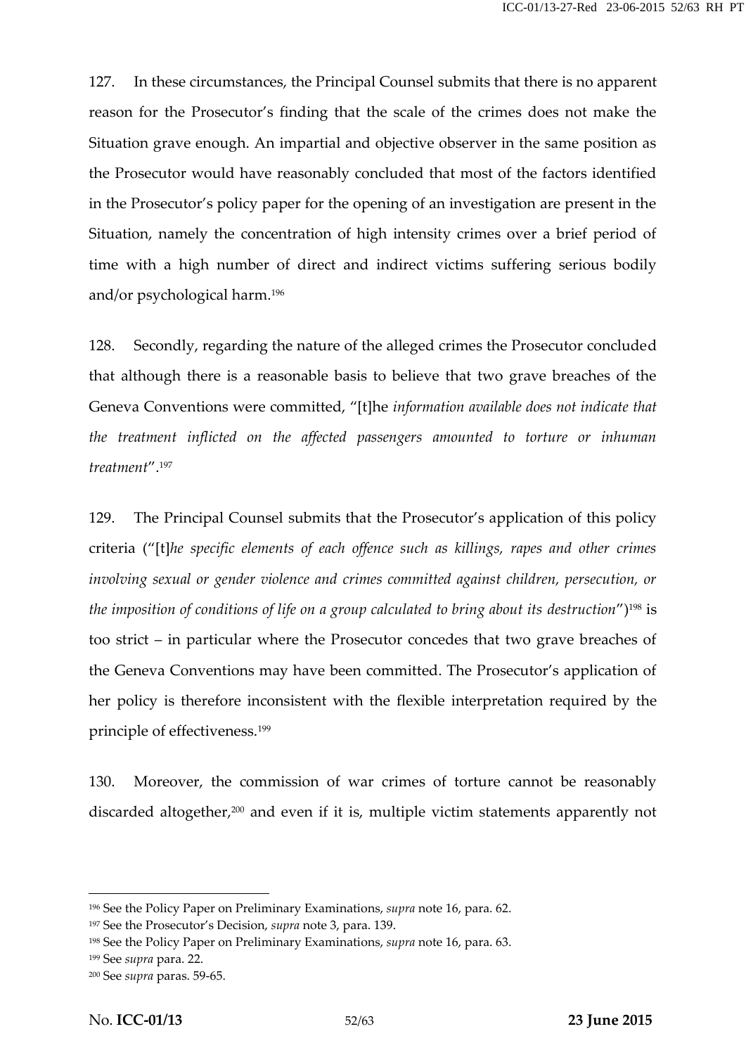127. In these circumstances, the Principal Counsel submits that there is no apparent reason for the Prosecutor's finding that the scale of the crimes does not make the Situation grave enough. An impartial and objective observer in the same position as the Prosecutor would have reasonably concluded that most of the factors identified in the Prosecutor's policy paper for the opening of an investigation are present in the Situation, namely the concentration of high intensity crimes over a brief period of time with a high number of direct and indirect victims suffering serious bodily and/or psychological harm.[196]

128. Secondly, regarding the nature of the alleged crimes the Prosecutor concluded that although there is a reasonable basis to believe that two grave breaches of the Geneva Conventions were committed, "[t]he *information available does not indicate that the treatment inflicted on the affected passengers amounted to torture or inhuman treatment*".[197]

129. The Principal Counsel submits that the Prosecutor's application of this policy criteria ("[t]*he specific elements of each offence such as killings, rapes and other crimes involving sexual or gender violence and crimes committed against children, persecution, or the imposition of conditions of life on a group calculated to bring about its destruction*")[198] is too strict – in particular where the Prosecutor concedes that two grave breaches of the Geneva Conventions may have been committed. The Prosecutor's application of her policy is therefore inconsistent with the flexible interpretation required by the principle of effectiveness.[199]

130. Moreover, the commission of war crimes of torture cannot be reasonably discarded altogether,[200] and even if it is, multiple victim statements apparently not

---

[196] See the Policy Paper on Preliminary Examinations, *supra* note 16, para. 62.

[197] See the Prosecutor's Decision, *supra* note 3, para. 139.

[198] See the Policy Paper on Preliminary Examinations, *supra* note 16, para. 63.

[199] See *supra* para. 22.

[200] See *supra* paras. 59-65.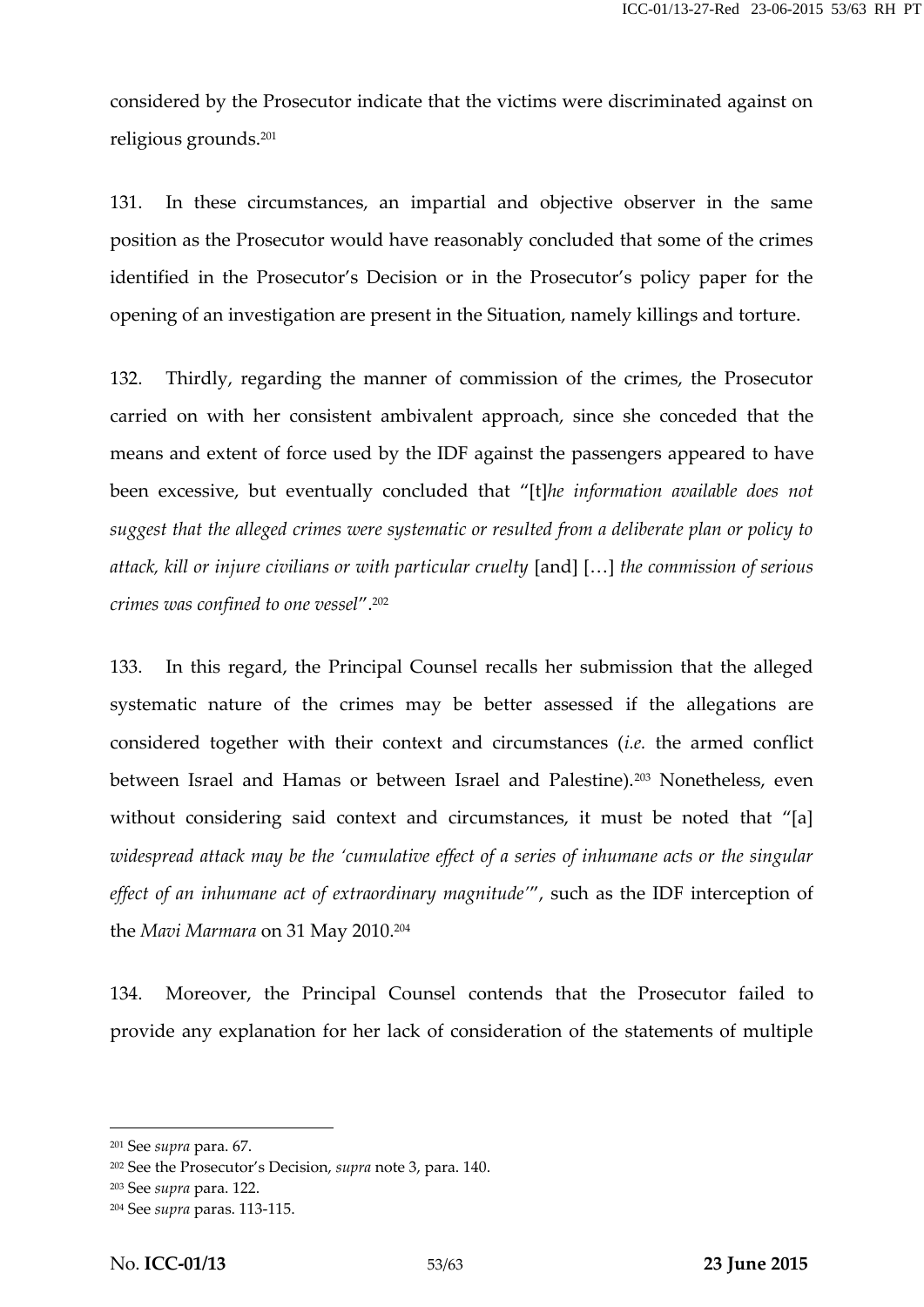considered by the Prosecutor indicate that the victims were discriminated against on religious grounds.[201]

131. In these circumstances, an impartial and objective observer in the same position as the Prosecutor would have reasonably concluded that some of the crimes identified in the Prosecutor's Decision or in the Prosecutor's policy paper for the opening of an investigation are present in the Situation, namely killings and torture.

132. Thirdly, regarding the manner of commission of the crimes, the Prosecutor carried on with her consistent ambivalent approach, since she conceded that the means and extent of force used by the IDF against the passengers appeared to have been excessive, but eventually concluded that "[t]*he information available does not suggest that the alleged crimes were systematic or resulted from a deliberate plan or policy to attack, kill or injure civilians or with particular cruelty* [and] [...] *the commission of serious crimes was confined to one vessel*".[202]

133. In this regard, the Principal Counsel recalls her submission that the alleged systematic nature of the crimes may be better assessed if the allegations are considered together with their context and circumstances (*i.e.* the armed conflict between Israel and Hamas or between Israel and Palestine).[203] Nonetheless, even without considering said context and circumstances, it must be noted that "[a] *widespread attack may be the 'cumulative effect of a series of inhumane acts or the singular effect of an inhumane act of extraordinary magnitude'*", such as the IDF interception of the *Mavi Marmara* on 31 May 2010.[204]

134. Moreover, the Principal Counsel contends that the Prosecutor failed to provide any explanation for her lack of consideration of the statements of multiple

---

[201] See *supra* para. 67.

[202] See the Prosecutor's Decision, *supra* note 3, para. 140.

[203] See *supra* para. 122.

[204] See *supra* paras. 113-115.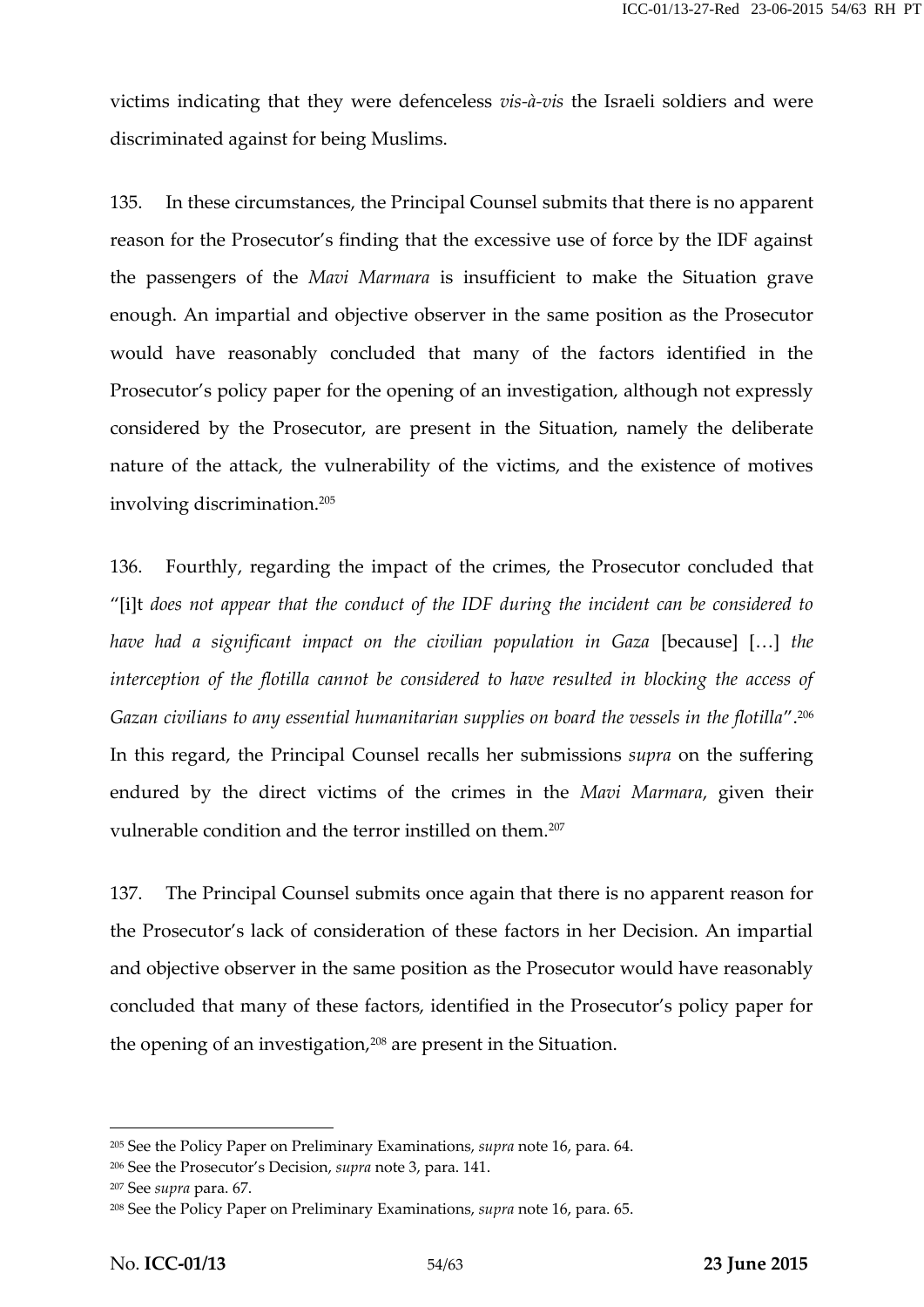victims indicating that they were defenceless *vis-à-vis* the Israeli soldiers and were discriminated against for being Muslims.

135. In these circumstances, the Principal Counsel submits that there is no apparent reason for the Prosecutor's finding that the excessive use of force by the IDF against the passengers of the *Mavi Marmara* is insufficient to make the Situation grave enough. An impartial and objective observer in the same position as the Prosecutor would have reasonably concluded that many of the factors identified in the Prosecutor's policy paper for the opening of an investigation, although not expressly considered by the Prosecutor, are present in the Situation, namely the deliberate nature of the attack, the vulnerability of the victims, and the existence of motives involving discrimination.[205]

136. Fourthly, regarding the impact of the crimes, the Prosecutor concluded that "[i]t *does not appear that the conduct of the IDF during the incident can be considered to have had a significant impact on the civilian population in Gaza* [because] […] *the interception of the flotilla cannot be considered to have resulted in blocking the access of Gazan civilians to any essential humanitarian supplies on board the vessels in the flotilla*".[206] In this regard, the Principal Counsel recalls her submissions *supra* on the suffering endured by the direct victims of the crimes in the *Mavi Marmara*, given their vulnerable condition and the terror instilled on them.[207]

137. The Principal Counsel submits once again that there is no apparent reason for the Prosecutor's lack of consideration of these factors in her Decision. An impartial and objective observer in the same position as the Prosecutor would have reasonably concluded that many of these factors, identified in the Prosecutor's policy paper for the opening of an investigation,[208] are present in the Situation.

---

[205] See the Policy Paper on Preliminary Examinations, *supra* note 16, para. 64.

[206] See the Prosecutor's Decision, *supra* note 3, para. 141.

[207] See *supra* para. 67.

[208] See the Policy Paper on Preliminary Examinations, *supra* note 16, para. 65.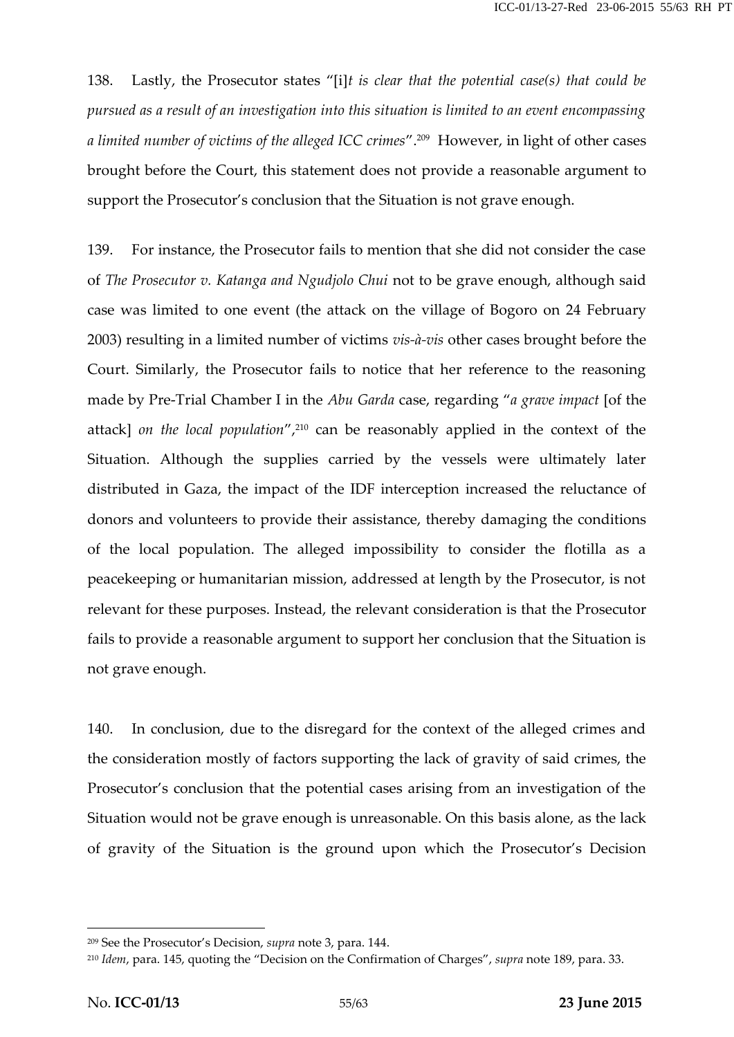138. Lastly, the Prosecutor states "[i]*t is clear that the potential case(s) that could be pursued as a result of an investigation into this situation is limited to an event encompassing a limited number of victims of the alleged ICC crimes*".[209] However, in light of other cases brought before the Court, this statement does not provide a reasonable argument to support the Prosecutor's conclusion that the Situation is not grave enough.

139. For instance, the Prosecutor fails to mention that she did not consider the case of *The Prosecutor v. Katanga and Ngudjolo Chui* not to be grave enough, although said case was limited to one event (the attack on the village of Bogoro on 24 February 2003) resulting in a limited number of victims *vis-à-vis* other cases brought before the Court. Similarly, the Prosecutor fails to notice that her reference to the reasoning made by Pre-Trial Chamber I in the *Abu Garda* case, regarding "*a grave impact* [of the attack] *on the local population*",[210] can be reasonably applied in the context of the Situation. Although the supplies carried by the vessels were ultimately later distributed in Gaza, the impact of the IDF interception increased the reluctance of donors and volunteers to provide their assistance, thereby damaging the conditions of the local population. The alleged impossibility to consider the flotilla as a peacekeeping or humanitarian mission, addressed at length by the Prosecutor, is not relevant for these purposes. Instead, the relevant consideration is that the Prosecutor fails to provide a reasonable argument to support her conclusion that the Situation is not grave enough.

140. In conclusion, due to the disregard for the context of the alleged crimes and the consideration mostly of factors supporting the lack of gravity of said crimes, the Prosecutor's conclusion that the potential cases arising from an investigation of the Situation would not be grave enough is unreasonable. On this basis alone, as the lack of gravity of the Situation is the ground upon which the Prosecutor's Decision

---

[209] See the Prosecutor's Decision, *supra* note 3, para. 144.

[210] *Idem*, para. 145, quoting the "Decision on the Confirmation of Charges", *supra* note 189, para. 33.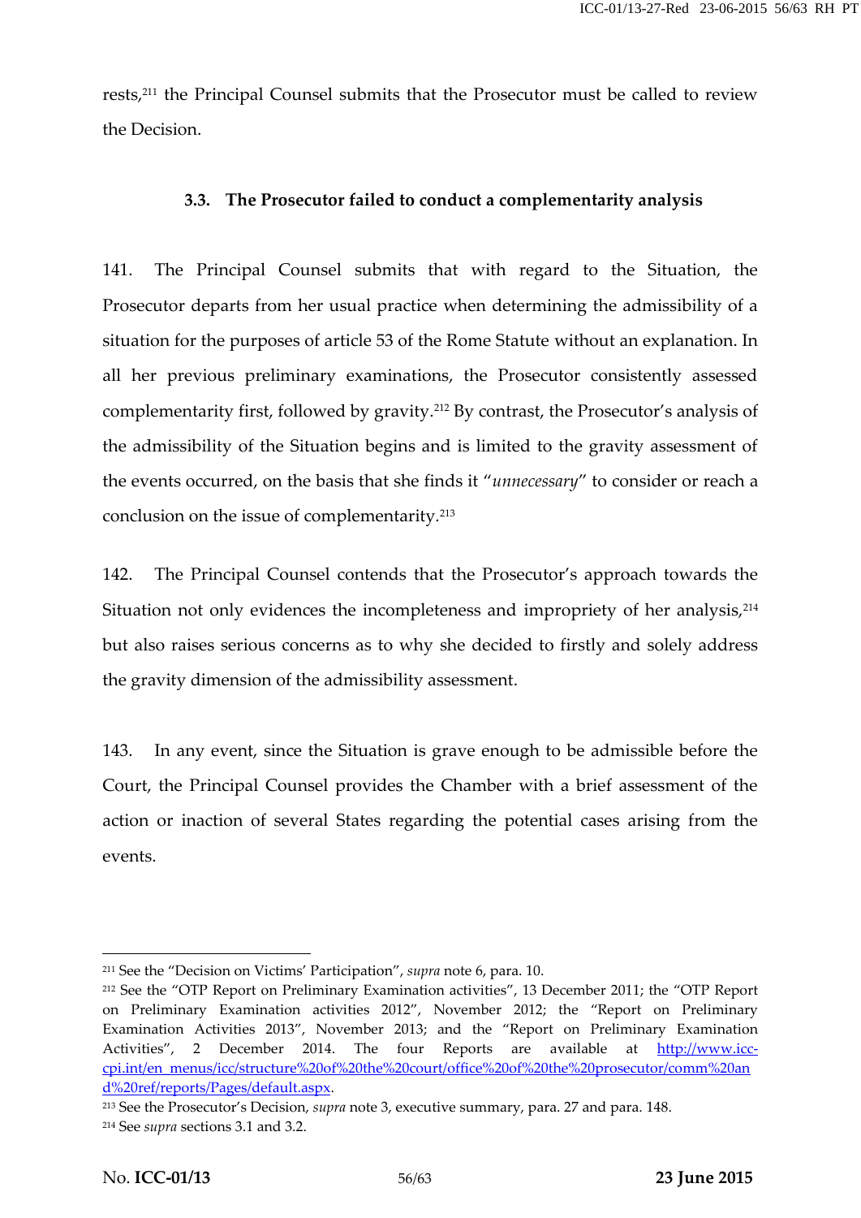rests,[211] the Principal Counsel submits that the Prosecutor must be called to review the Decision.

### 3.3. The Prosecutor failed to conduct a complementarity analysis

141. The Principal Counsel submits that with regard to the Situation, the Prosecutor departs from her usual practice when determining the admissibility of a situation for the purposes of article 53 of the Rome Statute without an explanation. In all her previous preliminary examinations, the Prosecutor consistently assessed complementarity first, followed by gravity.[212] By contrast, the Prosecutor's analysis of the admissibility of the Situation begins and is limited to the gravity assessment of the events occurred, on the basis that she finds it "*unnecessary*" to consider or reach a conclusion on the issue of complementarity.[213]

142. The Principal Counsel contends that the Prosecutor's approach towards the Situation not only evidences the incompleteness and impropriety of her analysis,[214] but also raises serious concerns as to why she decided to firstly and solely address the gravity dimension of the admissibility assessment.

143. In any event, since the Situation is grave enough to be admissible before the Court, the Principal Counsel provides the Chamber with a brief assessment of the action or inaction of several States regarding the potential cases arising from the events.

---

[211] See the "Decision on Victims' Participation", *supra* note 6, para. 10.

[212] See the "OTP Report on Preliminary Examination activities", 13 December 2011; the "OTP Report on Preliminary Examination activities 2012", November 2012; the "Report on Preliminary Examination Activities 2013", November 2013; and the "Report on Preliminary Examination Activities", 2 December 2014. The four Reports are available at http://www.icc-cpi.int/en_menus/icc/structure%20of%20the%20court/office%20of%20the%20prosecutor/comm%20and%20ref/reports/Pages/default.aspx.

[213] See the Prosecutor's Decision, *supra* note 3, executive summary, para. 27 and para. 148.

[214] See *supra* sections 3.1 and 3.2.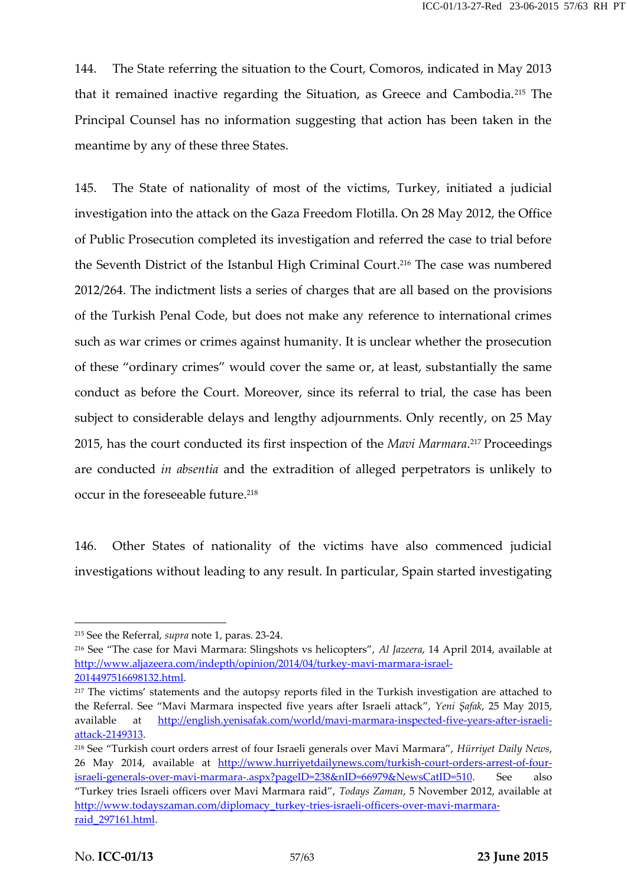144. The State referring the situation to the Court, Comoros, indicated in May 2013 that it remained inactive regarding the Situation, as Greece and Cambodia.[215] The Principal Counsel has no information suggesting that action has been taken in the meantime by any of these three States.

145. The State of nationality of most of the victims, Turkey, initiated a judicial investigation into the attack on the Gaza Freedom Flotilla. On 28 May 2012, the Office of Public Prosecution completed its investigation and referred the case to trial before the Seventh District of the Istanbul High Criminal Court.[216] The case was numbered 2012/264. The indictment lists a series of charges that are all based on the provisions of the Turkish Penal Code, but does not make any reference to international crimes such as war crimes or crimes against humanity. It is unclear whether the prosecution of these "ordinary crimes" would cover the same or, at least, substantially the same conduct as before the Court. Moreover, since its referral to trial, the case has been subject to considerable delays and lengthy adjournments. Only recently, on 25 May 2015, has the court conducted its first inspection of the *Mavi Marmara*.[217] Proceedings are conducted *in absentia* and the extradition of alleged perpetrators is unlikely to occur in the foreseeable future.[218]

146. Other States of nationality of the victims have also commenced judicial investigations without leading to any result. In particular, Spain started investigating

---

[215] See the Referral, *supra* note 1, paras. 23-24.

[216] See "The case for Mavi Marmara: Slingshots vs helicopters", *Al Jazeera*, 14 April 2014, available at http://www.aljazeera.com/indepth/opinion/2014/04/turkey-mavi-marmara-israel-2014497516698132.html.

[217] The victims' statements and the autopsy reports filed in the Turkish investigation are attached to the Referral. See "Mavi Marmara inspected five years after Israeli attack", *Yeni Şafak*, 25 May 2015, available at http://english.yenisafak.com/world/mavi-marmara-inspected-five-years-after-israeli-attack-2149313.

[218] See "Turkish court orders arrest of four Israeli generals over Mavi Marmara", *Hürriyet Daily News*, 26 May 2014, available at http://www.hurriyetdailynews.com/turkish-court-orders-arrest-of-four-israeli-generals-over-mavi-marmara-.aspx?pageID=238&nID=66979&NewsCatID=510. See also "Turkey tries Israeli officers over Mavi Marmara raid", *Todays Zaman*, 5 November 2012, available at http://www.todayszaman.com/diplomacy_turkey-tries-israeli-officers-over-mavi-marmara-raid_297161.html.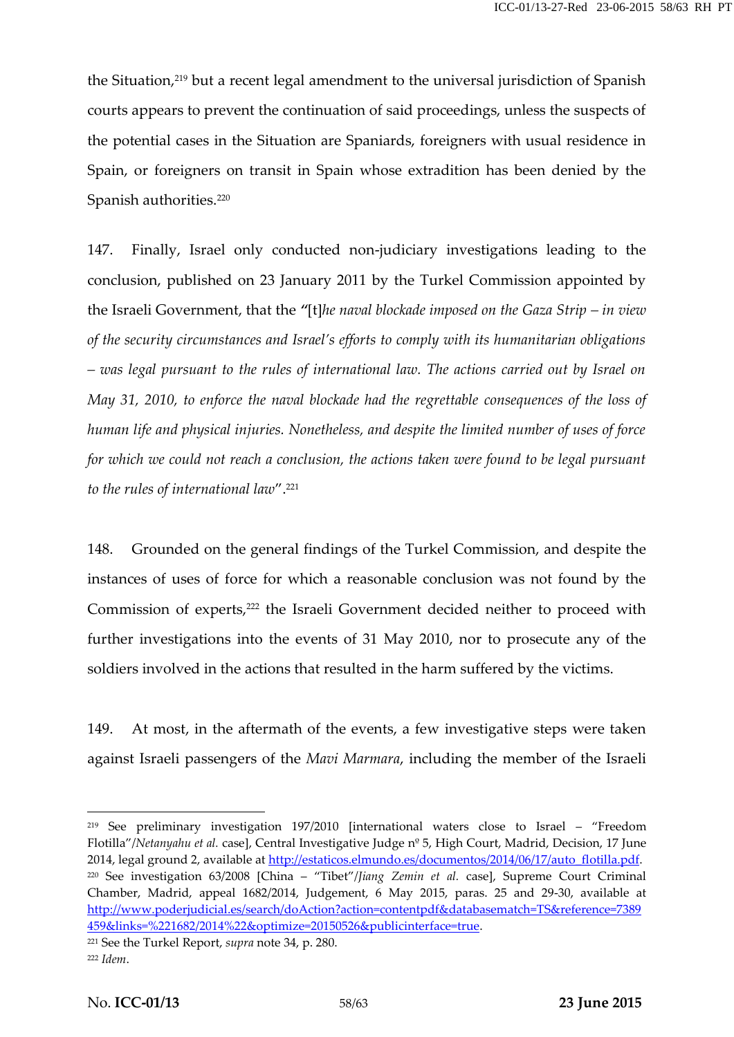the Situation,[219] but a recent legal amendment to the universal jurisdiction of Spanish courts appears to prevent the continuation of said proceedings, unless the suspects of the potential cases in the Situation are Spaniards, foreigners with usual residence in Spain, or foreigners on transit in Spain whose extradition has been denied by the Spanish authorities.[220]

147. Finally, Israel only conducted non-judiciary investigations leading to the conclusion, published on 23 January 2011 by the Turkel Commission appointed by the Israeli Government, that the "[t]*he naval blockade imposed on the Gaza Strip – in view of the security circumstances and Israel's efforts to comply with its humanitarian obligations – was legal pursuant to the rules of international law. The actions carried out by Israel on May 31, 2010, to enforce the naval blockade had the regrettable consequences of the loss of human life and physical injuries. Nonetheless, and despite the limited number of uses of force for which we could not reach a conclusion, the actions taken were found to be legal pursuant to the rules of international law*".[221]

148. Grounded on the general findings of the Turkel Commission, and despite the instances of uses of force for which a reasonable conclusion was not found by the Commission of experts,[222] the Israeli Government decided neither to proceed with further investigations into the events of 31 May 2010, nor to prosecute any of the soldiers involved in the actions that resulted in the harm suffered by the victims.

149. At most, in the aftermath of the events, a few investigative steps were taken against Israeli passengers of the *Mavi Marmara*, including the member of the Israeli

---

[219] See preliminary investigation 197/2010 [international waters close to Israel – "Freedom Flotilla"/*Netanyahu et al.* case], Central Investigative Judge nº 5, High Court, Madrid, Decision, 17 June 2014, legal ground 2, available at http://estaticos.elmundo.es/documentos/2014/06/17/auto_flotilla.pdf.

[220] See investigation 63/2008 [China – "Tibet"/*Jiang Zemin et al.* case], Supreme Court Criminal Chamber, Madrid, appeal 1682/2014, Judgement, 6 May 2015, paras. 25 and 29-30, available at http://www.poderjudicial.es/search/doAction?action=contentpdf&databasematch=TS&reference=7389459&links=%221682/2014%22&optimize=20150526&publicinterface=true.

[221] See the Turkel Report, *supra* note 34, p. 280.

[222] *Idem*.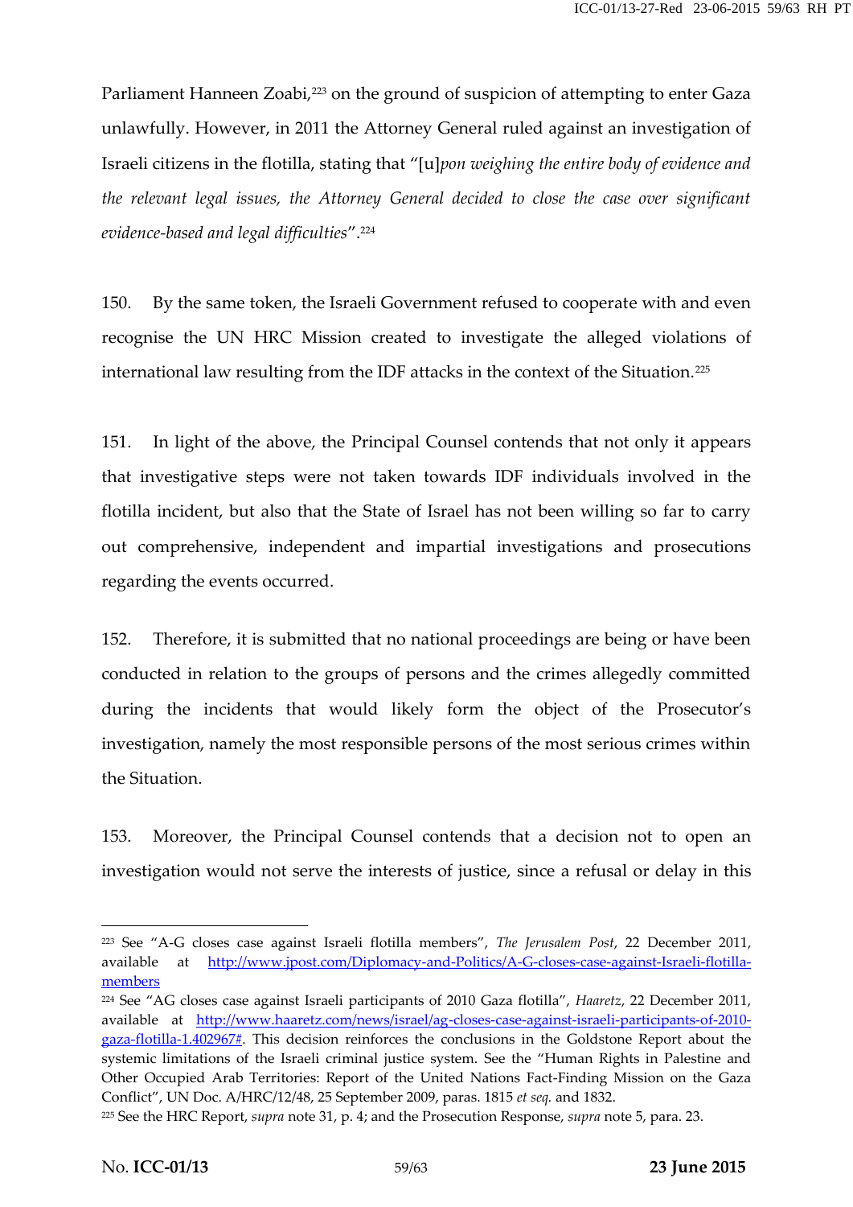Parliament Hanneen Zoabi,[223] on the ground of suspicion of attempting to enter Gaza unlawfully. However, in 2011 the Attorney General ruled against an investigation of Israeli citizens in the flotilla, stating that "[u]*pon weighing the entire body of evidence and the relevant legal issues, the Attorney General decided to close the case over significant evidence-based and legal difficulties*".[224]

150. By the same token, the Israeli Government refused to cooperate with and even recognise the UN HRC Mission created to investigate the alleged violations of international law resulting from the IDF attacks in the context of the Situation.[225]

151. In light of the above, the Principal Counsel contends that not only it appears that investigative steps were not taken towards IDF individuals involved in the flotilla incident, but also that the State of Israel has not been willing so far to carry out comprehensive, independent and impartial investigations and prosecutions regarding the events occurred.

152. Therefore, it is submitted that no national proceedings are being or have been conducted in relation to the groups of persons and the crimes allegedly committed during the incidents that would likely form the object of the Prosecutor's investigation, namely the most responsible persons of the most serious crimes within the Situation.

153. Moreover, the Principal Counsel contends that a decision not to open an investigation would not serve the interests of justice, since a refusal or delay in this

---

[223] See "A-G closes case against Israeli flotilla members", *The Jerusalem Post*, 22 December 2011, available at http://www.jpost.com/Diplomacy-and-Politics/A-G-closes-case-against-Israeli-flotilla-members

[224] See "AG closes case against Israeli participants of 2010 Gaza flotilla", *Haaretz*, 22 December 2011, available at http://www.haaretz.com/news/israel/ag-closes-case-against-israeli-participants-of-2010-gaza-flotilla-1.402967#. This decision reinforces the conclusions in the Goldstone Report about the systemic limitations of the Israeli criminal justice system. See the "Human Rights in Palestine and Other Occupied Arab Territories: Report of the United Nations Fact-Finding Mission on the Gaza Conflict", UN Doc. A/HRC/12/48, 25 September 2009, paras. 1815 *et seq.* and 1832.

[225] See the HRC Report, *supra* note 31, p. 4; and the Prosecution Response, *supra* note 5, para. 23.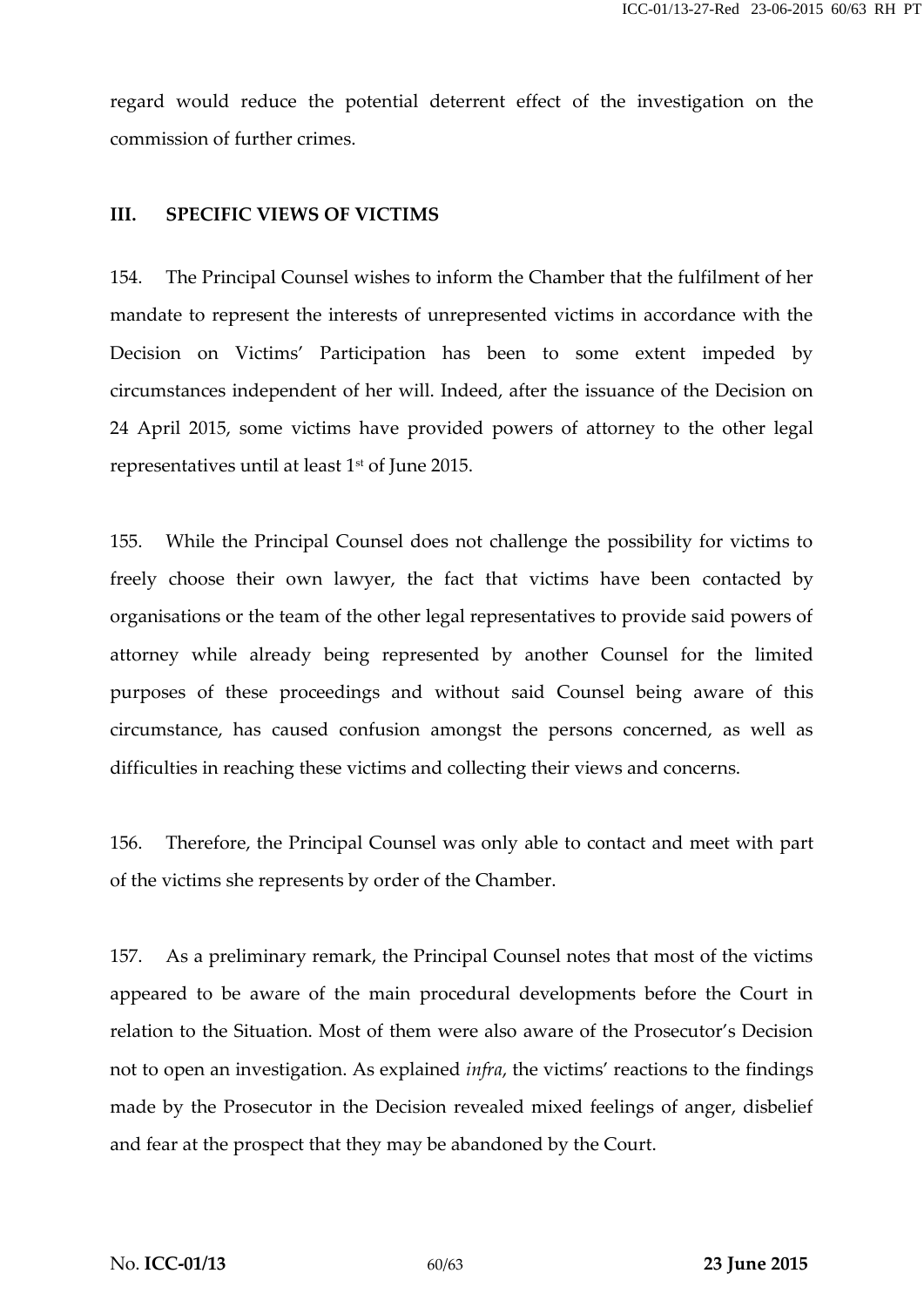regard would reduce the potential deterrent effect of the investigation on the commission of further crimes.

## III. SPECIFIC VIEWS OF VICTIMS

154. The Principal Counsel wishes to inform the Chamber that the fulfilment of her mandate to represent the interests of unrepresented victims in accordance with the Decision on Victims' Participation has been to some extent impeded by circumstances independent of her will. Indeed, after the issuance of the Decision on 24 April 2015, some victims have provided powers of attorney to the other legal representatives until at least 1st of June 2015.

155. While the Principal Counsel does not challenge the possibility for victims to freely choose their own lawyer, the fact that victims have been contacted by organisations or the team of the other legal representatives to provide said powers of attorney while already being represented by another Counsel for the limited purposes of these proceedings and without said Counsel being aware of this circumstance, has caused confusion amongst the persons concerned, as well as difficulties in reaching these victims and collecting their views and concerns.

156. Therefore, the Principal Counsel was only able to contact and meet with part of the victims she represents by order of the Chamber.

157. As a preliminary remark, the Principal Counsel notes that most of the victims appeared to be aware of the main procedural developments before the Court in relation to the Situation. Most of them were also aware of the Prosecutor's Decision not to open an investigation. As explained *infra*, the victims' reactions to the findings made by the Prosecutor in the Decision revealed mixed feelings of anger, disbelief and fear at the prospect that they may be abandoned by the Court.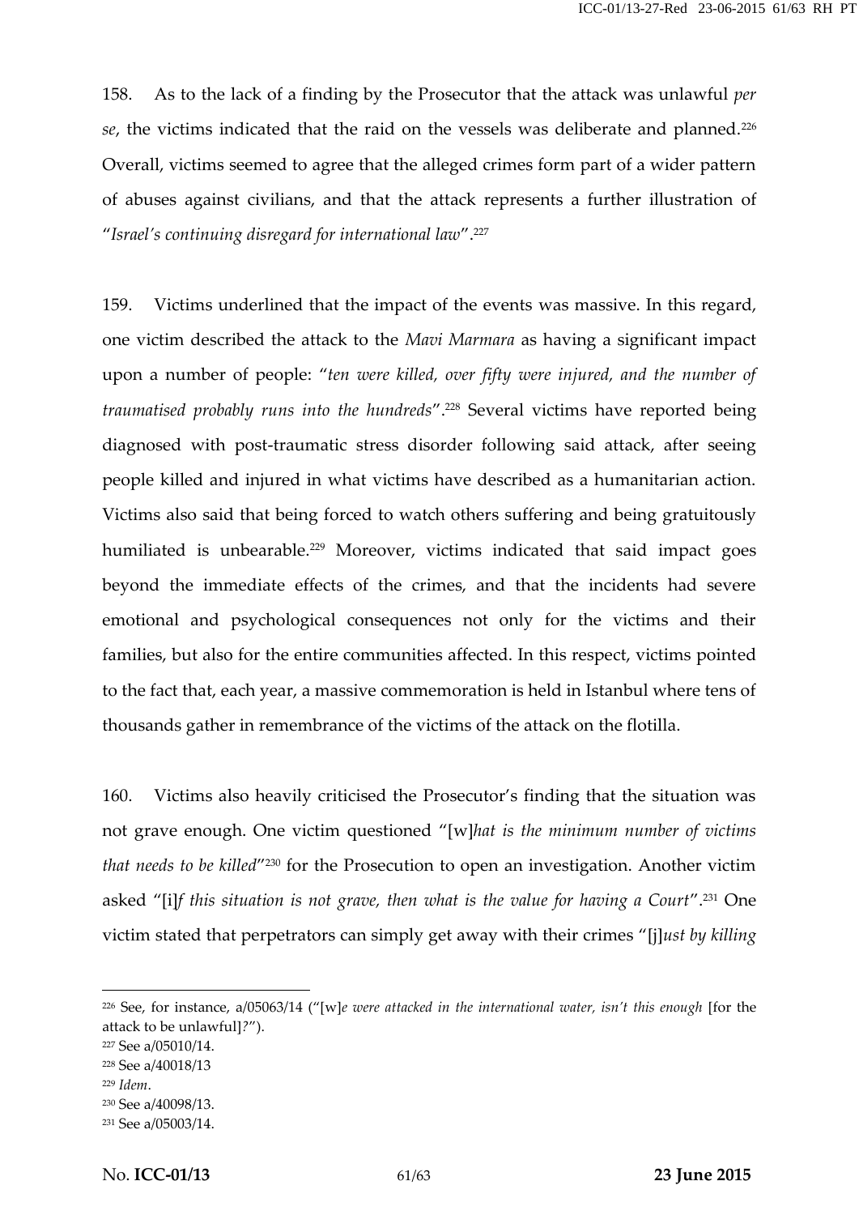158. As to the lack of a finding by the Prosecutor that the attack was unlawful *per se*, the victims indicated that the raid on the vessels was deliberate and planned.[226] Overall, victims seemed to agree that the alleged crimes form part of a wider pattern of abuses against civilians, and that the attack represents a further illustration of "*Israel's continuing disregard for international law*".[227]

159. Victims underlined that the impact of the events was massive. In this regard, one victim described the attack to the *Mavi Marmara* as having a significant impact upon a number of people: "*ten were killed, over fifty were injured, and the number of traumatised probably runs into the hundreds*".[228] Several victims have reported being diagnosed with post-traumatic stress disorder following said attack, after seeing people killed and injured in what victims have described as a humanitarian action. Victims also said that being forced to watch others suffering and being gratuitously humiliated is unbearable.[229] Moreover, victims indicated that said impact goes beyond the immediate effects of the crimes, and that the incidents had severe emotional and psychological consequences not only for the victims and their families, but also for the entire communities affected. In this respect, victims pointed to the fact that, each year, a massive commemoration is held in Istanbul where tens of thousands gather in remembrance of the victims of the attack on the flotilla.

160. Victims also heavily criticised the Prosecutor's finding that the situation was not grave enough. One victim questioned "[w]*hat is the minimum number of victims that needs to be killed*"[230] for the Prosecution to open an investigation. Another victim asked "[i]*f this situation is not grave, then what is the value for having a Court*".[231] One victim stated that perpetrators can simply get away with their crimes "[j]*ust by killing*

---

[226] See, for instance, a/05063/14 ("[w]*e were attacked in the international water, isn't this enough* [for the attack to be unlawful]*?*").

[227] See a/05010/14.

[228] See a/40018/13

[229] *Idem*.

[230] See a/40098/13.

[231] See a/05003/14.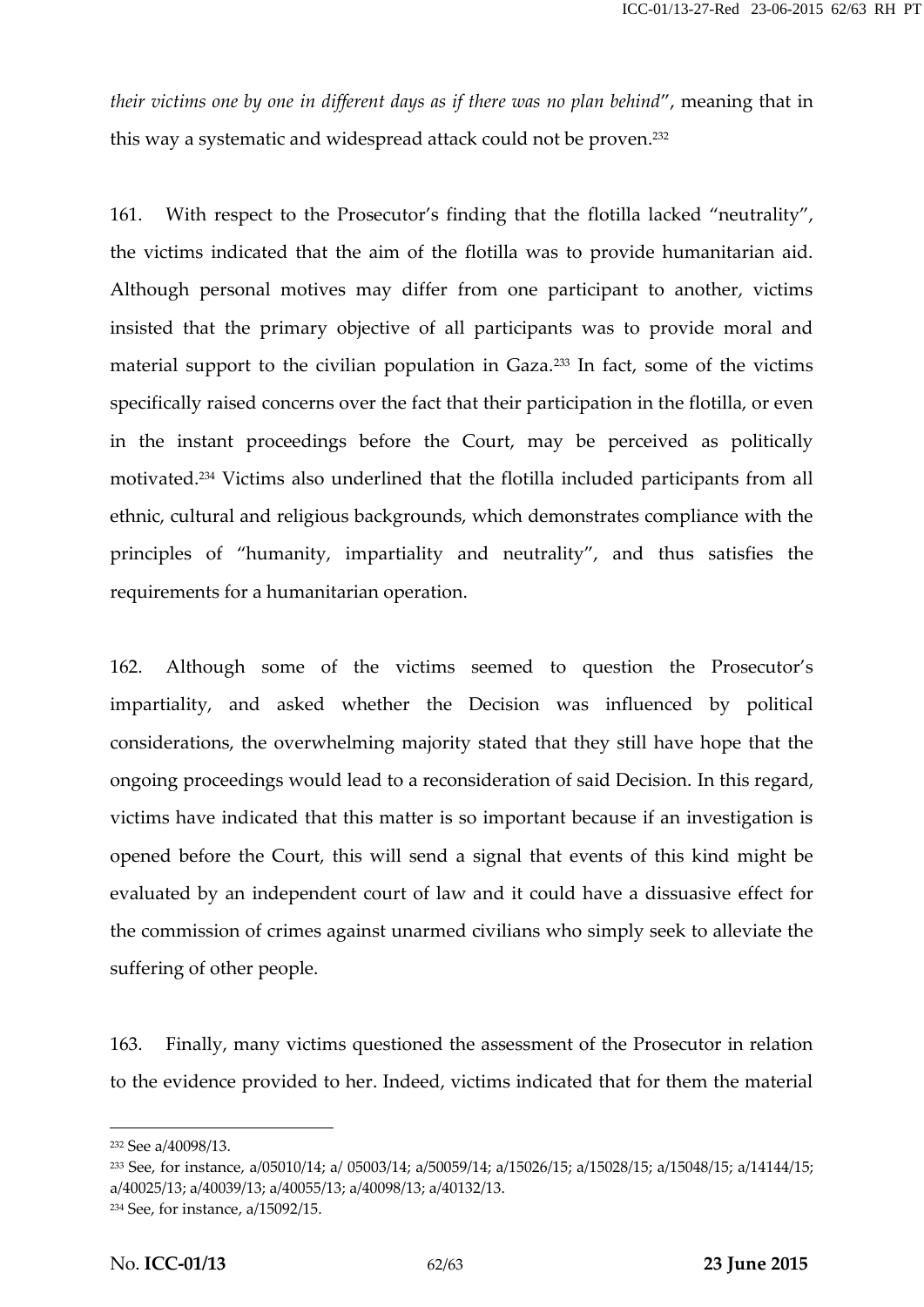*their victims one by one in different days as if there was no plan behind*", meaning that in this way a systematic and widespread attack could not be proven.[232]

161. With respect to the Prosecutor's finding that the flotilla lacked "neutrality", the victims indicated that the aim of the flotilla was to provide humanitarian aid. Although personal motives may differ from one participant to another, victims insisted that the primary objective of all participants was to provide moral and material support to the civilian population in Gaza.[233] In fact, some of the victims specifically raised concerns over the fact that their participation in the flotilla, or even in the instant proceedings before the Court, may be perceived as politically motivated.[234] Victims also underlined that the flotilla included participants from all ethnic, cultural and religious backgrounds, which demonstrates compliance with the principles of "humanity, impartiality and neutrality", and thus satisfies the requirements for a humanitarian operation.

162. Although some of the victims seemed to question the Prosecutor's impartiality, and asked whether the Decision was influenced by political considerations, the overwhelming majority stated that they still have hope that the ongoing proceedings would lead to a reconsideration of said Decision. In this regard, victims have indicated that this matter is so important because if an investigation is opened before the Court, this will send a signal that events of this kind might be evaluated by an independent court of law and it could have a dissuasive effect for the commission of crimes against unarmed civilians who simply seek to alleviate the suffering of other people.

163. Finally, many victims questioned the assessment of the Prosecutor in relation to the evidence provided to her. Indeed, victims indicated that for them the material

---

[232] See a/40098/13.

[233] See, for instance, a/05010/14; a/ 05003/14; a/50059/14; a/15026/15; a/15028/15; a/15048/15; a/14144/15; a/40025/13; a/40039/13; a/40055/13; a/40098/13; a/40132/13.

[234] See, for instance, a/15092/15.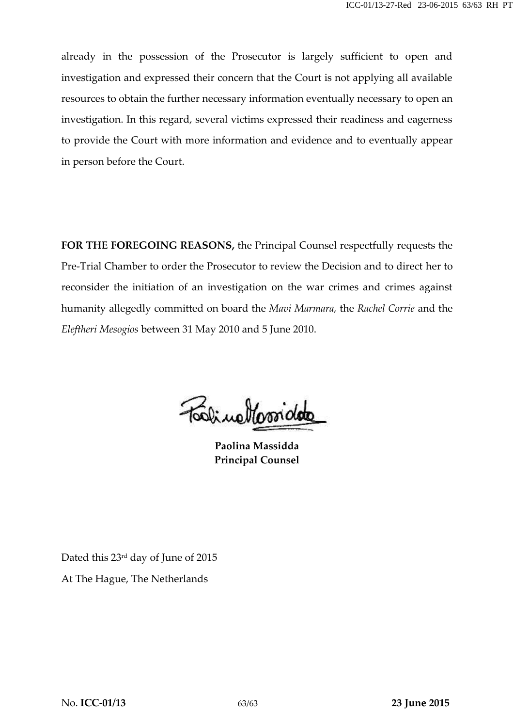already in the possession of the Prosecutor is largely sufficient to open and investigation and expressed their concern that the Court is not applying all available resources to obtain the further necessary information eventually necessary to open an investigation. In this regard, several victims expressed their readiness and eagerness to provide the Court with more information and evidence and to eventually appear in person before the Court.

**FOR THE FOREGOING REASONS,** the Principal Counsel respectfully requests the Pre-Trial Chamber to order the Prosecutor to review the Decision and to direct her to reconsider the initiation of an investigation on the war crimes and crimes against humanity allegedly committed on board the *Mavi Marmara,* the *Rachel Corrie* and the *Eleftheri Mesogios* between 31 May 2010 and 5 June 2010.

**Paolina Massidda**
**Principal Counsel**

Dated this 23rd day of June of 2015

At The Hague, The Netherlands